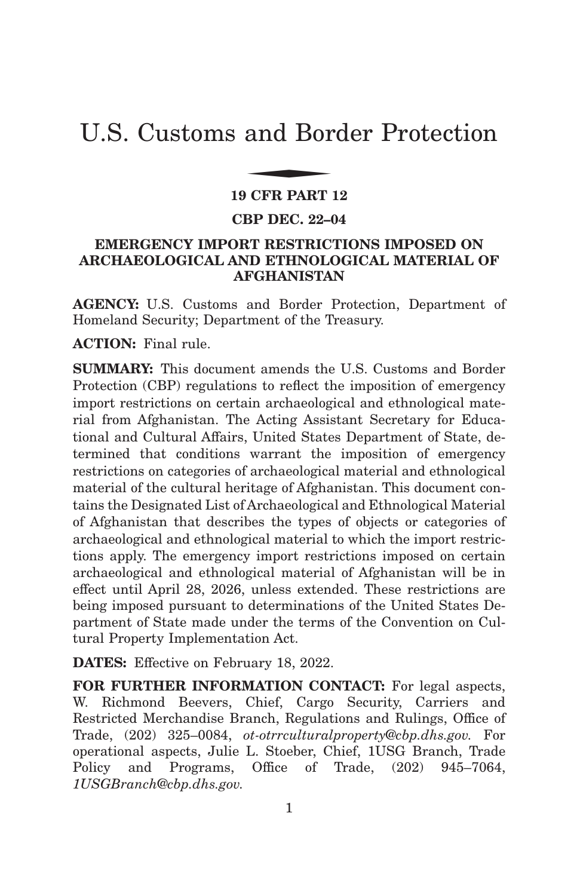# U.S. Customs and Border Protection

## 19 CFR PART 12

## CBP DEC. 22–04

## EMERGENCY IMPORT RESTRICTIONS IMPOSED ON ARCHAEOLOGICAL AND ETHNOLOGICAL MATERIAL OF AFGHANISTAN

**AGENCY:** U.S. Customs and Border Protection, Department of Homeland Security; Department of the Treasury.

**ACTION:** Final rule.

**SUMMARY:** This document amends the U.S. Customs and Border Protection (CBP) regulations to reflect the imposition of emergency import restrictions on certain archaeological and ethnological material from Afghanistan. The Acting Assistant Secretary for Educational and Cultural Affairs, United States Department of State, determined that conditions warrant the imposition of emergency restrictions on categories of archaeological material and ethnological material of the cultural heritage of Afghanistan. This document contains the Designated List of Archaeological and Ethnological Material of Afghanistan that describes the types of objects or categories of archaeological and ethnological material to which the import restrictions apply. The emergency import restrictions imposed on certain archaeological and ethnological material of Afghanistan will be in effect until April 28, 2026, unless extended. These restrictions are being imposed pursuant to determinations of the United States Department of State made under the terms of the Convention on Cultural Property Implementation Act.

**DATES:** Effective on February 18, 2022.

**FOR FURTHER INFORMATION CONTACT:** For legal aspects, W. Richmond Beevers, Chief, Cargo Security, Carriers and Restricted Merchandise Branch, Regulations and Rulings, Office of Trade, (202) 325–0084, *ot-otrrculturalproperty@cbp.dhs.gov.* For operational aspects, Julie L. Stoeber, Chief, 1USG Branch, Trade Policy and Programs, Office of Trade, (202) 945–7064, *1USGBranch@cbp.dhs.gov.*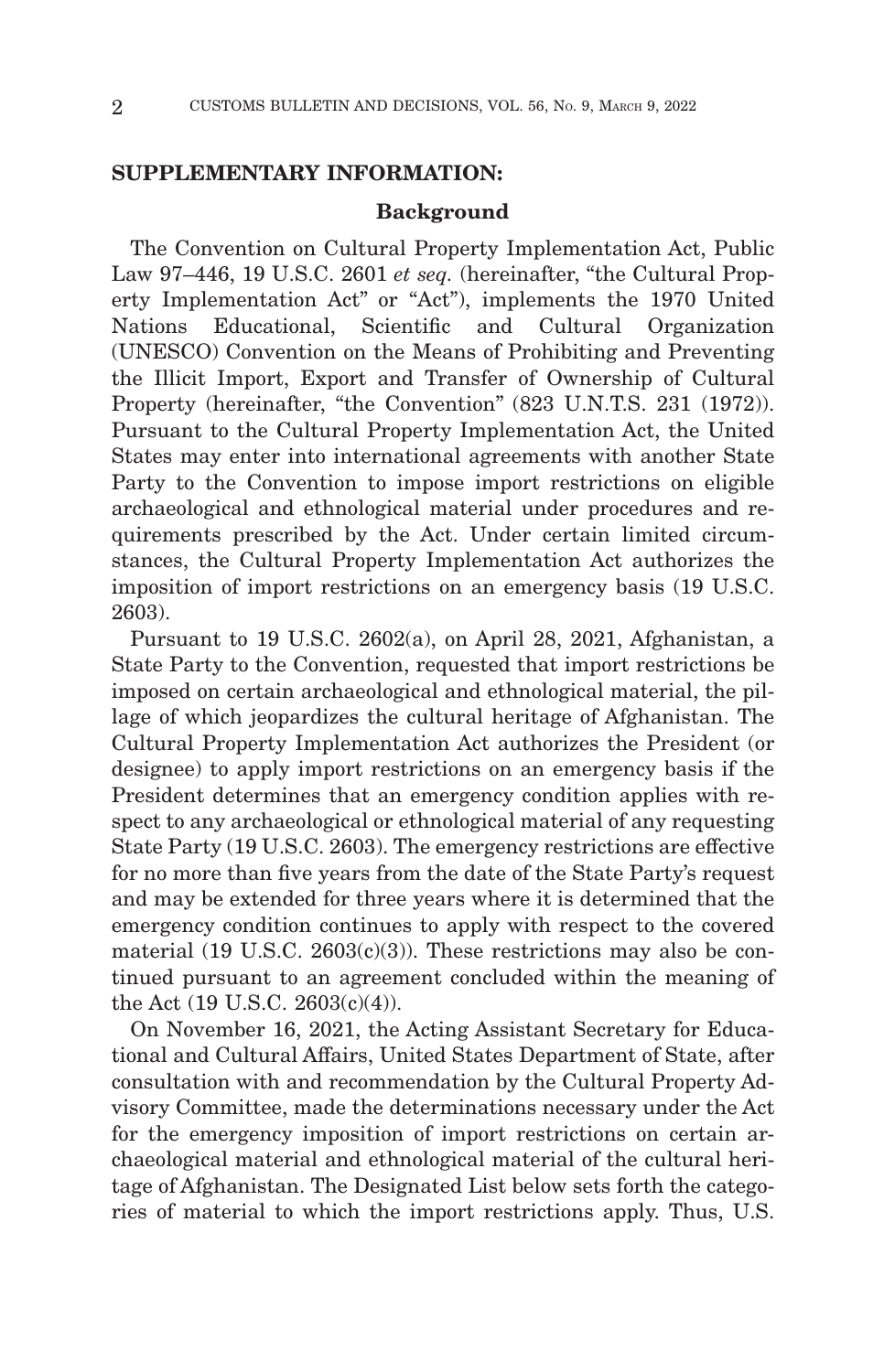**SUPPLEMENTARY INFORMATION:**

**Background**

The Convention on Cultural Property Implementation Act, Public Law 97–446, 19 U.S.C. 2601 *et seq.* (hereinafter, "the Cultural Property Implementation Act" or "Act"), implements the 1970 United Nations Educational, Scientific and Cultural Organization (UNESCO) Convention on the Means of Prohibiting and Preventing the Illicit Import, Export and Transfer of Ownership of Cultural Property (hereinafter, "the Convention" (823 U.N.T.S. 231 (1972)). Pursuant to the Cultural Property Implementation Act, the United States may enter into international agreements with another State Party to the Convention to impose import restrictions on eligible archaeological and ethnological material under procedures and requirements prescribed by the Act. Under certain limited circumstances, the Cultural Property Implementation Act authorizes the imposition of import restrictions on an emergency basis (19 U.S.C. 2603).

Pursuant to 19 U.S.C. 2602(a), on April 28, 2021, Afghanistan, a State Party to the Convention, requested that import restrictions be imposed on certain archaeological and ethnological material, the pillage of which jeopardizes the cultural heritage of Afghanistan. The Cultural Property Implementation Act authorizes the President (or designee) to apply import restrictions on an emergency basis if the President determines that an emergency condition applies with respect to any archaeological or ethnological material of any requesting State Party (19 U.S.C. 2603). The emergency restrictions are effective for no more than five years from the date of the State Party's request and may be extended for three years where it is determined that the emergency condition continues to apply with respect to the covered material (19 U.S.C. 2603(c)(3)). These restrictions may also be continued pursuant to an agreement concluded within the meaning of the Act (19 U.S.C. 2603(c)(4)).

On November 16, 2021, the Acting Assistant Secretary for Educational and Cultural Affairs, United States Department of State, after consultation with and recommendation by the Cultural Property Advisory Committee, made the determinations necessary under the Act for the emergency imposition of import restrictions on certain archaeological material and ethnological material of the cultural heritage of Afghanistan. The Designated List below sets forth the categories of material to which the import restrictions apply. Thus, U.S.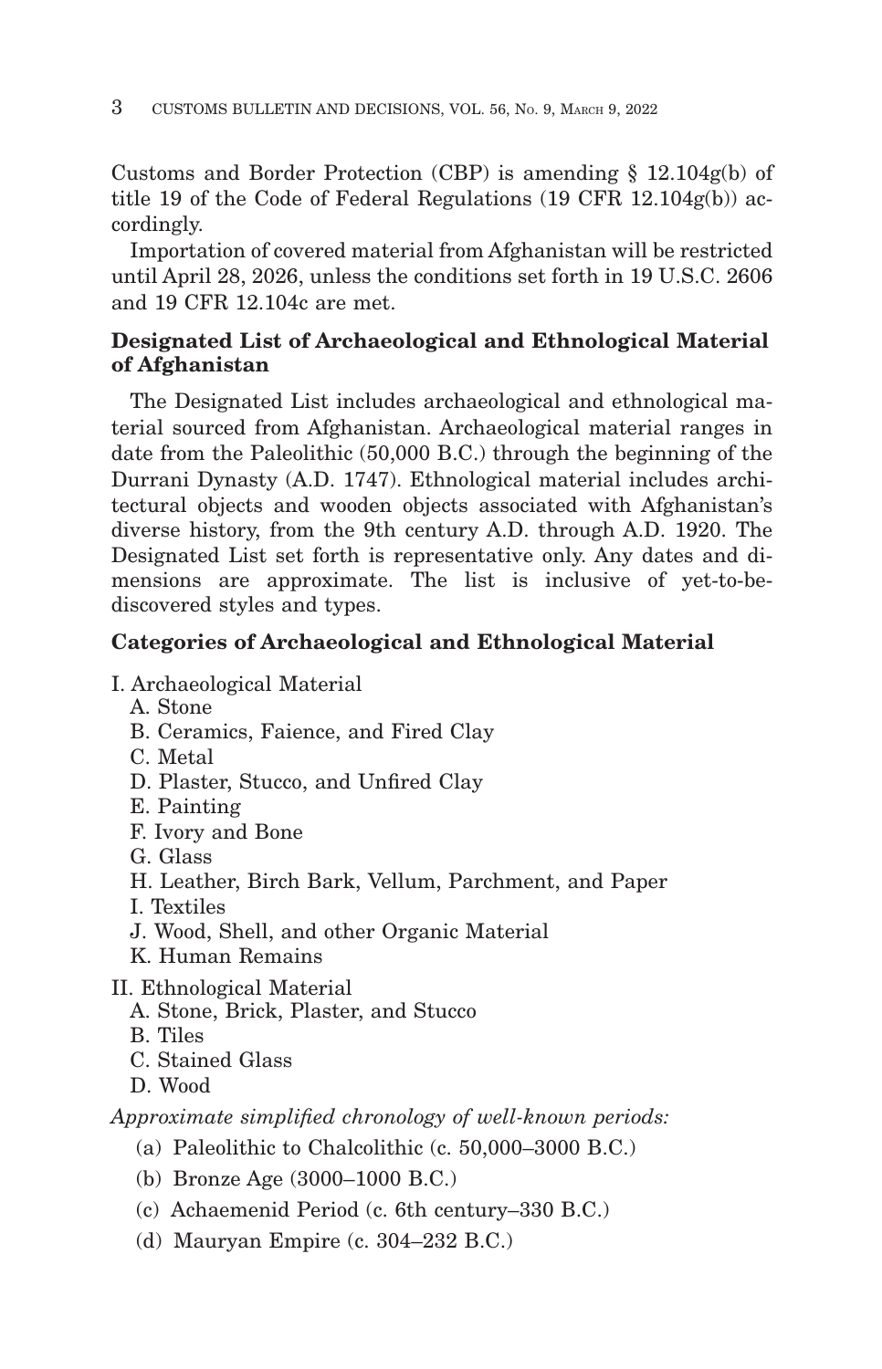Customs and Border Protection (CBP) is amending § 12.104g(b) of title 19 of the Code of Federal Regulations (19 CFR 12.104g(b)) accordingly.

Importation of covered material from Afghanistan will be restricted until April 28, 2026, unless the conditions set forth in 19 U.S.C. 2606 and 19 CFR 12.104c are met.

**Designated List of Archaeological and Ethnological Material of Afghanistan**

The Designated List includes archaeological and ethnological material sourced from Afghanistan. Archaeological material ranges in date from the Paleolithic (50,000 B.C.) through the beginning of the Durrani Dynasty (A.D. 1747). Ethnological material includes architectural objects and wooden objects associated with Afghanistan's diverse history, from the 9th century A.D. through A.D. 1920. The Designated List set forth is representative only. Any dates and dimensions are approximate. The list is inclusive of yet-to-be-discovered styles and types.

**Categories of Archaeological and Ethnological Material**

I. Archaeological Material
- A. Stone
- B. Ceramics, Faience, and Fired Clay
- C. Metal
- D. Plaster, Stucco, and Unfired Clay
- E. Painting
- F. Ivory and Bone
- G. Glass
- H. Leather, Birch Bark, Vellum, Parchment, and Paper
- I. Textiles
- J. Wood, Shell, and other Organic Material
- K. Human Remains

II. Ethnological Material
- A. Stone, Brick, Plaster, and Stucco
- B. Tiles
- C. Stained Glass
- D. Wood

*Approximate simplified chronology of well-known periods:*

(a) Paleolithic to Chalcolithic (c. 50,000–3000 B.C.)

(b) Bronze Age (3000–1000 B.C.)

(c) Achaemenid Period (c. 6th century–330 B.C.)

(d) Mauryan Empire (c. 304–232 B.C.)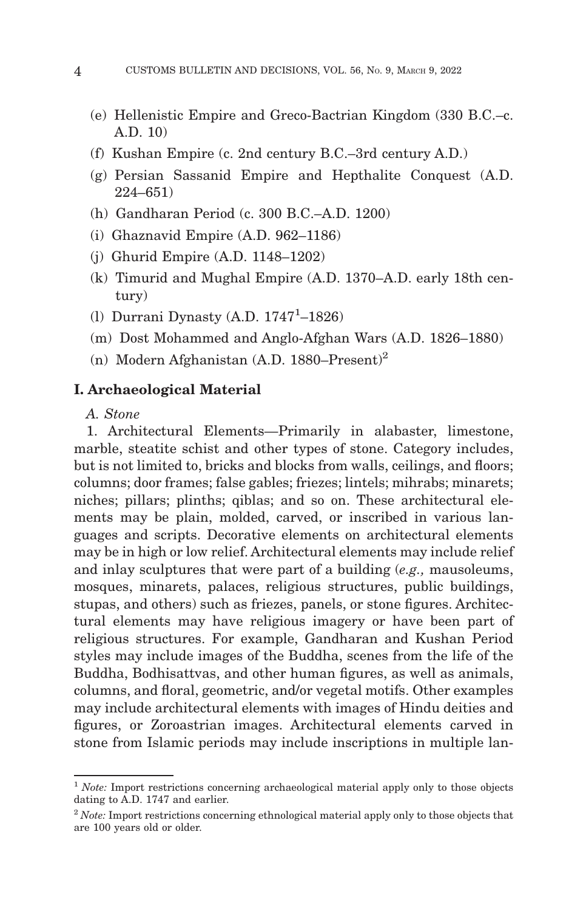(e) Hellenistic Empire and Greco-Bactrian Kingdom (330 B.C.–c. A.D. 10)

(f) Kushan Empire (c. 2nd century B.C.–3rd century A.D.)

(g) Persian Sassanid Empire and Hepthalite Conquest (A.D. 224–651)

(h) Gandharan Period (c. 300 B.C.–A.D. 1200)

(i) Ghaznavid Empire (A.D. 962–1186)

(j) Ghurid Empire (A.D. 1148–1202)

(k) Timurid and Mughal Empire (A.D. 1370–A.D. early 18th century)

(l) Durrani Dynasty (A.D. 1747[1]–1826)

(m) Dost Mohammed and Anglo-Afghan Wars (A.D. 1826–1880)

(n) Modern Afghanistan (A.D. 1880–Present)[2]

## I. Archaeological Material

*A. Stone*

1. Architectural Elements—Primarily in alabaster, limestone, marble, steatite schist and other types of stone. Category includes, but is not limited to, bricks and blocks from walls, ceilings, and floors; columns; door frames; false gables; friezes; lintels; mihrabs; minarets; niches; pillars; plinths; qiblas; and so on. These architectural elements may be plain, molded, carved, or inscribed in various languages and scripts. Decorative elements on architectural elements may be in high or low relief. Architectural elements may include relief and inlay sculptures that were part of a building (*e.g.,* mausoleums, mosques, minarets, palaces, religious structures, public buildings, stupas, and others) such as friezes, panels, or stone figures. Architectural elements may have religious imagery or have been part of religious structures. For example, Gandharan and Kushan Period styles may include images of the Buddha, scenes from the life of the Buddha, Bodhisattvas, and other human figures, as well as animals, columns, and floral, geometric, and/or vegetal motifs. Other examples may include architectural elements with images of Hindu deities and figures, or Zoroastrian images. Architectural elements carved in stone from Islamic periods may include inscriptions in multiple lan-

[1] *Note:* Import restrictions concerning archaeological material apply only to those objects dating to A.D. 1747 and earlier.

[2] *Note:* Import restrictions concerning ethnological material apply only to those objects that are 100 years old or older.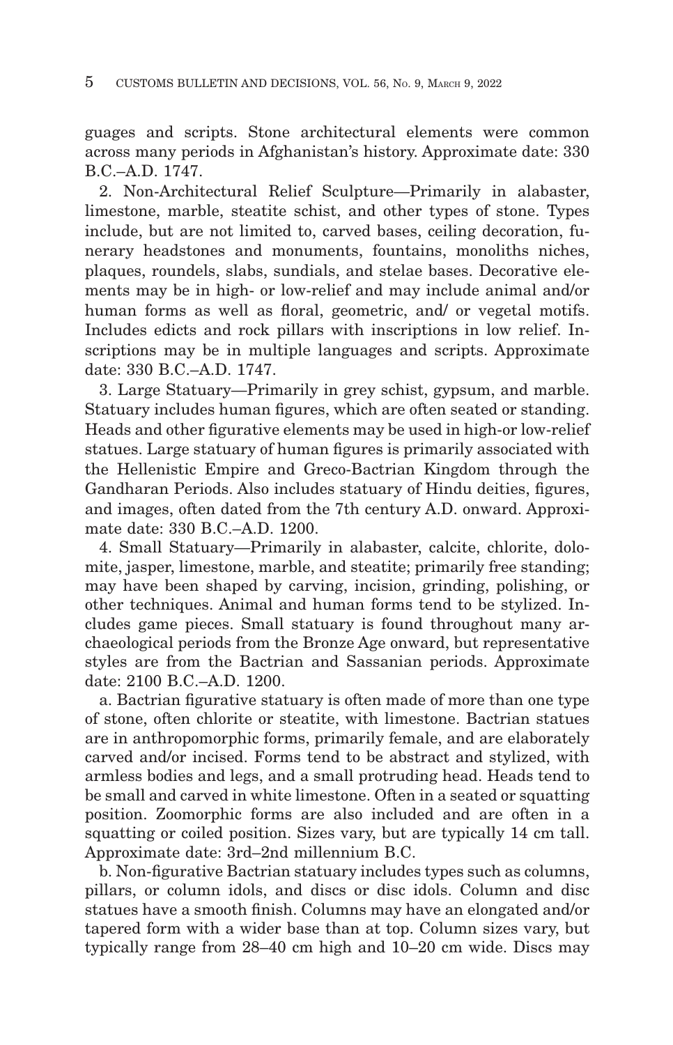guages and scripts. Stone architectural elements were common across many periods in Afghanistan's history. Approximate date: 330 B.C.–A.D. 1747.

2. Non-Architectural Relief Sculpture—Primarily in alabaster, limestone, marble, steatite schist, and other types of stone. Types include, but are not limited to, carved bases, ceiling decoration, funerary headstones and monuments, fountains, monoliths niches, plaques, roundels, slabs, sundials, and stelae bases. Decorative elements may be in high- or low-relief and may include animal and/or human forms as well as floral, geometric, and/ or vegetal motifs. Includes edicts and rock pillars with inscriptions in low relief. Inscriptions may be in multiple languages and scripts. Approximate date: 330 B.C.–A.D. 1747.

3. Large Statuary—Primarily in grey schist, gypsum, and marble. Statuary includes human figures, which are often seated or standing. Heads and other figurative elements may be used in high-or low-relief statues. Large statuary of human figures is primarily associated with the Hellenistic Empire and Greco-Bactrian Kingdom through the Gandharan Periods. Also includes statuary of Hindu deities, figures, and images, often dated from the 7th century A.D. onward. Approximate date: 330 B.C.–A.D. 1200.

4. Small Statuary—Primarily in alabaster, calcite, chlorite, dolomite, jasper, limestone, marble, and steatite; primarily free standing; may have been shaped by carving, incision, grinding, polishing, or other techniques. Animal and human forms tend to be stylized. Includes game pieces. Small statuary is found throughout many archaeological periods from the Bronze Age onward, but representative styles are from the Bactrian and Sassanian periods. Approximate date: 2100 B.C.–A.D. 1200.

a. Bactrian figurative statuary is often made of more than one type of stone, often chlorite or steatite, with limestone. Bactrian statues are in anthropomorphic forms, primarily female, and are elaborately carved and/or incised. Forms tend to be abstract and stylized, with armless bodies and legs, and a small protruding head. Heads tend to be small and carved in white limestone. Often in a seated or squatting position. Zoomorphic forms are also included and are often in a squatting or coiled position. Sizes vary, but are typically 14 cm tall. Approximate date: 3rd–2nd millennium B.C.

b. Non-figurative Bactrian statuary includes types such as columns, pillars, or column idols, and discs or disc idols. Column and disc statues have a smooth finish. Columns may have an elongated and/or tapered form with a wider base than at top. Column sizes vary, but typically range from 28–40 cm high and 10–20 cm wide. Discs may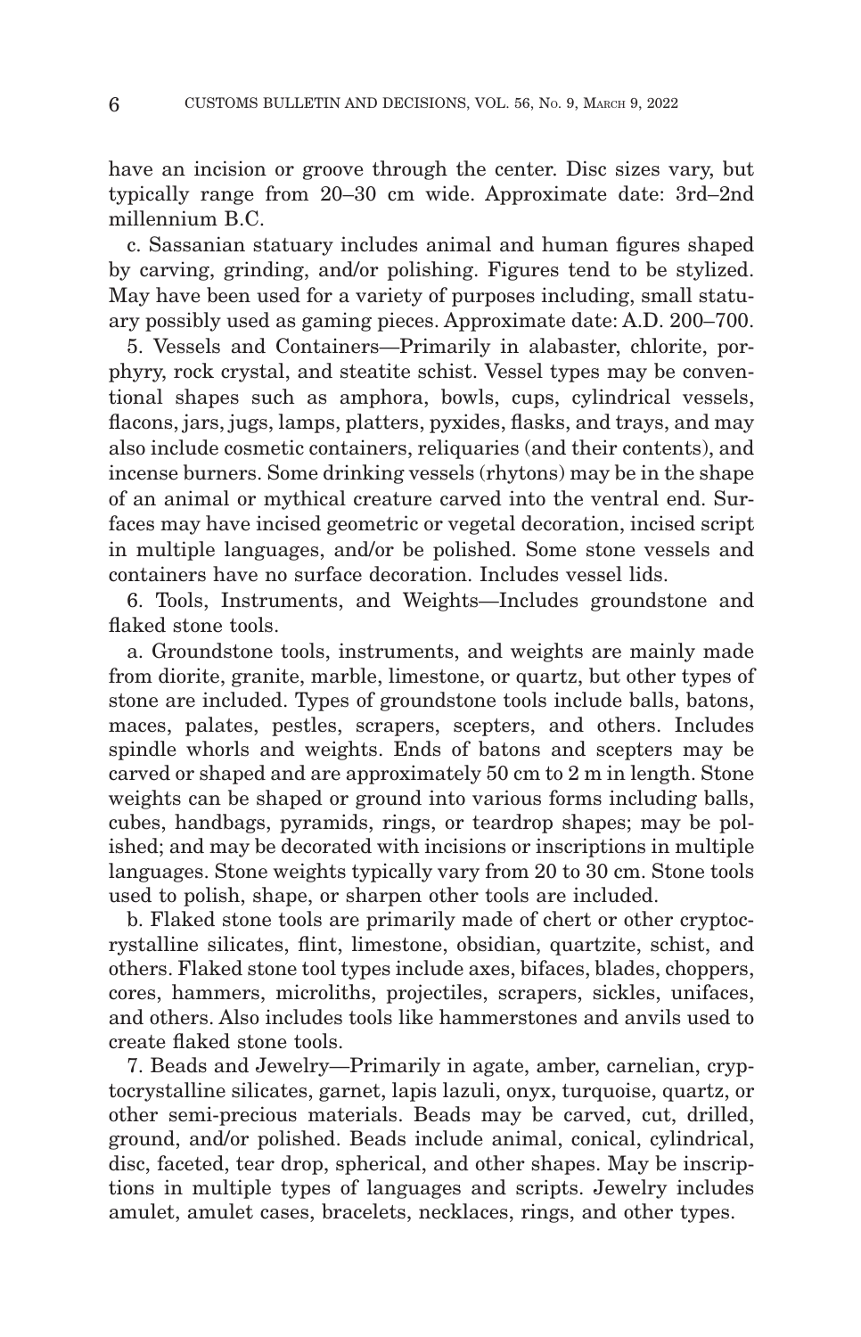have an incision or groove through the center. Disc sizes vary, but typically range from 20–30 cm wide. Approximate date: 3rd–2nd millennium B.C.

c. Sassanian statuary includes animal and human figures shaped by carving, grinding, and/or polishing. Figures tend to be stylized. May have been used for a variety of purposes including, small statuary possibly used as gaming pieces. Approximate date: A.D. 200–700.

5. Vessels and Containers—Primarily in alabaster, chlorite, porphyry, rock crystal, and steatite schist. Vessel types may be conventional shapes such as amphora, bowls, cups, cylindrical vessels, flacons, jars, jugs, lamps, platters, pyxides, flasks, and trays, and may also include cosmetic containers, reliquaries (and their contents), and incense burners. Some drinking vessels (rhytons) may be in the shape of an animal or mythical creature carved into the ventral end. Surfaces may have incised geometric or vegetal decoration, incised script in multiple languages, and/or be polished. Some stone vessels and containers have no surface decoration. Includes vessel lids.

6. Tools, Instruments, and Weights—Includes groundstone and flaked stone tools.

a. Groundstone tools, instruments, and weights are mainly made from diorite, granite, marble, limestone, or quartz, but other types of stone are included. Types of groundstone tools include balls, batons, maces, palates, pestles, scrapers, scepters, and others. Includes spindle whorls and weights. Ends of batons and scepters may be carved or shaped and are approximately 50 cm to 2 m in length. Stone weights can be shaped or ground into various forms including balls, cubes, handbags, pyramids, rings, or teardrop shapes; may be polished; and may be decorated with incisions or inscriptions in multiple languages. Stone weights typically vary from 20 to 30 cm. Stone tools used to polish, shape, or sharpen other tools are included.

b. Flaked stone tools are primarily made of chert or other cryptocrystalline silicates, flint, limestone, obsidian, quartzite, schist, and others. Flaked stone tool types include axes, bifaces, blades, choppers, cores, hammers, microliths, projectiles, scrapers, sickles, unifaces, and others. Also includes tools like hammerstones and anvils used to create flaked stone tools.

7. Beads and Jewelry—Primarily in agate, amber, carnelian, cryptocrystalline silicates, garnet, lapis lazuli, onyx, turquoise, quartz, or other semi-precious materials. Beads may be carved, cut, drilled, ground, and/or polished. Beads include animal, conical, cylindrical, disc, faceted, tear drop, spherical, and other shapes. May be inscriptions in multiple types of languages and scripts. Jewelry includes amulet, amulet cases, bracelets, necklaces, rings, and other types.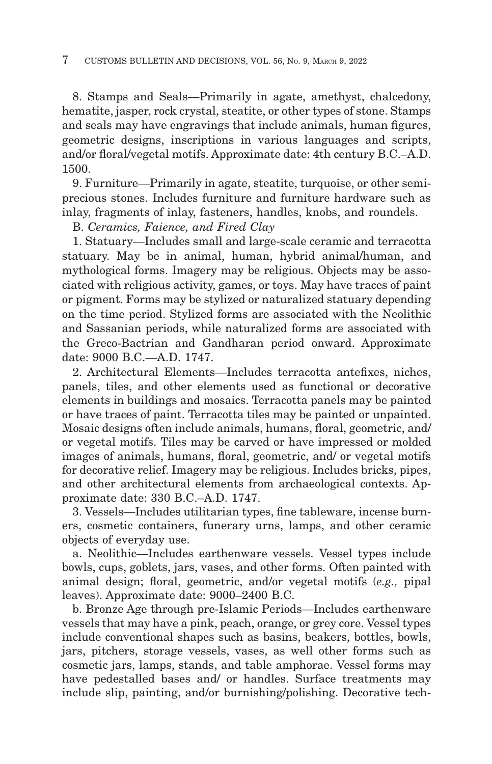8. Stamps and Seals—Primarily in agate, amethyst, chalcedony, hematite, jasper, rock crystal, steatite, or other types of stone. Stamps and seals may have engravings that include animals, human figures, geometric designs, inscriptions in various languages and scripts, and/or floral/vegetal motifs. Approximate date: 4th century B.C.–A.D. 1500.

9. Furniture—Primarily in agate, steatite, turquoise, or other semi-precious stones. Includes furniture and furniture hardware such as inlay, fragments of inlay, fasteners, handles, knobs, and roundels.

B. *Ceramics, Faience, and Fired Clay*

1. Statuary—Includes small and large-scale ceramic and terracotta statuary. May be in animal, human, hybrid animal/human, and mythological forms. Imagery may be religious. Objects may be associated with religious activity, games, or toys. May have traces of paint or pigment. Forms may be stylized or naturalized statuary depending on the time period. Stylized forms are associated with the Neolithic and Sassanian periods, while naturalized forms are associated with the Greco-Bactrian and Gandharan period onward. Approximate date: 9000 B.C.—A.D. 1747.

2. Architectural Elements—Includes terracotta antefixes, niches, panels, tiles, and other elements used as functional or decorative elements in buildings and mosaics. Terracotta panels may be painted or have traces of paint. Terracotta tiles may be painted or unpainted. Mosaic designs often include animals, humans, floral, geometric, and/ or vegetal motifs. Tiles may be carved or have impressed or molded images of animals, humans, floral, geometric, and/ or vegetal motifs for decorative relief. Imagery may be religious. Includes bricks, pipes, and other architectural elements from archaeological contexts. Approximate date: 330 B.C.–A.D. 1747.

3. Vessels—Includes utilitarian types, fine tableware, incense burners, cosmetic containers, funerary urns, lamps, and other ceramic objects of everyday use.

a. Neolithic—Includes earthenware vessels. Vessel types include bowls, cups, goblets, jars, vases, and other forms. Often painted with animal design; floral, geometric, and/or vegetal motifs (*e.g.,* pipal leaves). Approximate date: 9000–2400 B.C.

b. Bronze Age through pre-Islamic Periods—Includes earthenware vessels that may have a pink, peach, orange, or grey core. Vessel types include conventional shapes such as basins, beakers, bottles, bowls, jars, pitchers, storage vessels, vases, as well other forms such as cosmetic jars, lamps, stands, and table amphorae. Vessel forms may have pedestalled bases and/ or handles. Surface treatments may include slip, painting, and/or burnishing/polishing. Decorative tech-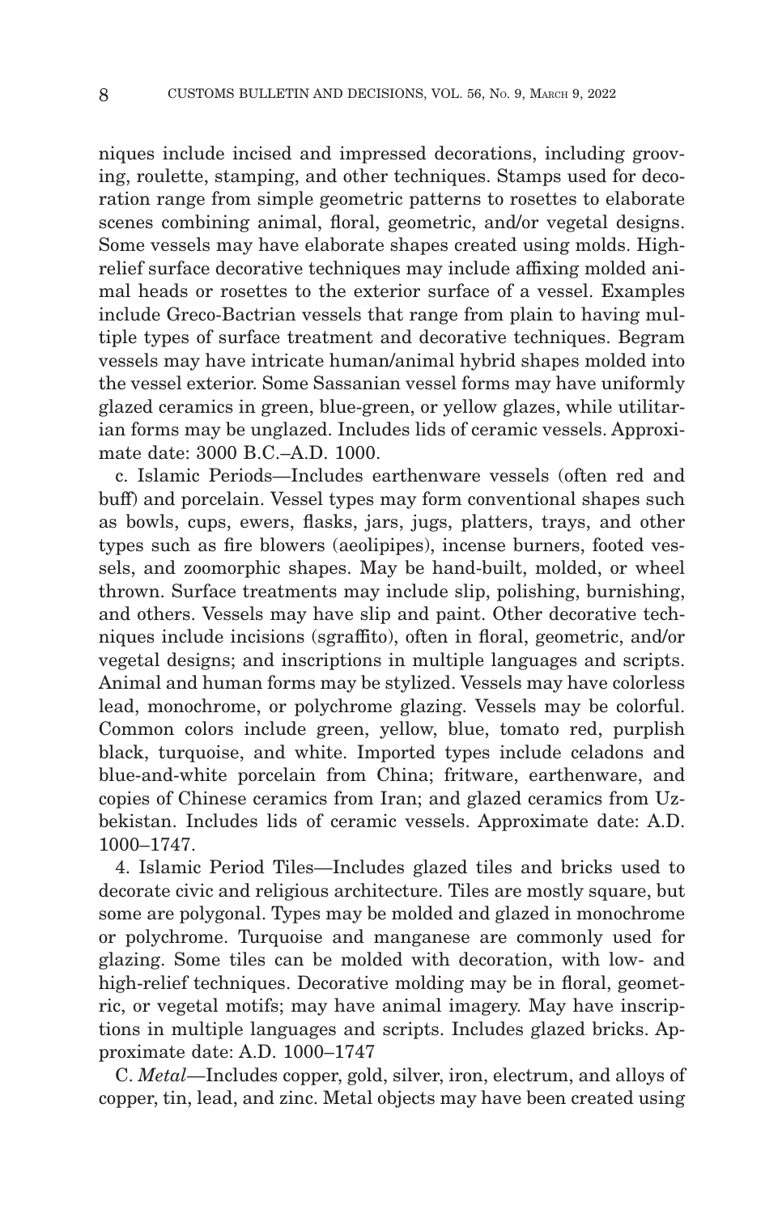niques include incised and impressed decorations, including grooving, roulette, stamping, and other techniques. Stamps used for decoration range from simple geometric patterns to rosettes to elaborate scenes combining animal, floral, geometric, and/or vegetal designs. Some vessels may have elaborate shapes created using molds. High-relief surface decorative techniques may include affixing molded animal heads or rosettes to the exterior surface of a vessel. Examples include Greco-Bactrian vessels that range from plain to having multiple types of surface treatment and decorative techniques. Begram vessels may have intricate human/animal hybrid shapes molded into the vessel exterior. Some Sassanian vessel forms may have uniformly glazed ceramics in green, blue-green, or yellow glazes, while utilitarian forms may be unglazed. Includes lids of ceramic vessels. Approximate date: 3000 B.C.–A.D. 1000.

c. Islamic Periods—Includes earthenware vessels (often red and buff) and porcelain. Vessel types may form conventional shapes such as bowls, cups, ewers, flasks, jars, jugs, platters, trays, and other types such as fire blowers (aeolipipes), incense burners, footed vessels, and zoomorphic shapes. May be hand-built, molded, or wheel thrown. Surface treatments may include slip, polishing, burnishing, and others. Vessels may have slip and paint. Other decorative techniques include incisions (sgraffito), often in floral, geometric, and/or vegetal designs; and inscriptions in multiple languages and scripts. Animal and human forms may be stylized. Vessels may have colorless lead, monochrome, or polychrome glazing. Vessels may be colorful. Common colors include green, yellow, blue, tomato red, purplish black, turquoise, and white. Imported types include celadons and blue-and-white porcelain from China; fritware, earthenware, and copies of Chinese ceramics from Iran; and glazed ceramics from Uzbekistan. Includes lids of ceramic vessels. Approximate date: A.D. 1000–1747.

4. Islamic Period Tiles—Includes glazed tiles and bricks used to decorate civic and religious architecture. Tiles are mostly square, but some are polygonal. Types may be molded and glazed in monochrome or polychrome. Turquoise and manganese are commonly used for glazing. Some tiles can be molded with decoration, with low- and high-relief techniques. Decorative molding may be in floral, geometric, or vegetal motifs; may have animal imagery. May have inscriptions in multiple languages and scripts. Includes glazed bricks. Approximate date: A.D. 1000–1747

C. *Metal*—Includes copper, gold, silver, iron, electrum, and alloys of copper, tin, lead, and zinc. Metal objects may have been created using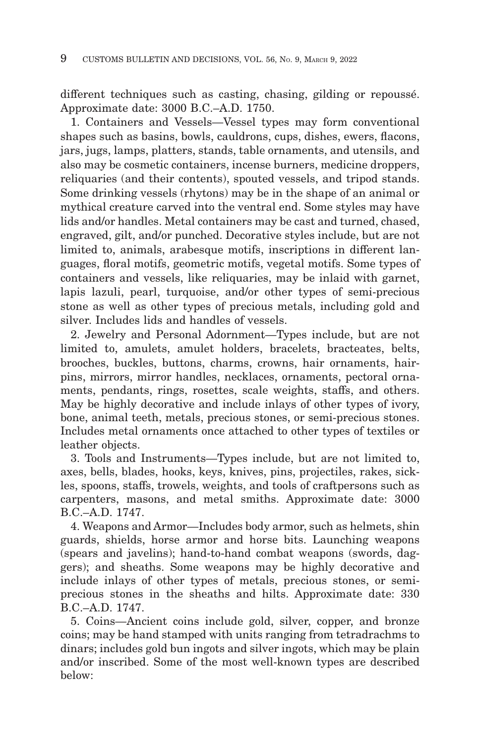different techniques such as casting, chasing, gilding or repoussé. Approximate date: 3000 B.C.–A.D. 1750.

1. Containers and Vessels—Vessel types may form conventional shapes such as basins, bowls, cauldrons, cups, dishes, ewers, flacons, jars, jugs, lamps, platters, stands, table ornaments, and utensils, and also may be cosmetic containers, incense burners, medicine droppers, reliquaries (and their contents), spouted vessels, and tripod stands. Some drinking vessels (rhytons) may be in the shape of an animal or mythical creature carved into the ventral end. Some styles may have lids and/or handles. Metal containers may be cast and turned, chased, engraved, gilt, and/or punched. Decorative styles include, but are not limited to, animals, arabesque motifs, inscriptions in different languages, floral motifs, geometric motifs, vegetal motifs. Some types of containers and vessels, like reliquaries, may be inlaid with garnet, lapis lazuli, pearl, turquoise, and/or other types of semi-precious stone as well as other types of precious metals, including gold and silver. Includes lids and handles of vessels.

2. Jewelry and Personal Adornment—Types include, but are not limited to, amulets, amulet holders, bracelets, bracteates, belts, brooches, buckles, buttons, charms, crowns, hair ornaments, hairpins, mirrors, mirror handles, necklaces, ornaments, pectoral ornaments, pendants, rings, rosettes, scale weights, staffs, and others. May be highly decorative and include inlays of other types of ivory, bone, animal teeth, metals, precious stones, or semi-precious stones. Includes metal ornaments once attached to other types of textiles or leather objects.

3. Tools and Instruments—Types include, but are not limited to, axes, bells, blades, hooks, keys, knives, pins, projectiles, rakes, sickles, spoons, staffs, trowels, weights, and tools of craftspersons such as carpenters, masons, and metal smiths. Approximate date: 3000 B.C.–A.D. 1747.

4. Weapons and Armor—Includes body armor, such as helmets, shin guards, shields, horse armor and horse bits. Launching weapons (spears and javelins); hand-to-hand combat weapons (swords, daggers); and sheaths. Some weapons may be highly decorative and include inlays of other types of metals, precious stones, or semi-precious stones in the sheaths and hilts. Approximate date: 330 B.C.–A.D. 1747.

5. Coins—Ancient coins include gold, silver, copper, and bronze coins; may be hand stamped with units ranging from tetradrachms to dinars; includes gold bun ingots and silver ingots, which may be plain and/or inscribed. Some of the most well-known types are described below: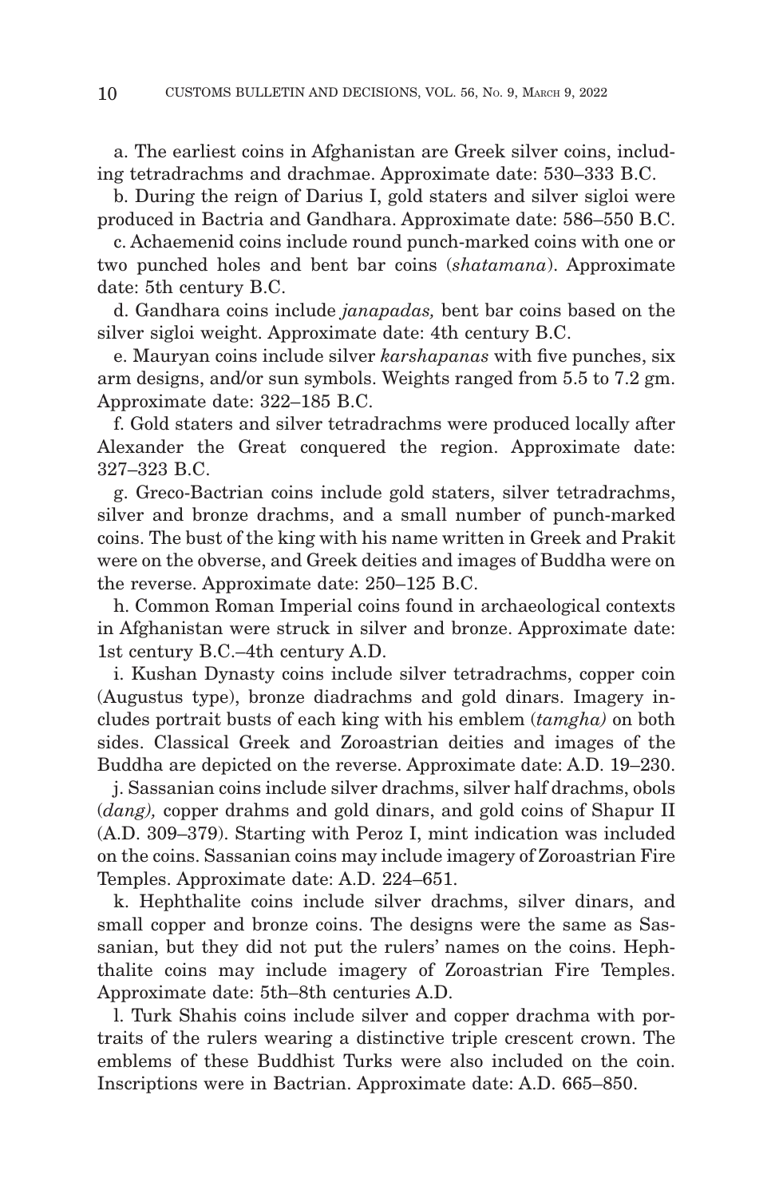a. The earliest coins in Afghanistan are Greek silver coins, including tetradrachms and drachmae. Approximate date: 530–333 B.C.

b. During the reign of Darius I, gold staters and silver sigloi were produced in Bactria and Gandhara. Approximate date: 586–550 B.C.

c. Achaemenid coins include round punch-marked coins with one or two punched holes and bent bar coins (*shatamana*). Approximate date: 5th century B.C.

d. Gandhara coins include *janapadas,* bent bar coins based on the silver sigloi weight. Approximate date: 4th century B.C.

e. Mauryan coins include silver *karshapanas* with five punches, six arm designs, and/or sun symbols. Weights ranged from 5.5 to 7.2 gm. Approximate date: 322–185 B.C.

f. Gold staters and silver tetradrachms were produced locally after Alexander the Great conquered the region. Approximate date: 327–323 B.C.

g. Greco-Bactrian coins include gold staters, silver tetradrachms, silver and bronze drachms, and a small number of punch-marked coins. The bust of the king with his name written in Greek and Prakit were on the obverse, and Greek deities and images of Buddha were on the reverse. Approximate date: 250–125 B.C.

h. Common Roman Imperial coins found in archaeological contexts in Afghanistan were struck in silver and bronze. Approximate date: 1st century B.C.–4th century A.D.

i. Kushan Dynasty coins include silver tetradrachms, copper coin (Augustus type), bronze diadrachms and gold dinars. Imagery includes portrait busts of each king with his emblem (*tamgha)* on both sides. Classical Greek and Zoroastrian deities and images of the Buddha are depicted on the reverse. Approximate date: A.D. 19–230.

j. Sassanian coins include silver drachms, silver half drachms, obols (*dang),* copper drahms and gold dinars, and gold coins of Shapur II (A.D. 309–379). Starting with Peroz I, mint indication was included on the coins. Sassanian coins may include imagery of Zoroastrian Fire Temples. Approximate date: A.D. 224–651.

k. Hephthalite coins include silver drachms, silver dinars, and small copper and bronze coins. The designs were the same as Sassanian, but they did not put the rulers' names on the coins. Hephthalite coins may include imagery of Zoroastrian Fire Temples. Approximate date: 5th–8th centuries A.D.

l. Turk Shahis coins include silver and copper drachma with portraits of the rulers wearing a distinctive triple crescent crown. The emblems of these Buddhist Turks were also included on the coin. Inscriptions were in Bactrian. Approximate date: A.D. 665–850.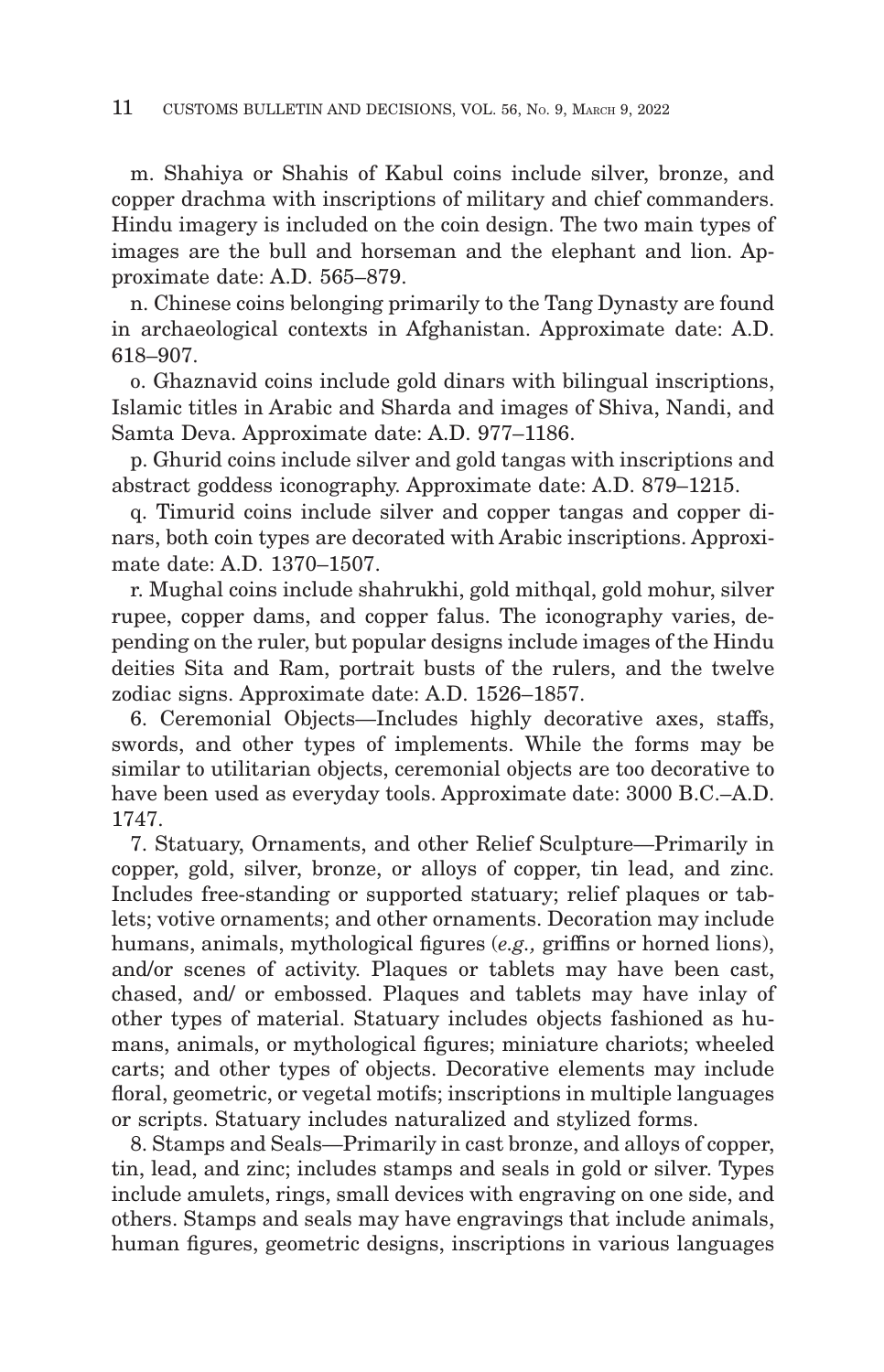m. Shahiya or Shahis of Kabul coins include silver, bronze, and copper drachma with inscriptions of military and chief commanders. Hindu imagery is included on the coin design. The two main types of images are the bull and horseman and the elephant and lion. Approximate date: A.D. 565–879.

n. Chinese coins belonging primarily to the Tang Dynasty are found in archaeological contexts in Afghanistan. Approximate date: A.D. 618–907.

o. Ghaznavid coins include gold dinars with bilingual inscriptions, Islamic titles in Arabic and Sharda and images of Shiva, Nandi, and Samta Deva. Approximate date: A.D. 977–1186.

p. Ghurid coins include silver and gold tangas with inscriptions and abstract goddess iconography. Approximate date: A.D. 879–1215.

q. Timurid coins include silver and copper tangas and copper dinars, both coin types are decorated with Arabic inscriptions. Approximate date: A.D. 1370–1507.

r. Mughal coins include shahrukhi, gold mithqal, gold mohur, silver rupee, copper dams, and copper falus. The iconography varies, depending on the ruler, but popular designs include images of the Hindu deities Sita and Ram, portrait busts of the rulers, and the twelve zodiac signs. Approximate date: A.D. 1526–1857.

6. Ceremonial Objects—Includes highly decorative axes, staffs, swords, and other types of implements. While the forms may be similar to utilitarian objects, ceremonial objects are too decorative to have been used as everyday tools. Approximate date: 3000 B.C.–A.D. 1747.

7. Statuary, Ornaments, and other Relief Sculpture—Primarily in copper, gold, silver, bronze, or alloys of copper, tin lead, and zinc. Includes free-standing or supported statuary; relief plaques or tablets; votive ornaments; and other ornaments. Decoration may include humans, animals, mythological figures (*e.g.,* griffins or horned lions), and/or scenes of activity. Plaques or tablets may have been cast, chased, and/ or embossed. Plaques and tablets may have inlay of other types of material. Statuary includes objects fashioned as humans, animals, or mythological figures; miniature chariots; wheeled carts; and other types of objects. Decorative elements may include floral, geometric, or vegetal motifs; inscriptions in multiple languages or scripts. Statuary includes naturalized and stylized forms.

8. Stamps and Seals—Primarily in cast bronze, and alloys of copper, tin, lead, and zinc; includes stamps and seals in gold or silver. Types include amulets, rings, small devices with engraving on one side, and others. Stamps and seals may have engravings that include animals, human figures, geometric designs, inscriptions in various languages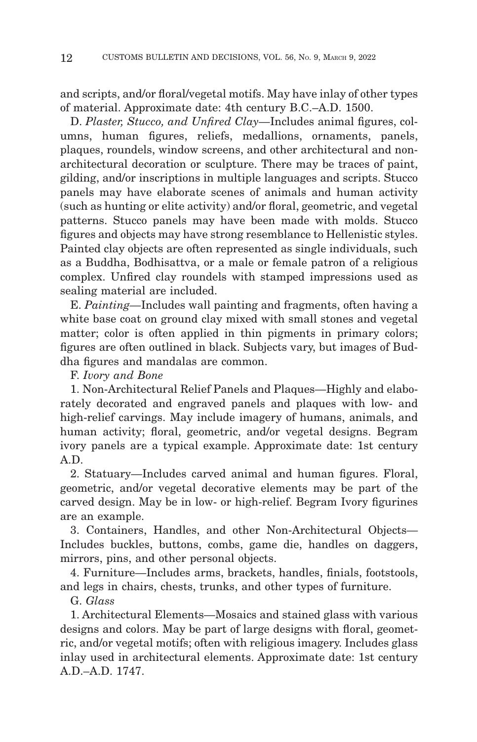and scripts, and/or floral/vegetal motifs. May have inlay of other types of material. Approximate date: 4th century B.C.–A.D. 1500.

D. *Plaster, Stucco, and Unfired Clay*—Includes animal figures, columns, human figures, reliefs, medallions, ornaments, panels, plaques, roundels, window screens, and other architectural and non-architectural decoration or sculpture. There may be traces of paint, gilding, and/or inscriptions in multiple languages and scripts. Stucco panels may have elaborate scenes of animals and human activity (such as hunting or elite activity) and/or floral, geometric, and vegetal patterns. Stucco panels may have been made with molds. Stucco figures and objects may have strong resemblance to Hellenistic styles. Painted clay objects are often represented as single individuals, such as a Buddha, Bodhisattva, or a male or female patron of a religious complex. Unfired clay roundels with stamped impressions used as sealing material are included.

E. *Painting*—Includes wall painting and fragments, often having a white base coat on ground clay mixed with small stones and vegetal matter; color is often applied in thin pigments in primary colors; figures are often outlined in black. Subjects vary, but images of Buddha figures and mandalas are common.

F. *Ivory and Bone*

1. Non-Architectural Relief Panels and Plaques—Highly and elaborately decorated and engraved panels and plaques with low- and high-relief carvings. May include imagery of humans, animals, and human activity; floral, geometric, and/or vegetal designs. Begram ivory panels are a typical example. Approximate date: 1st century A.D.

2. Statuary—Includes carved animal and human figures. Floral, geometric, and/or vegetal decorative elements may be part of the carved design. May be in low- or high-relief. Begram Ivory figurines are an example.

3. Containers, Handles, and other Non-Architectural Objects—Includes buckles, buttons, combs, game die, handles on daggers, mirrors, pins, and other personal objects.

4. Furniture—Includes arms, brackets, handles, finials, footstools, and legs in chairs, chests, trunks, and other types of furniture.

G. *Glass*

1. Architectural Elements—Mosaics and stained glass with various designs and colors. May be part of large designs with floral, geometric, and/or vegetal motifs; often with religious imagery. Includes glass inlay used in architectural elements. Approximate date: 1st century A.D.–A.D. 1747.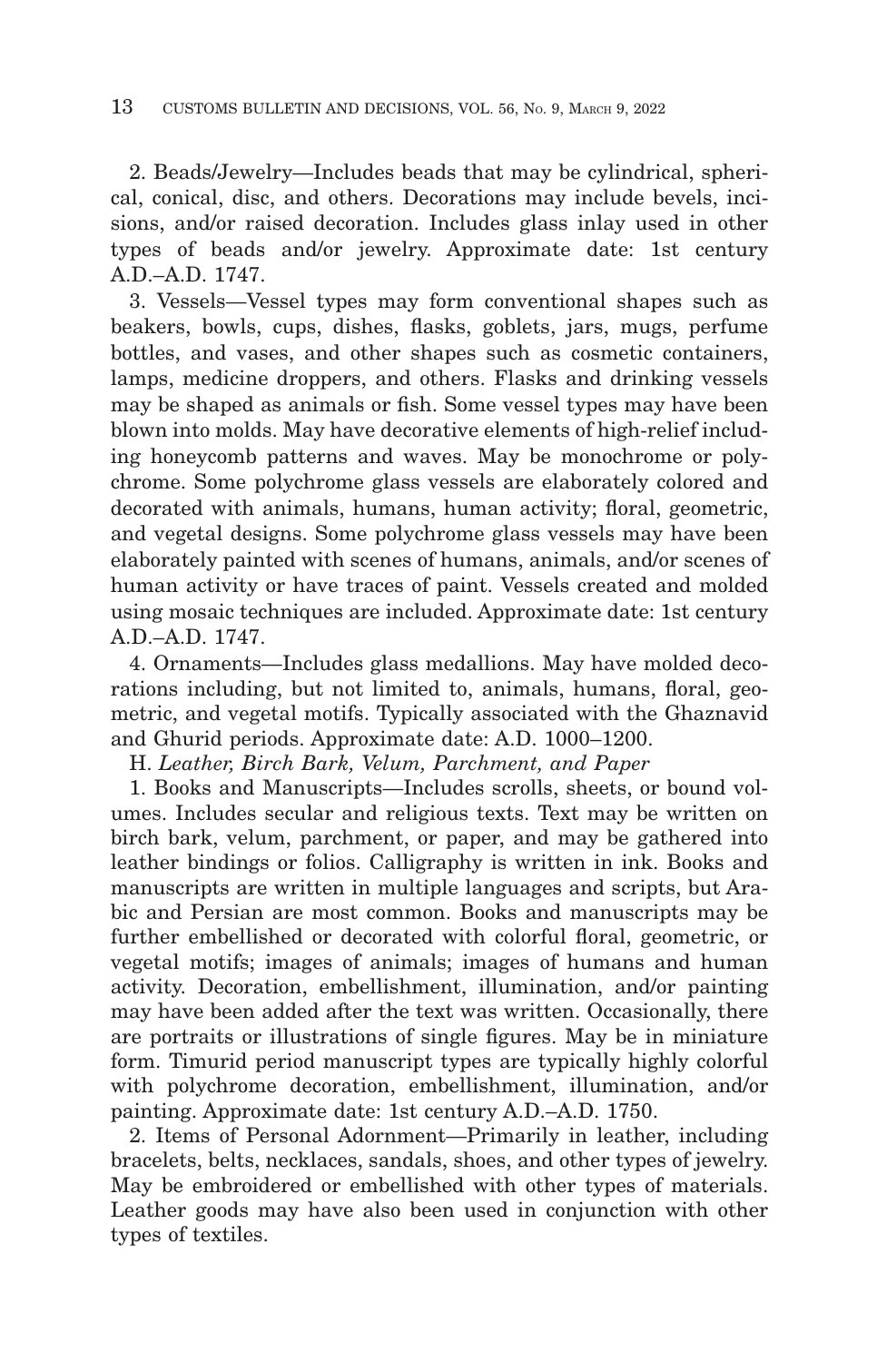2. Beads/Jewelry—Includes beads that may be cylindrical, spherical, conical, disc, and others. Decorations may include bevels, incisions, and/or raised decoration. Includes glass inlay used in other types of beads and/or jewelry. Approximate date: 1st century A.D.–A.D. 1747.

3. Vessels—Vessel types may form conventional shapes such as beakers, bowls, cups, dishes, flasks, goblets, jars, mugs, perfume bottles, and vases, and other shapes such as cosmetic containers, lamps, medicine droppers, and others. Flasks and drinking vessels may be shaped as animals or fish. Some vessel types may have been blown into molds. May have decorative elements of high-relief including honeycomb patterns and waves. May be monochrome or polychrome. Some polychrome glass vessels are elaborately colored and decorated with animals, humans, human activity; floral, geometric, and vegetal designs. Some polychrome glass vessels may have been elaborately painted with scenes of humans, animals, and/or scenes of human activity or have traces of paint. Vessels created and molded using mosaic techniques are included. Approximate date: 1st century A.D.–A.D. 1747.

4. Ornaments—Includes glass medallions. May have molded decorations including, but not limited to, animals, humans, floral, geometric, and vegetal motifs. Typically associated with the Ghaznavid and Ghurid periods. Approximate date: A.D. 1000–1200.

H. *Leather, Birch Bark, Velum, Parchment, and Paper*

1. Books and Manuscripts—Includes scrolls, sheets, or bound volumes. Includes secular and religious texts. Text may be written on birch bark, velum, parchment, or paper, and may be gathered into leather bindings or folios. Calligraphy is written in ink. Books and manuscripts are written in multiple languages and scripts, but Arabic and Persian are most common. Books and manuscripts may be further embellished or decorated with colorful floral, geometric, or vegetal motifs; images of animals; images of humans and human activity. Decoration, embellishment, illumination, and/or painting may have been added after the text was written. Occasionally, there are portraits or illustrations of single figures. May be in miniature form. Timurid period manuscript types are typically highly colorful with polychrome decoration, embellishment, illumination, and/or painting. Approximate date: 1st century A.D.–A.D. 1750.

2. Items of Personal Adornment—Primarily in leather, including bracelets, belts, necklaces, sandals, shoes, and other types of jewelry. May be embroidered or embellished with other types of materials. Leather goods may have also been used in conjunction with other types of textiles.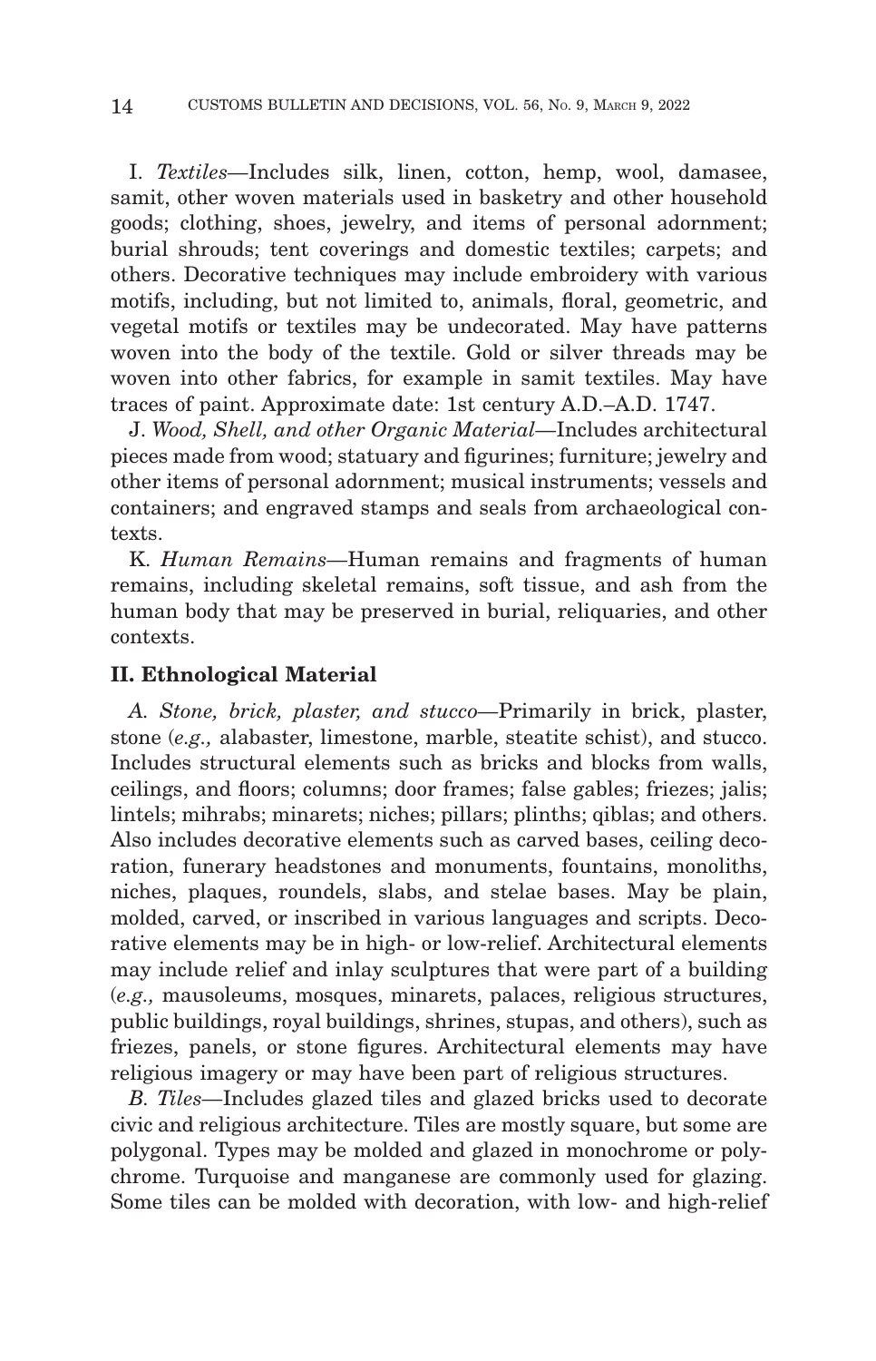I. *Textiles*—Includes silk, linen, cotton, hemp, wool, damasee, samit, other woven materials used in basketry and other household goods; clothing, shoes, jewelry, and items of personal adornment; burial shrouds; tent coverings and domestic textiles; carpets; and others. Decorative techniques may include embroidery with various motifs, including, but not limited to, animals, floral, geometric, and vegetal motifs or textiles may be undecorated. May have patterns woven into the body of the textile. Gold or silver threads may be woven into other fabrics, for example in samit textiles. May have traces of paint. Approximate date: 1st century A.D.–A.D. 1747.

J. *Wood, Shell, and other Organic Material*—Includes architectural pieces made from wood; statuary and figurines; furniture; jewelry and other items of personal adornment; musical instruments; vessels and containers; and engraved stamps and seals from archaeological contexts.

K. *Human Remains*—Human remains and fragments of human remains, including skeletal remains, soft tissue, and ash from the human body that may be preserved in burial, reliquaries, and other contexts.

## II. Ethnological Material

*A. Stone, brick, plaster, and stucco*—Primarily in brick, plaster, stone (*e.g.,* alabaster, limestone, marble, steatite schist), and stucco. Includes structural elements such as bricks and blocks from walls, ceilings, and floors; columns; door frames; false gables; friezes; jalis; lintels; mihrabs; minarets; niches; pillars; plinths; qiblas; and others. Also includes decorative elements such as carved bases, ceiling decoration, funerary headstones and monuments, fountains, monoliths, niches, plaques, roundels, slabs, and stelae bases. May be plain, molded, carved, or inscribed in various languages and scripts. Decorative elements may be in high- or low-relief. Architectural elements may include relief and inlay sculptures that were part of a building (*e.g.,* mausoleums, mosques, minarets, palaces, religious structures, public buildings, royal buildings, shrines, stupas, and others), such as friezes, panels, or stone figures. Architectural elements may have religious imagery or may have been part of religious structures.

*B. Tiles*—Includes glazed tiles and glazed bricks used to decorate civic and religious architecture. Tiles are mostly square, but some are polygonal. Types may be molded and glazed in monochrome or polychrome. Turquoise and manganese are commonly used for glazing. Some tiles can be molded with decoration, with low- and high-relief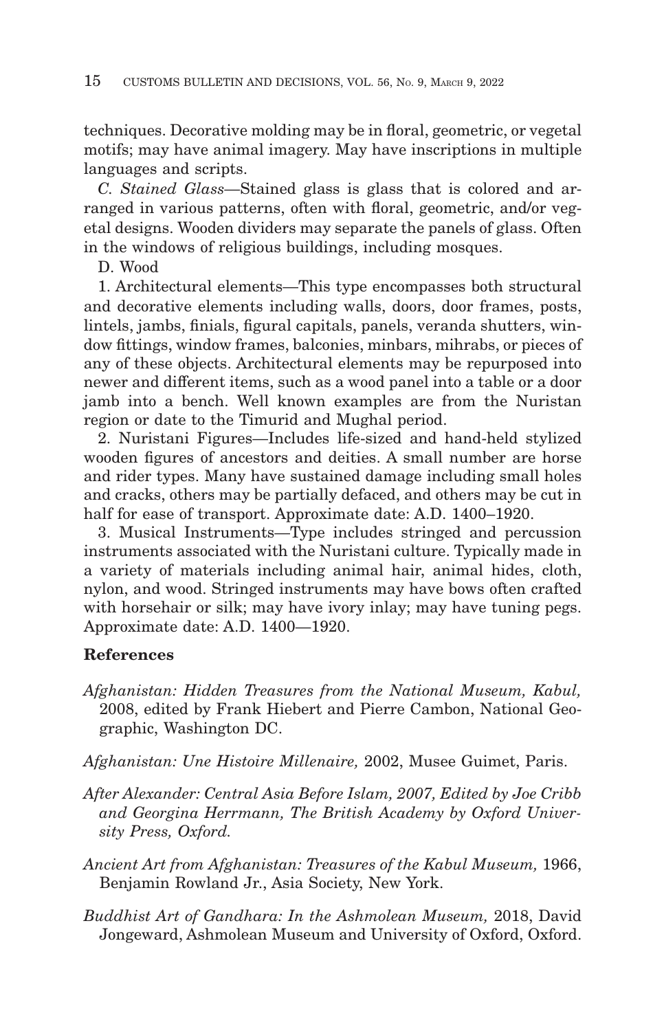techniques. Decorative molding may be in floral, geometric, or vegetal motifs; may have animal imagery. May have inscriptions in multiple languages and scripts.

*C. Stained Glass*—Stained glass is glass that is colored and arranged in various patterns, often with floral, geometric, and/or vegetal designs. Wooden dividers may separate the panels of glass. Often in the windows of religious buildings, including mosques.

D. Wood

1. Architectural elements—This type encompasses both structural and decorative elements including walls, doors, door frames, posts, lintels, jambs, finials, figural capitals, panels, veranda shutters, window fittings, window frames, balconies, minbars, mihrabs, or pieces of any of these objects. Architectural elements may be repurposed into newer and different items, such as a wood panel into a table or a door jamb into a bench. Well known examples are from the Nuristan region or date to the Timurid and Mughal period.

2. Nuristani Figures—Includes life-sized and hand-held stylized wooden figures of ancestors and deities. A small number are horse and rider types. Many have sustained damage including small holes and cracks, others may be partially defaced, and others may be cut in half for ease of transport. Approximate date: A.D. 1400–1920.

3. Musical Instruments—Type includes stringed and percussion instruments associated with the Nuristani culture. Typically made in a variety of materials including animal hair, animal hides, cloth, nylon, and wood. Stringed instruments may have bows often crafted with horsehair or silk; may have ivory inlay; may have tuning pegs. Approximate date: A.D. 1400—1920.

**References**

*Afghanistan: Hidden Treasures from the National Museum, Kabul,* 2008, edited by Frank Hiebert and Pierre Cambon, National Geographic, Washington DC.

*Afghanistan: Une Histoire Millenaire,* 2002, Musee Guimet, Paris.

*After Alexander: Central Asia Before Islam, 2007, Edited by Joe Cribb and Georgina Herrmann, The British Academy by Oxford University Press, Oxford.*

*Ancient Art from Afghanistan: Treasures of the Kabul Museum,* 1966, Benjamin Rowland Jr., Asia Society, New York.

*Buddhist Art of Gandhara: In the Ashmolean Museum,* 2018, David Jongeward, Ashmolean Museum and University of Oxford, Oxford.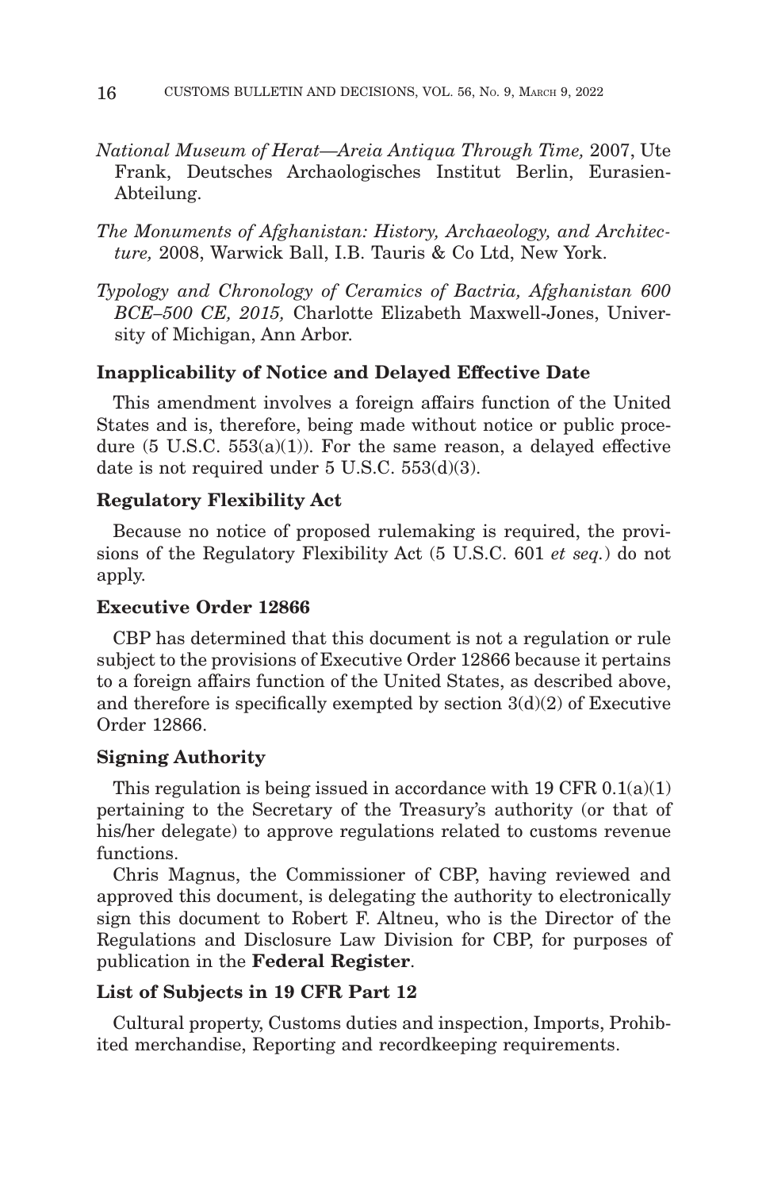*National Museum of Herat—Areia Antiqua Through Time,* 2007, Ute Frank, Deutsches Archaologisches Institut Berlin, Eurasien-Abteilung.

*The Monuments of Afghanistan: History, Archaeology, and Architecture,* 2008, Warwick Ball, I.B. Tauris & Co Ltd, New York.

*Typology and Chronology of Ceramics of Bactria, Afghanistan 600 BCE–500 CE, 2015,* Charlotte Elizabeth Maxwell-Jones, University of Michigan, Ann Arbor.

**Inapplicability of Notice and Delayed Effective Date**

This amendment involves a foreign affairs function of the United States and is, therefore, being made without notice or public procedure (5 U.S.C. 553(a)(1)). For the same reason, a delayed effective date is not required under 5 U.S.C. 553(d)(3).

**Regulatory Flexibility Act**

Because no notice of proposed rulemaking is required, the provisions of the Regulatory Flexibility Act (5 U.S.C. 601 *et seq.*) do not apply.

**Executive Order 12866**

CBP has determined that this document is not a regulation or rule subject to the provisions of Executive Order 12866 because it pertains to a foreign affairs function of the United States, as described above, and therefore is specifically exempted by section 3(d)(2) of Executive Order 12866.

**Signing Authority**

This regulation is being issued in accordance with 19 CFR 0.1(a)(1) pertaining to the Secretary of the Treasury's authority (or that of his/her delegate) to approve regulations related to customs revenue functions.

Chris Magnus, the Commissioner of CBP, having reviewed and approved this document, is delegating the authority to electronically sign this document to Robert F. Altneu, who is the Director of the Regulations and Disclosure Law Division for CBP, for purposes of publication in the **Federal Register**.

**List of Subjects in 19 CFR Part 12**

Cultural property, Customs duties and inspection, Imports, Prohibited merchandise, Reporting and recordkeeping requirements.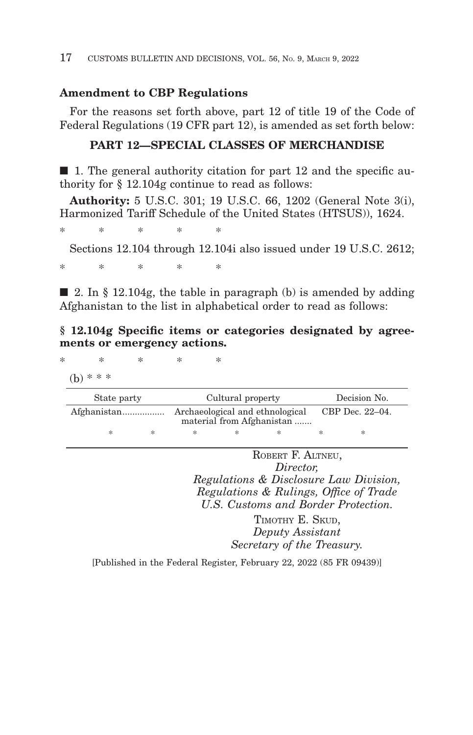## Amendment to CBP Regulations

For the reasons set forth above, part 12 of title 19 of the Code of Federal Regulations (19 CFR part 12), is amended as set forth below:

### PART 12—SPECIAL CLASSES OF MERCHANDISE

■ 1. The general authority citation for part 12 and the specific authority for § 12.104g continue to read as follows:

**Authority:** 5 U.S.C. 301; 19 U.S.C. 66, 1202 (General Note 3(i), Harmonized Tariff Schedule of the United States (HTSUS)), 1624.

\* \* \* \* \*

Sections 12.104 through 12.104i also issued under 19 U.S.C. 2612;

\* \* \* \* \*

■ 2. In § 12.104g, the table in paragraph (b) is amended by adding Afghanistan to the list in alphabetical order to read as follows:

**§ 12.104g Specific items or categories designated by agreements or emergency actions.**

\* \* \* \* \*

(b) \* \* \*

| State party | Cultural property | Decision No. |
|---|---|---|
| Afghanistan................. | Archaeological and ethnological material from Afghanistan ....... | CBP Dec. 22–04. |
| \* \* | \* \* \* | \* \* |

ROBERT F. ALTNEU,
*Director,*
*Regulations & Disclosure Law Division,*
*Regulations & Rulings, Office of Trade*
*U.S. Customs and Border Protection.*

TIMOTHY E. SKUD,
*Deputy Assistant*
*Secretary of the Treasury.*

[Published in the Federal Register, February 22, 2022 (85 FR 09439)]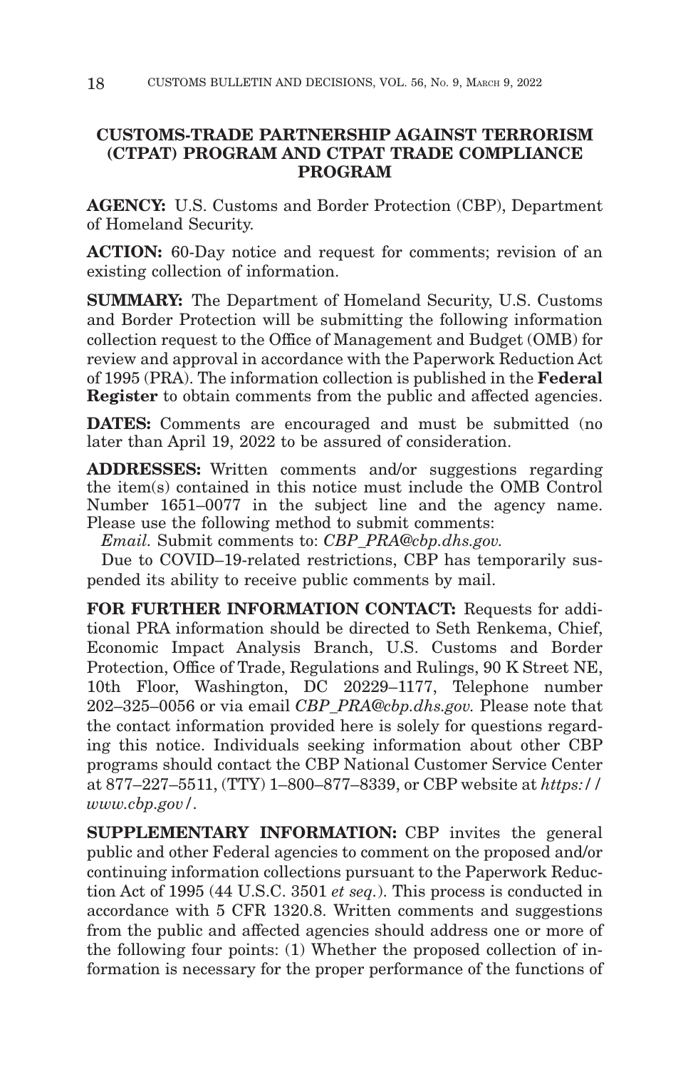## CUSTOMS-TRADE PARTNERSHIP AGAINST TERRORISM (CTPAT) PROGRAM AND CTPAT TRADE COMPLIANCE PROGRAM

**AGENCY:** U.S. Customs and Border Protection (CBP), Department of Homeland Security.

**ACTION:** 60-Day notice and request for comments; revision of an existing collection of information.

**SUMMARY:** The Department of Homeland Security, U.S. Customs and Border Protection will be submitting the following information collection request to the Office of Management and Budget (OMB) for review and approval in accordance with the Paperwork Reduction Act of 1995 (PRA). The information collection is published in the **Federal Register** to obtain comments from the public and affected agencies.

**DATES:** Comments are encouraged and must be submitted (no later than April 19, 2022 to be assured of consideration.

**ADDRESSES:** Written comments and/or suggestions regarding the item(s) contained in this notice must include the OMB Control Number 1651–0077 in the subject line and the agency name. Please use the following method to submit comments:

*Email.* Submit comments to: *CBP_PRA@cbp.dhs.gov.*

Due to COVID–19-related restrictions, CBP has temporarily suspended its ability to receive public comments by mail.

**FOR FURTHER INFORMATION CONTACT:** Requests for additional PRA information should be directed to Seth Renkema, Chief, Economic Impact Analysis Branch, U.S. Customs and Border Protection, Office of Trade, Regulations and Rulings, 90 K Street NE, 10th Floor, Washington, DC 20229–1177, Telephone number 202–325–0056 or via email *CBP_PRA@cbp.dhs.gov.* Please note that the contact information provided here is solely for questions regarding this notice. Individuals seeking information about other CBP programs should contact the CBP National Customer Service Center at 877–227–5511, (TTY) 1–800–877–8339, or CBP website at *https://www.cbp.gov/.*

**SUPPLEMENTARY INFORMATION:** CBP invites the general public and other Federal agencies to comment on the proposed and/or continuing information collections pursuant to the Paperwork Reduction Act of 1995 (44 U.S.C. 3501 *et seq.*). This process is conducted in accordance with 5 CFR 1320.8. Written comments and suggestions from the public and affected agencies should address one or more of the following four points: (1) Whether the proposed collection of information is necessary for the proper performance of the functions of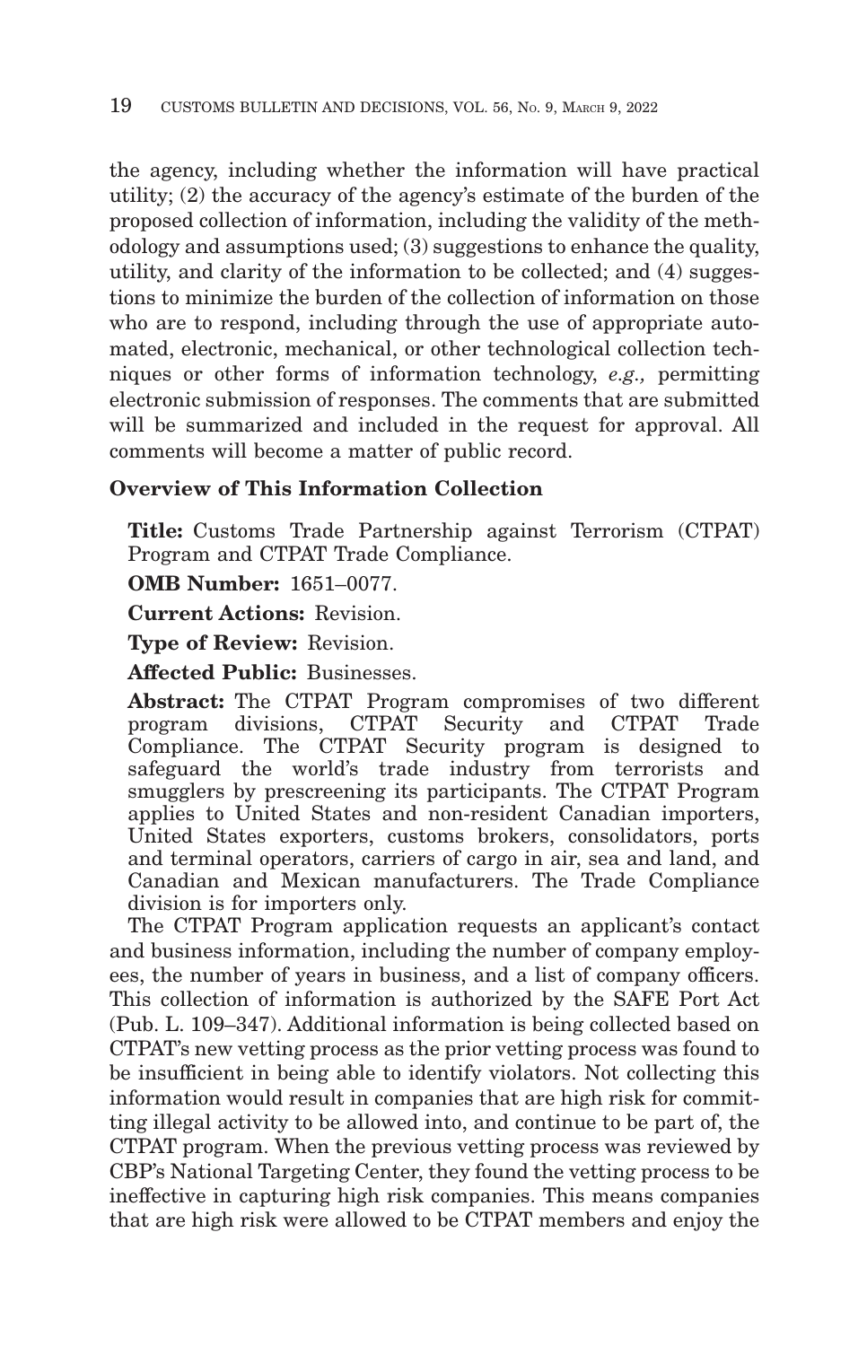the agency, including whether the information will have practical utility; (2) the accuracy of the agency's estimate of the burden of the proposed collection of information, including the validity of the methodology and assumptions used; (3) suggestions to enhance the quality, utility, and clarity of the information to be collected; and (4) suggestions to minimize the burden of the collection of information on those who are to respond, including through the use of appropriate automated, electronic, mechanical, or other technological collection techniques or other forms of information technology, *e.g.,* permitting electronic submission of responses. The comments that are submitted will be summarized and included in the request for approval. All comments will become a matter of public record.

### Overview of This Information Collection

**Title:** Customs Trade Partnership against Terrorism (CTPAT) Program and CTPAT Trade Compliance.

**OMB Number:** 1651–0077.

**Current Actions:** Revision.

**Type of Review:** Revision.

**Affected Public:** Businesses.

**Abstract:** The CTPAT Program compromises of two different program divisions, CTPAT Security and CTPAT Trade Compliance. The CTPAT Security program is designed to safeguard the world's trade industry from terrorists and smugglers by prescreening its participants. The CTPAT Program applies to United States and non-resident Canadian importers, United States exporters, customs brokers, consolidators, ports and terminal operators, carriers of cargo in air, sea and land, and Canadian and Mexican manufacturers. The Trade Compliance division is for importers only.

The CTPAT Program application requests an applicant's contact and business information, including the number of company employees, the number of years in business, and a list of company officers. This collection of information is authorized by the SAFE Port Act (Pub. L. 109–347). Additional information is being collected based on CTPAT's new vetting process as the prior vetting process was found to be insufficient in being able to identify violators. Not collecting this information would result in companies that are high risk for committing illegal activity to be allowed into, and continue to be part of, the CTPAT program. When the previous vetting process was reviewed by CBP's National Targeting Center, they found the vetting process to be ineffective in capturing high risk companies. This means companies that are high risk were allowed to be CTPAT members and enjoy the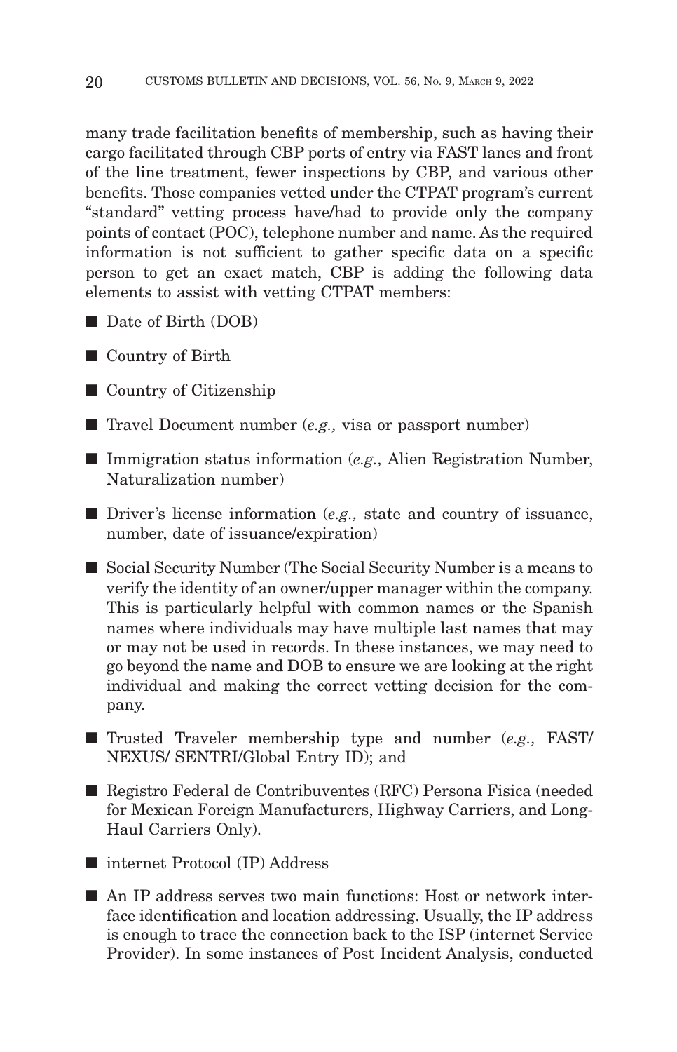many trade facilitation benefits of membership, such as having their cargo facilitated through CBP ports of entry via FAST lanes and front of the line treatment, fewer inspections by CBP, and various other benefits. Those companies vetted under the CTPAT program's current "standard" vetting process have/had to provide only the company points of contact (POC), telephone number and name. As the required information is not sufficient to gather specific data on a specific person to get an exact match, CBP is adding the following data elements to assist with vetting CTPAT members:

- Date of Birth (DOB)
- Country of Birth
- Country of Citizenship
- Travel Document number (*e.g.,* visa or passport number)
- Immigration status information (*e.g.,* Alien Registration Number, Naturalization number)
- Driver's license information (*e.g.,* state and country of issuance, number, date of issuance/expiration)
- Social Security Number (The Social Security Number is a means to verify the identity of an owner/upper manager within the company. This is particularly helpful with common names or the Spanish names where individuals may have multiple last names that may or may not be used in records. In these instances, we may need to go beyond the name and DOB to ensure we are looking at the right individual and making the correct vetting decision for the company.
- Trusted Traveler membership type and number (*e.g.,* FAST/ NEXUS/ SENTRI/Global Entry ID); and
- Registro Federal de Contribuventes (RFC) Persona Fisica (needed for Mexican Foreign Manufacturers, Highway Carriers, and Long-Haul Carriers Only).
- internet Protocol (IP) Address
- An IP address serves two main functions: Host or network interface identification and location addressing. Usually, the IP address is enough to trace the connection back to the ISP (internet Service Provider). In some instances of Post Incident Analysis, conducted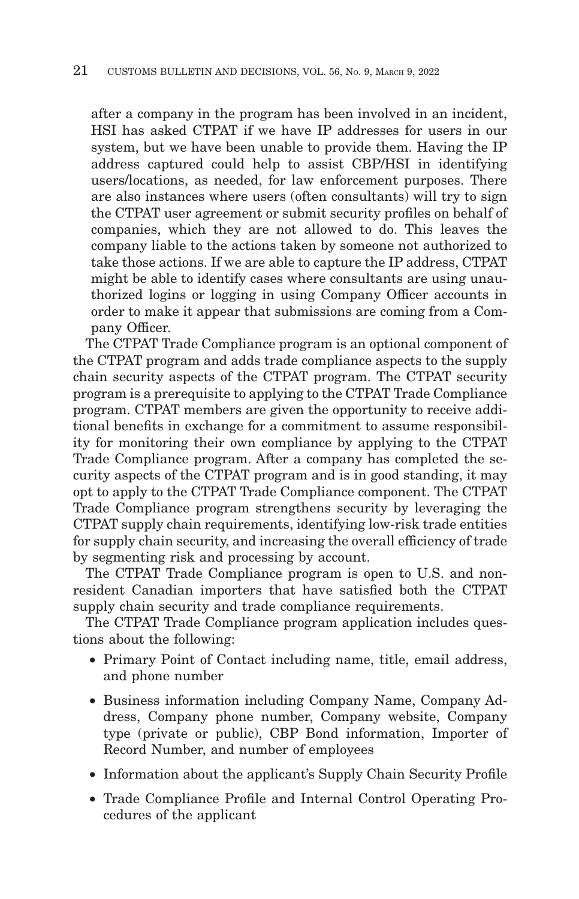after a company in the program has been involved in an incident, HSI has asked CTPAT if we have IP addresses for users in our system, but we have been unable to provide them. Having the IP address captured could help to assist CBP/HSI in identifying users/locations, as needed, for law enforcement purposes. There are also instances where users (often consultants) will try to sign the CTPAT user agreement or submit security profiles on behalf of companies, which they are not allowed to do. This leaves the company liable to the actions taken by someone not authorized to take those actions. If we are able to capture the IP address, CTPAT might be able to identify cases where consultants are using unauthorized logins or logging in using Company Officer accounts in order to make it appear that submissions are coming from a Company Officer.

The CTPAT Trade Compliance program is an optional component of the CTPAT program and adds trade compliance aspects to the supply chain security aspects of the CTPAT program. The CTPAT security program is a prerequisite to applying to the CTPAT Trade Compliance program. CTPAT members are given the opportunity to receive additional benefits in exchange for a commitment to assume responsibility for monitoring their own compliance by applying to the CTPAT Trade Compliance program. After a company has completed the security aspects of the CTPAT program and is in good standing, it may opt to apply to the CTPAT Trade Compliance component. The CTPAT Trade Compliance program strengthens security by leveraging the CTPAT supply chain requirements, identifying low-risk trade entities for supply chain security, and increasing the overall efficiency of trade by segmenting risk and processing by account.

The CTPAT Trade Compliance program is open to U.S. and non-resident Canadian importers that have satisfied both the CTPAT supply chain security and trade compliance requirements.

The CTPAT Trade Compliance program application includes questions about the following:

- Primary Point of Contact including name, title, email address, and phone number
- Business information including Company Name, Company Address, Company phone number, Company website, Company type (private or public), CBP Bond information, Importer of Record Number, and number of employees
- Information about the applicant's Supply Chain Security Profile
- Trade Compliance Profile and Internal Control Operating Procedures of the applicant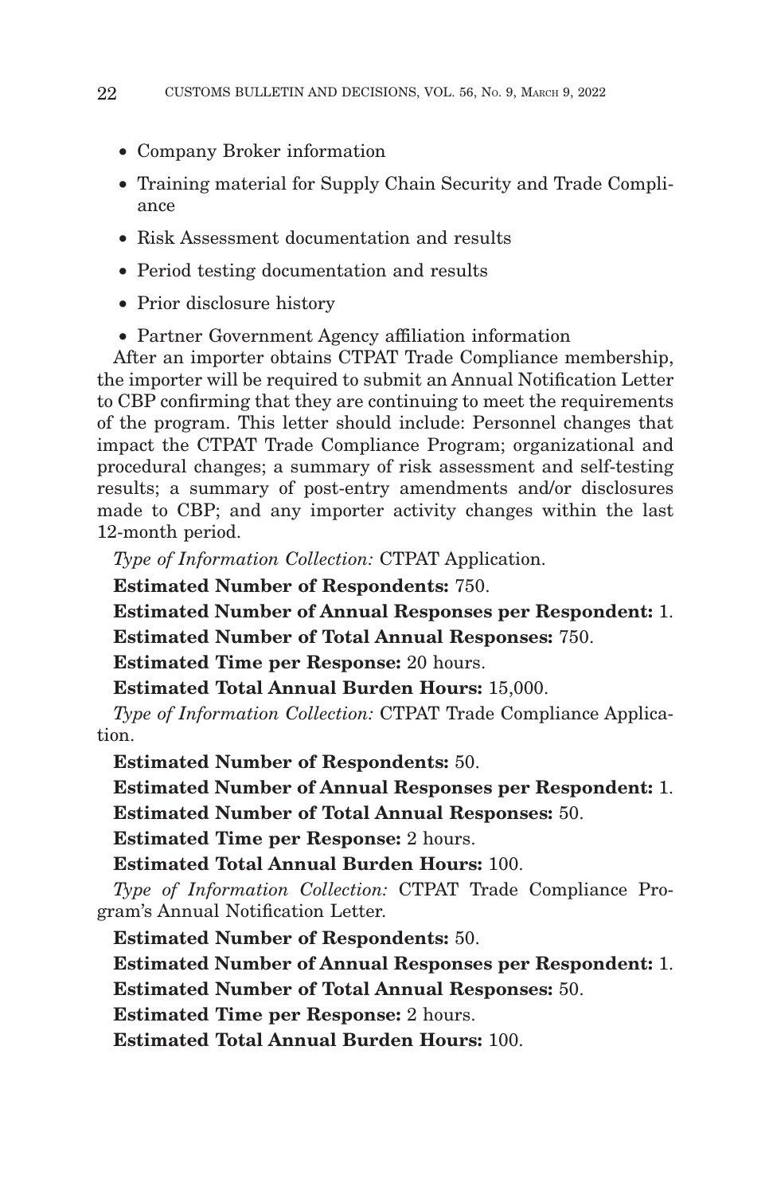- Company Broker information
- Training material for Supply Chain Security and Trade Compliance
- Risk Assessment documentation and results
- Period testing documentation and results
- Prior disclosure history
- Partner Government Agency affiliation information

After an importer obtains CTPAT Trade Compliance membership, the importer will be required to submit an Annual Notification Letter to CBP confirming that they are continuing to meet the requirements of the program. This letter should include: Personnel changes that impact the CTPAT Trade Compliance Program; organizational and procedural changes; a summary of risk assessment and self-testing results; a summary of post-entry amendments and/or disclosures made to CBP; and any importer activity changes within the last 12-month period.

*Type of Information Collection:* CTPAT Application.

**Estimated Number of Respondents:** 750.

**Estimated Number of Annual Responses per Respondent:** 1.

**Estimated Number of Total Annual Responses:** 750.

**Estimated Time per Response:** 20 hours.

**Estimated Total Annual Burden Hours:** 15,000.

*Type of Information Collection:* CTPAT Trade Compliance Application.

**Estimated Number of Respondents:** 50.

**Estimated Number of Annual Responses per Respondent:** 1.

**Estimated Number of Total Annual Responses:** 50.

**Estimated Time per Response:** 2 hours.

**Estimated Total Annual Burden Hours:** 100.

*Type of Information Collection:* CTPAT Trade Compliance Program's Annual Notification Letter.

**Estimated Number of Respondents:** 50.

**Estimated Number of Annual Responses per Respondent:** 1.

**Estimated Number of Total Annual Responses:** 50.

**Estimated Time per Response:** 2 hours.

**Estimated Total Annual Burden Hours:** 100.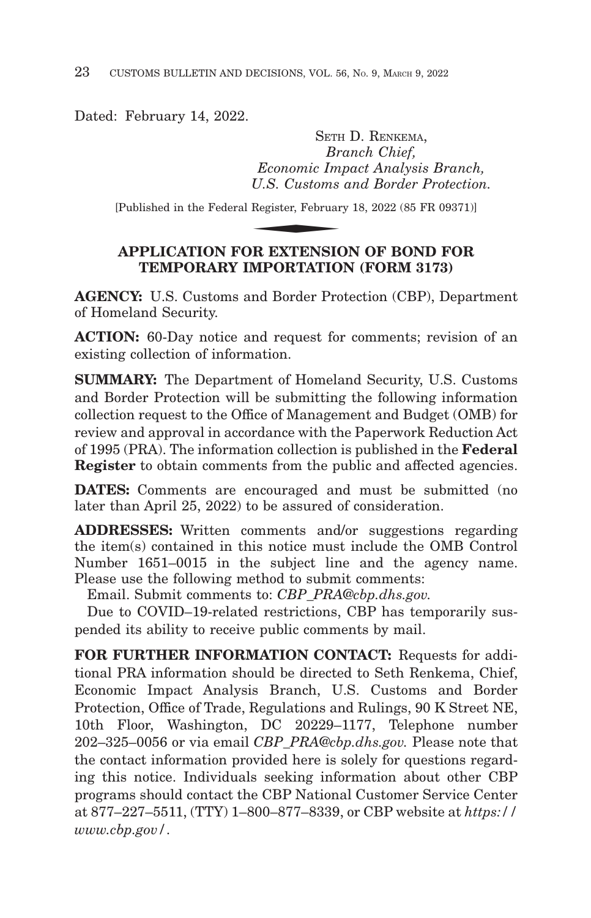Dated: February 14, 2022.

SETH D. RENKEMA,
*Branch Chief,*
*Economic Impact Analysis Branch,*
*U.S. Customs and Border Protection.*

[Published in the Federal Register, February 18, 2022 (85 FR 09371)]

## APPLICATION FOR EXTENSION OF BOND FOR TEMPORARY IMPORTATION (FORM 3173)

**AGENCY:** U.S. Customs and Border Protection (CBP), Department of Homeland Security.

**ACTION:** 60-Day notice and request for comments; revision of an existing collection of information.

**SUMMARY:** The Department of Homeland Security, U.S. Customs and Border Protection will be submitting the following information collection request to the Office of Management and Budget (OMB) for review and approval in accordance with the Paperwork Reduction Act of 1995 (PRA). The information collection is published in the **Federal Register** to obtain comments from the public and affected agencies.

**DATES:** Comments are encouraged and must be submitted (no later than April 25, 2022) to be assured of consideration.

**ADDRESSES:** Written comments and/or suggestions regarding the item(s) contained in this notice must include the OMB Control Number 1651–0015 in the subject line and the agency name. Please use the following method to submit comments:

Email. Submit comments to: *CBP_PRA@cbp.dhs.gov.*

Due to COVID–19-related restrictions, CBP has temporarily suspended its ability to receive public comments by mail.

**FOR FURTHER INFORMATION CONTACT:** Requests for additional PRA information should be directed to Seth Renkema, Chief, Economic Impact Analysis Branch, U.S. Customs and Border Protection, Office of Trade, Regulations and Rulings, 90 K Street NE, 10th Floor, Washington, DC 20229–1177, Telephone number 202–325–0056 or via email *CBP_PRA@cbp.dhs.gov.* Please note that the contact information provided here is solely for questions regarding this notice. Individuals seeking information about other CBP programs should contact the CBP National Customer Service Center at 877–227–5511, (TTY) 1–800–877–8339, or CBP website at *https://www.cbp.gov/*.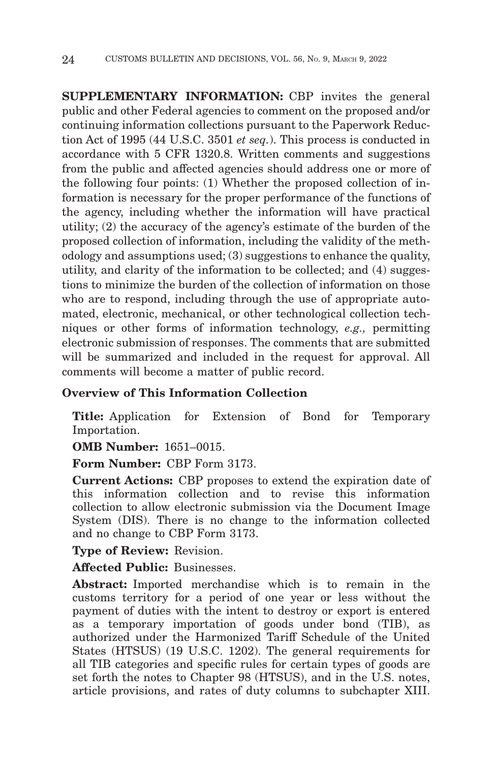**SUPPLEMENTARY INFORMATION:** CBP invites the general public and other Federal agencies to comment on the proposed and/or continuing information collections pursuant to the Paperwork Reduction Act of 1995 (44 U.S.C. 3501 *et seq.*). This process is conducted in accordance with 5 CFR 1320.8. Written comments and suggestions from the public and affected agencies should address one or more of the following four points: (1) Whether the proposed collection of information is necessary for the proper performance of the functions of the agency, including whether the information will have practical utility; (2) the accuracy of the agency's estimate of the burden of the proposed collection of information, including the validity of the methodology and assumptions used; (3) suggestions to enhance the quality, utility, and clarity of the information to be collected; and (4) suggestions to minimize the burden of the collection of information on those who are to respond, including through the use of appropriate automated, electronic, mechanical, or other technological collection techniques or other forms of information technology, *e.g.,* permitting electronic submission of responses. The comments that are submitted will be summarized and included in the request for approval. All comments will become a matter of public record.

**Overview of This Information Collection**

**Title:** Application for Extension of Bond for Temporary Importation.

**OMB Number:** 1651–0015.

**Form Number:** CBP Form 3173.

**Current Actions:** CBP proposes to extend the expiration date of this information collection and to revise this information collection to allow electronic submission via the Document Image System (DIS). There is no change to the information collected and no change to CBP Form 3173.

**Type of Review:** Revision.

**Affected Public:** Businesses.

**Abstract:** Imported merchandise which is to remain in the customs territory for a period of one year or less without the payment of duties with the intent to destroy or export is entered as a temporary importation of goods under bond (TIB), as authorized under the Harmonized Tariff Schedule of the United States (HTSUS) (19 U.S.C. 1202). The general requirements for all TIB categories and specific rules for certain types of goods are set forth the notes to Chapter 98 (HTSUS), and in the U.S. notes, article provisions, and rates of duty columns to subchapter XIII.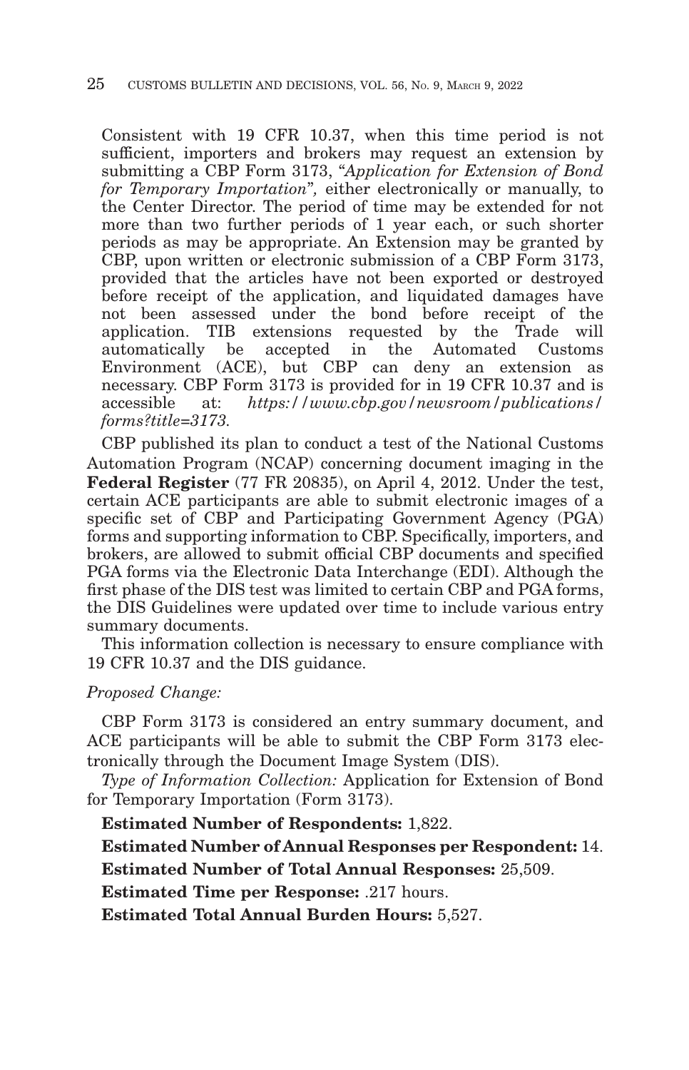Consistent with 19 CFR 10.37, when this time period is not sufficient, importers and brokers may request an extension by submitting a CBP Form 3173, "*Application for Extension of Bond for Temporary Importation*", either electronically or manually, to the Center Director. The period of time may be extended for not more than two further periods of 1 year each, or such shorter periods as may be appropriate. An Extension may be granted by CBP, upon written or electronic submission of a CBP Form 3173, provided that the articles have not been exported or destroyed before receipt of the application, and liquidated damages have not been assessed under the bond before receipt of the application. TIB extensions requested by the Trade will automatically be accepted in the Automated Customs Environment (ACE), but CBP can deny an extension as necessary. CBP Form 3173 is provided for in 19 CFR 10.37 and is accessible at: *https://www.cbp.gov/newsroom/publications/forms?title=3173.*

CBP published its plan to conduct a test of the National Customs Automation Program (NCAP) concerning document imaging in the **Federal Register** (77 FR 20835), on April 4, 2012. Under the test, certain ACE participants are able to submit electronic images of a specific set of CBP and Participating Government Agency (PGA) forms and supporting information to CBP. Specifically, importers, and brokers, are allowed to submit official CBP documents and specified PGA forms via the Electronic Data Interchange (EDI). Although the first phase of the DIS test was limited to certain CBP and PGA forms, the DIS Guidelines were updated over time to include various entry summary documents.

This information collection is necessary to ensure compliance with 19 CFR 10.37 and the DIS guidance.

*Proposed Change:*

CBP Form 3173 is considered an entry summary document, and ACE participants will be able to submit the CBP Form 3173 electronically through the Document Image System (DIS).

*Type of Information Collection:* Application for Extension of Bond for Temporary Importation (Form 3173).

**Estimated Number of Respondents:** 1,822.

**Estimated Number of Annual Responses per Respondent:** 14.

**Estimated Number of Total Annual Responses:** 25,509.

**Estimated Time per Response:** .217 hours.

**Estimated Total Annual Burden Hours:** 5,527.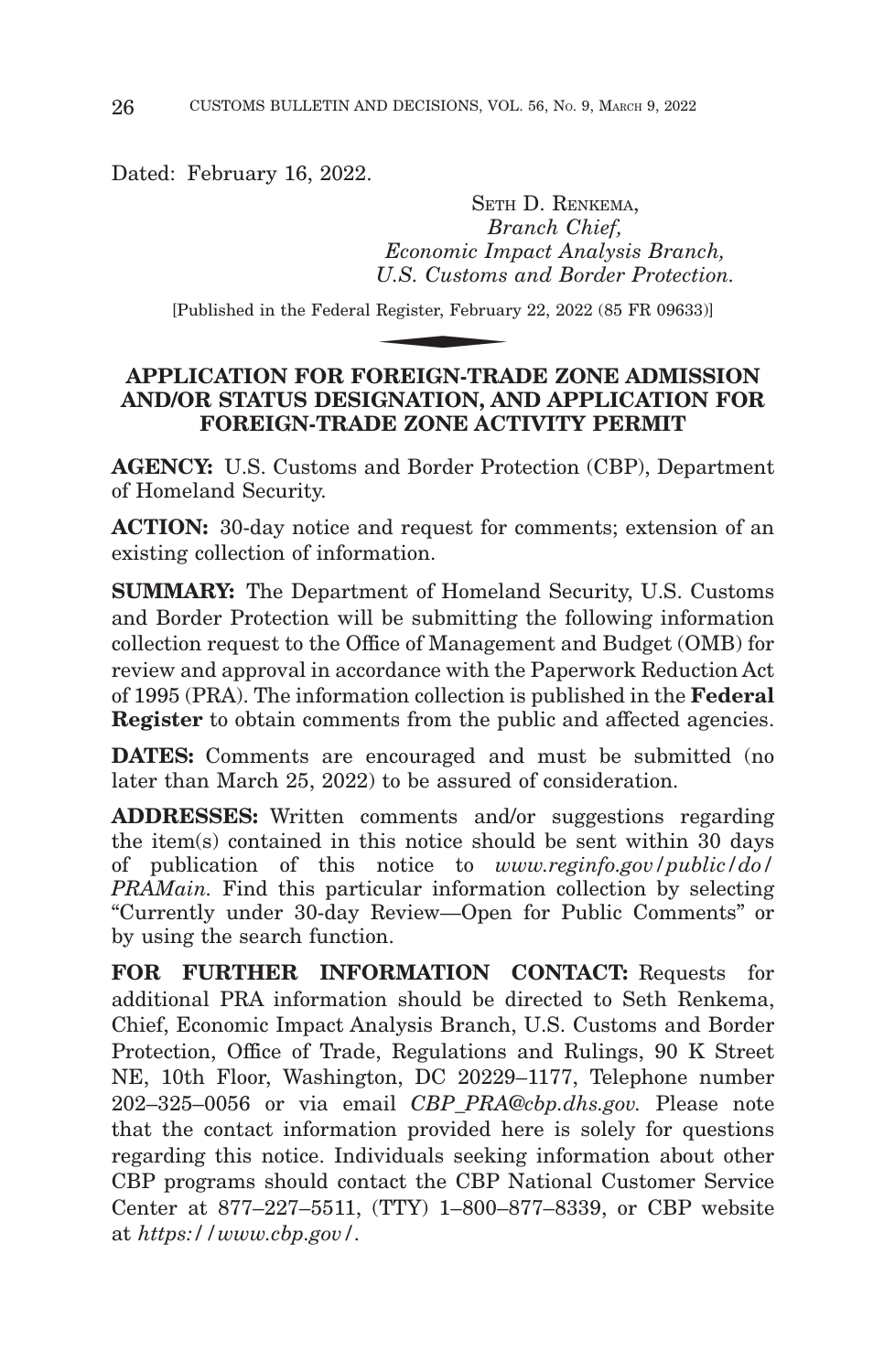Dated: February 16, 2022.

SETH D. RENKEMA,
*Branch Chief,*
*Economic Impact Analysis Branch,*
*U.S. Customs and Border Protection.*

[Published in the Federal Register, February 22, 2022 (85 FR 09633)]

## APPLICATION FOR FOREIGN-TRADE ZONE ADMISSION AND/OR STATUS DESIGNATION, AND APPLICATION FOR FOREIGN-TRADE ZONE ACTIVITY PERMIT

**AGENCY:** U.S. Customs and Border Protection (CBP), Department of Homeland Security.

**ACTION:** 30-day notice and request for comments; extension of an existing collection of information.

**SUMMARY:** The Department of Homeland Security, U.S. Customs and Border Protection will be submitting the following information collection request to the Office of Management and Budget (OMB) for review and approval in accordance with the Paperwork Reduction Act of 1995 (PRA). The information collection is published in the **Federal Register** to obtain comments from the public and affected agencies.

**DATES:** Comments are encouraged and must be submitted (no later than March 25, 2022) to be assured of consideration.

**ADDRESSES:** Written comments and/or suggestions regarding the item(s) contained in this notice should be sent within 30 days of publication of this notice to *www.reginfo.gov/public/do/PRAMain.* Find this particular information collection by selecting "Currently under 30-day Review—Open for Public Comments" or by using the search function.

**FOR FURTHER INFORMATION CONTACT:** Requests for additional PRA information should be directed to Seth Renkema, Chief, Economic Impact Analysis Branch, U.S. Customs and Border Protection, Office of Trade, Regulations and Rulings, 90 K Street NE, 10th Floor, Washington, DC 20229–1177, Telephone number 202–325–0056 or via email *CBP_PRA@cbp.dhs.gov.* Please note that the contact information provided here is solely for questions regarding this notice. Individuals seeking information about other CBP programs should contact the CBP National Customer Service Center at 877–227–5511, (TTY) 1–800–877–8339, or CBP website at *https://www.cbp.gov/.*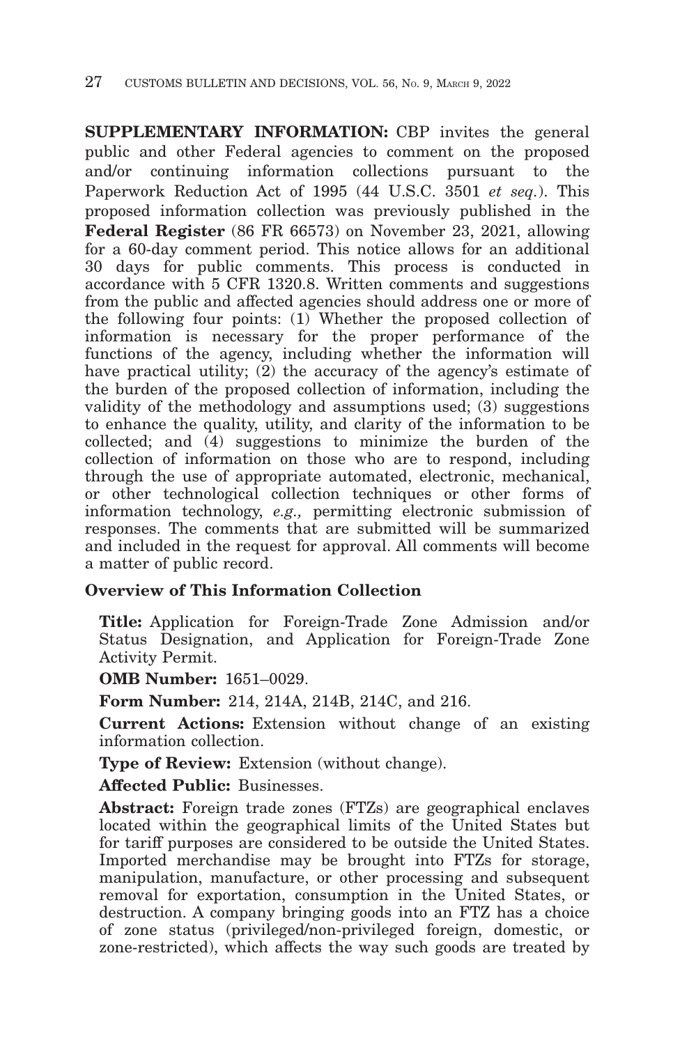**SUPPLEMENTARY INFORMATION:** CBP invites the general public and other Federal agencies to comment on the proposed and/or continuing information collections pursuant to the Paperwork Reduction Act of 1995 (44 U.S.C. 3501 *et seq.*). This proposed information collection was previously published in the **Federal Register** (86 FR 66573) on November 23, 2021, allowing for a 60-day comment period. This notice allows for an additional 30 days for public comments. This process is conducted in accordance with 5 CFR 1320.8. Written comments and suggestions from the public and affected agencies should address one or more of the following four points: (1) Whether the proposed collection of information is necessary for the proper performance of the functions of the agency, including whether the information will have practical utility; (2) the accuracy of the agency's estimate of the burden of the proposed collection of information, including the validity of the methodology and assumptions used; (3) suggestions to enhance the quality, utility, and clarity of the information to be collected; and (4) suggestions to minimize the burden of the collection of information on those who are to respond, including through the use of appropriate automated, electronic, mechanical, or other technological collection techniques or other forms of information technology, *e.g.,* permitting electronic submission of responses. The comments that are submitted will be summarized and included in the request for approval. All comments will become a matter of public record.

**Overview of This Information Collection**

**Title:** Application for Foreign-Trade Zone Admission and/or Status Designation, and Application for Foreign-Trade Zone Activity Permit.

**OMB Number:** 1651–0029.

**Form Number:** 214, 214A, 214B, 214C, and 216.

**Current Actions:** Extension without change of an existing information collection.

**Type of Review:** Extension (without change).

**Affected Public:** Businesses.

**Abstract:** Foreign trade zones (FTZs) are geographical enclaves located within the geographical limits of the United States but for tariff purposes are considered to be outside the United States. Imported merchandise may be brought into FTZs for storage, manipulation, manufacture, or other processing and subsequent removal for exportation, consumption in the United States, or destruction. A company bringing goods into an FTZ has a choice of zone status (privileged/non-privileged foreign, domestic, or zone-restricted), which affects the way such goods are treated by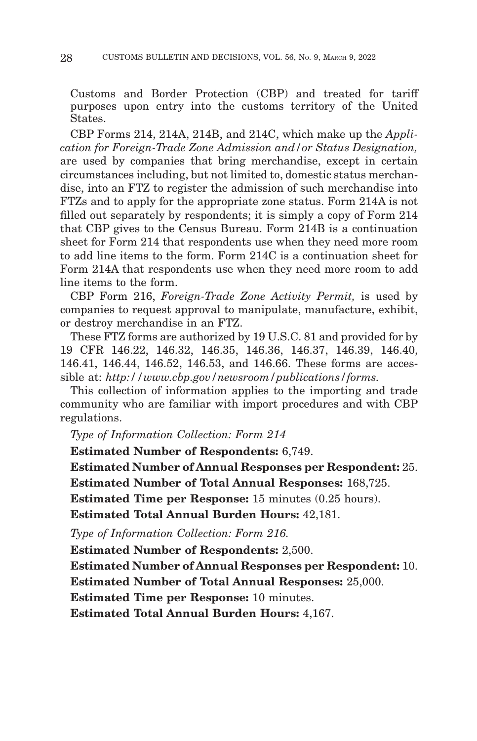Customs and Border Protection (CBP) and treated for tariff purposes upon entry into the customs territory of the United States.

CBP Forms 214, 214A, 214B, and 214C, which make up the *Application for Foreign-Trade Zone Admission and/or Status Designation,* are used by companies that bring merchandise, except in certain circumstances including, but not limited to, domestic status merchandise, into an FTZ to register the admission of such merchandise into FTZs and to apply for the appropriate zone status. Form 214A is not filled out separately by respondents; it is simply a copy of Form 214 that CBP gives to the Census Bureau. Form 214B is a continuation sheet for Form 214 that respondents use when they need more room to add line items to the form. Form 214C is a continuation sheet for Form 214A that respondents use when they need more room to add line items to the form.

CBP Form 216, *Foreign-Trade Zone Activity Permit,* is used by companies to request approval to manipulate, manufacture, exhibit, or destroy merchandise in an FTZ.

These FTZ forms are authorized by 19 U.S.C. 81 and provided for by 19 CFR 146.22, 146.32, 146.35, 146.36, 146.37, 146.39, 146.40, 146.41, 146.44, 146.52, 146.53, and 146.66. These forms are accessible at: *http://www.cbp.gov/newsroom/publications/forms.*

This collection of information applies to the importing and trade community who are familiar with import procedures and with CBP regulations.

*Type of Information Collection: Form 214*

**Estimated Number of Respondents:** 6,749.

**Estimated Number of Annual Responses per Respondent:** 25.

**Estimated Number of Total Annual Responses:** 168,725.

**Estimated Time per Response:** 15 minutes (0.25 hours).

**Estimated Total Annual Burden Hours:** 42,181.

*Type of Information Collection: Form 216.*

**Estimated Number of Respondents:** 2,500.

**Estimated Number of Annual Responses per Respondent:** 10.

**Estimated Number of Total Annual Responses:** 25,000.

**Estimated Time per Response:** 10 minutes.

**Estimated Total Annual Burden Hours:** 4,167.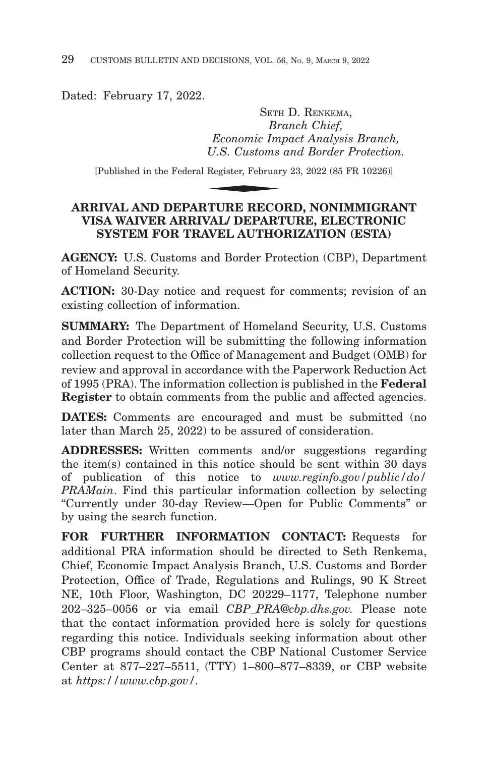Dated: February 17, 2022.

SETH D. RENKEMA,
*Branch Chief,*
*Economic Impact Analysis Branch,*
*U.S. Customs and Border Protection.*

[Published in the Federal Register, February 23, 2022 (85 FR 10226)]

## ARRIVAL AND DEPARTURE RECORD, NONIMMIGRANT VISA WAIVER ARRIVAL/ DEPARTURE, ELECTRONIC SYSTEM FOR TRAVEL AUTHORIZATION (ESTA)

**AGENCY:** U.S. Customs and Border Protection (CBP), Department of Homeland Security.

**ACTION:** 30-Day notice and request for comments; revision of an existing collection of information.

**SUMMARY:** The Department of Homeland Security, U.S. Customs and Border Protection will be submitting the following information collection request to the Office of Management and Budget (OMB) for review and approval in accordance with the Paperwork Reduction Act of 1995 (PRA). The information collection is published in the **Federal Register** to obtain comments from the public and affected agencies.

**DATES:** Comments are encouraged and must be submitted (no later than March 25, 2022) to be assured of consideration.

**ADDRESSES:** Written comments and/or suggestions regarding the item(s) contained in this notice should be sent within 30 days of publication of this notice to *www.reginfo.gov/public/do/PRAMain*. Find this particular information collection by selecting "Currently under 30-day Review—Open for Public Comments" or by using the search function.

**FOR FURTHER INFORMATION CONTACT:** Requests for additional PRA information should be directed to Seth Renkema, Chief, Economic Impact Analysis Branch, U.S. Customs and Border Protection, Office of Trade, Regulations and Rulings, 90 K Street NE, 10th Floor, Washington, DC 20229–1177, Telephone number 202–325–0056 or via email *CBP_PRA@cbp.dhs.gov.* Please note that the contact information provided here is solely for questions regarding this notice. Individuals seeking information about other CBP programs should contact the CBP National Customer Service Center at 877–227–5511, (TTY) 1–800–877–8339, or CBP website at *https://www.cbp.gov/*.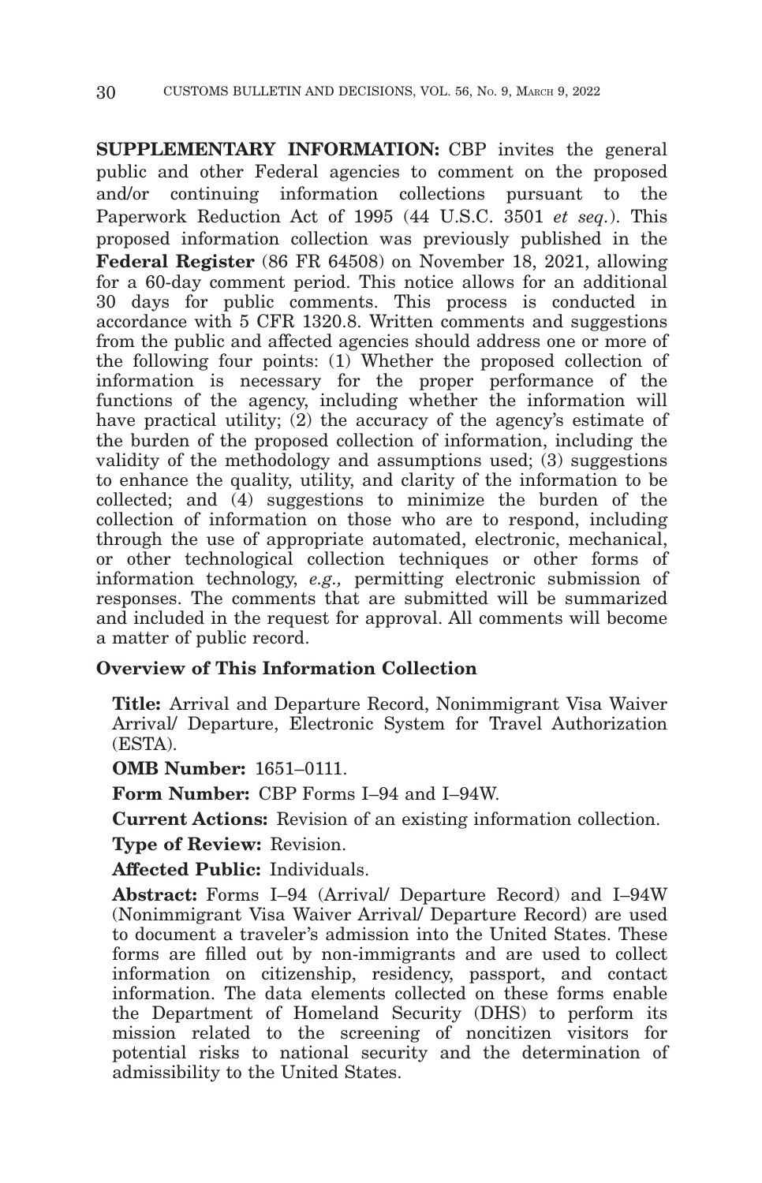**SUPPLEMENTARY INFORMATION:** CBP invites the general public and other Federal agencies to comment on the proposed and/or continuing information collections pursuant to the Paperwork Reduction Act of 1995 (44 U.S.C. 3501 *et seq.*). This proposed information collection was previously published in the **Federal Register** (86 FR 64508) on November 18, 2021, allowing for a 60-day comment period. This notice allows for an additional 30 days for public comments. This process is conducted in accordance with 5 CFR 1320.8. Written comments and suggestions from the public and affected agencies should address one or more of the following four points: (1) Whether the proposed collection of information is necessary for the proper performance of the functions of the agency, including whether the information will have practical utility; (2) the accuracy of the agency's estimate of the burden of the proposed collection of information, including the validity of the methodology and assumptions used; (3) suggestions to enhance the quality, utility, and clarity of the information to be collected; and (4) suggestions to minimize the burden of the collection of information on those who are to respond, including through the use of appropriate automated, electronic, mechanical, or other technological collection techniques or other forms of information technology, *e.g.,* permitting electronic submission of responses. The comments that are submitted will be summarized and included in the request for approval. All comments will become a matter of public record.

## Overview of This Information Collection

**Title:** Arrival and Departure Record, Nonimmigrant Visa Waiver Arrival/ Departure, Electronic System for Travel Authorization (ESTA).

**OMB Number:** 1651–0111.

**Form Number:** CBP Forms I–94 and I–94W.

**Current Actions:** Revision of an existing information collection.

**Type of Review:** Revision.

**Affected Public:** Individuals.

**Abstract:** Forms I–94 (Arrival/ Departure Record) and I–94W (Nonimmigrant Visa Waiver Arrival/ Departure Record) are used to document a traveler's admission into the United States. These forms are filled out by non-immigrants and are used to collect information on citizenship, residency, passport, and contact information. The data elements collected on these forms enable the Department of Homeland Security (DHS) to perform its mission related to the screening of noncitizen visitors for potential risks to national security and the determination of admissibility to the United States.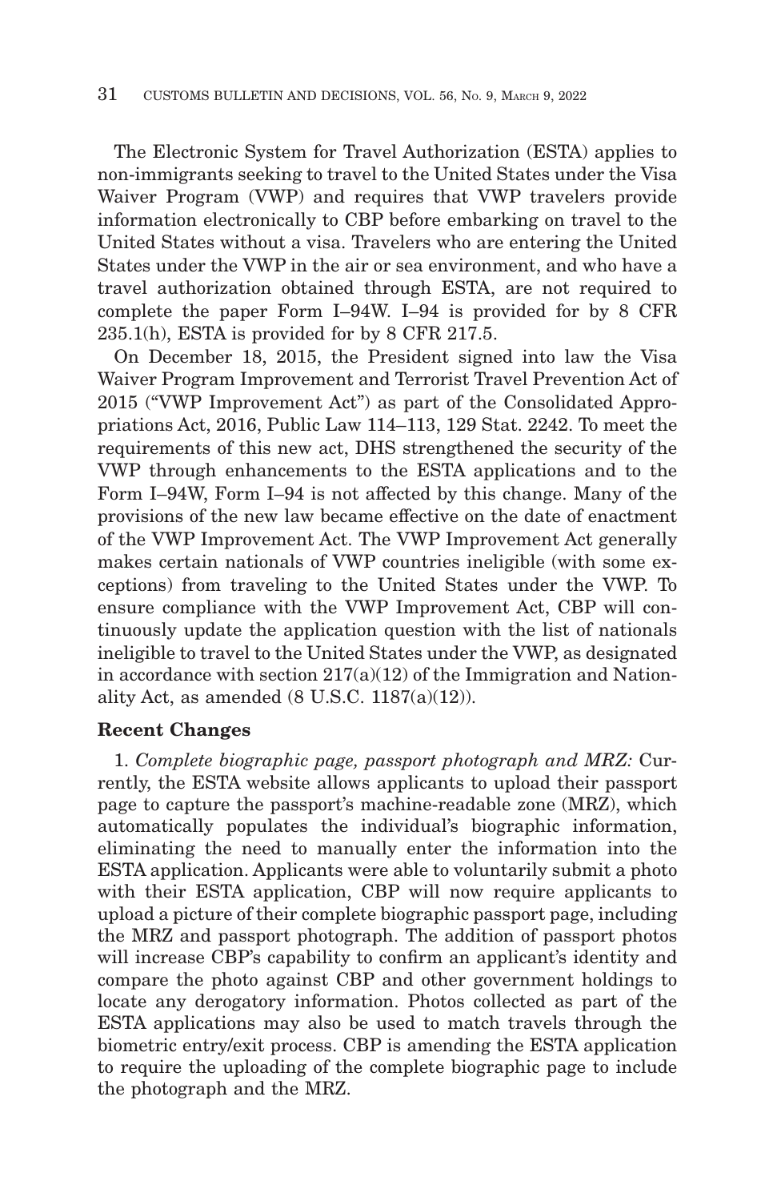The Electronic System for Travel Authorization (ESTA) applies to non-immigrants seeking to travel to the United States under the Visa Waiver Program (VWP) and requires that VWP travelers provide information electronically to CBP before embarking on travel to the United States without a visa. Travelers who are entering the United States under the VWP in the air or sea environment, and who have a travel authorization obtained through ESTA, are not required to complete the paper Form I–94W. I–94 is provided for by 8 CFR 235.1(h), ESTA is provided for by 8 CFR 217.5.

On December 18, 2015, the President signed into law the Visa Waiver Program Improvement and Terrorist Travel Prevention Act of 2015 ("VWP Improvement Act") as part of the Consolidated Appropriations Act, 2016, Public Law 114–113, 129 Stat. 2242. To meet the requirements of this new act, DHS strengthened the security of the VWP through enhancements to the ESTA applications and to the Form I–94W, Form I–94 is not affected by this change. Many of the provisions of the new law became effective on the date of enactment of the VWP Improvement Act. The VWP Improvement Act generally makes certain nationals of VWP countries ineligible (with some exceptions) from traveling to the United States under the VWP. To ensure compliance with the VWP Improvement Act, CBP will continuously update the application question with the list of nationals ineligible to travel to the United States under the VWP, as designated in accordance with section 217(a)(12) of the Immigration and Nationality Act, as amended (8 U.S.C. 1187(a)(12)).

**Recent Changes**

1. *Complete biographic page, passport photograph and MRZ:* Currently, the ESTA website allows applicants to upload their passport page to capture the passport's machine-readable zone (MRZ), which automatically populates the individual's biographic information, eliminating the need to manually enter the information into the ESTA application. Applicants were able to voluntarily submit a photo with their ESTA application, CBP will now require applicants to upload a picture of their complete biographic passport page, including the MRZ and passport photograph. The addition of passport photos will increase CBP's capability to confirm an applicant's identity and compare the photo against CBP and other government holdings to locate any derogatory information. Photos collected as part of the ESTA applications may also be used to match travels through the biometric entry/exit process. CBP is amending the ESTA application to require the uploading of the complete biographic page to include the photograph and the MRZ.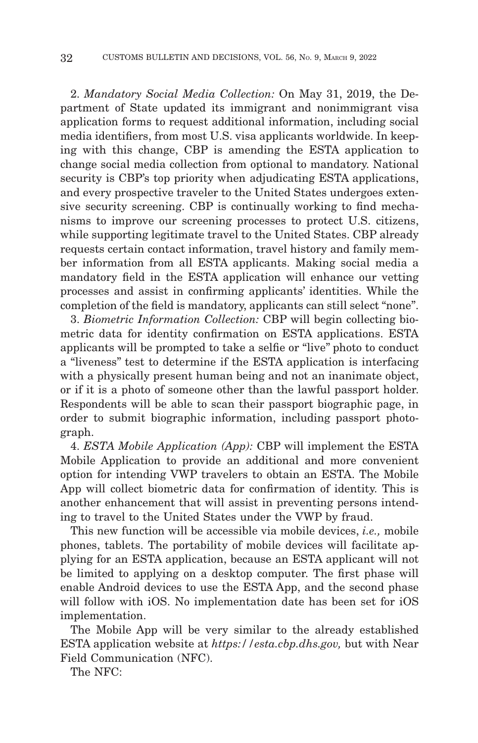2. *Mandatory Social Media Collection:* On May 31, 2019, the Department of State updated its immigrant and nonimmigrant visa application forms to request additional information, including social media identifiers, from most U.S. visa applicants worldwide. In keeping with this change, CBP is amending the ESTA application to change social media collection from optional to mandatory. National security is CBP's top priority when adjudicating ESTA applications, and every prospective traveler to the United States undergoes extensive security screening. CBP is continually working to find mechanisms to improve our screening processes to protect U.S. citizens, while supporting legitimate travel to the United States. CBP already requests certain contact information, travel history and family member information from all ESTA applicants. Making social media a mandatory field in the ESTA application will enhance our vetting processes and assist in confirming applicants' identities. While the completion of the field is mandatory, applicants can still select "none".

3. *Biometric Information Collection:* CBP will begin collecting biometric data for identity confirmation on ESTA applications. ESTA applicants will be prompted to take a selfie or "live" photo to conduct a "liveness" test to determine if the ESTA application is interfacing with a physically present human being and not an inanimate object, or if it is a photo of someone other than the lawful passport holder. Respondents will be able to scan their passport biographic page, in order to submit biographic information, including passport photograph.

4. *ESTA Mobile Application (App):* CBP will implement the ESTA Mobile Application to provide an additional and more convenient option for intending VWP travelers to obtain an ESTA. The Mobile App will collect biometric data for confirmation of identity. This is another enhancement that will assist in preventing persons intending to travel to the United States under the VWP by fraud.

This new function will be accessible via mobile devices, *i.e.,* mobile phones, tablets. The portability of mobile devices will facilitate applying for an ESTA application, because an ESTA applicant will not be limited to applying on a desktop computer. The first phase will enable Android devices to use the ESTA App, and the second phase will follow with iOS. No implementation date has been set for iOS implementation.

The Mobile App will be very similar to the already established ESTA application website at *https://esta.cbp.dhs.gov,* but with Near Field Communication (NFC).

The NFC: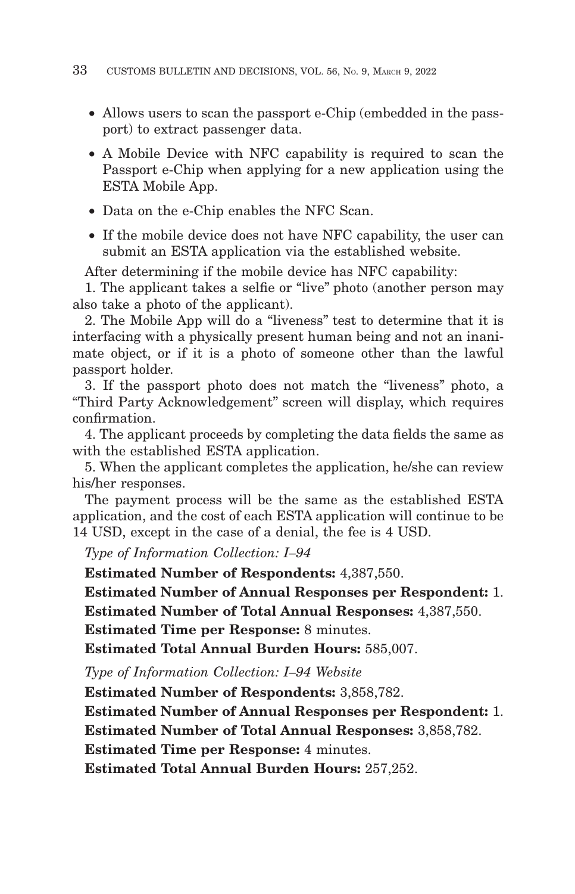- Allows users to scan the passport e-Chip (embedded in the passport) to extract passenger data.
- A Mobile Device with NFC capability is required to scan the Passport e-Chip when applying for a new application using the ESTA Mobile App.
- Data on the e-Chip enables the NFC Scan.
- If the mobile device does not have NFC capability, the user can submit an ESTA application via the established website.

After determining if the mobile device has NFC capability:

1. The applicant takes a selfie or "live" photo (another person may also take a photo of the applicant).
2. The Mobile App will do a "liveness" test to determine that it is interfacing with a physically present human being and not an inanimate object, or if it is a photo of someone other than the lawful passport holder.
3. If the passport photo does not match the "liveness" photo, a "Third Party Acknowledgement" screen will display, which requires confirmation.
4. The applicant proceeds by completing the data fields the same as with the established ESTA application.
5. When the applicant completes the application, he/she can review his/her responses.

The payment process will be the same as the established ESTA application, and the cost of each ESTA application will continue to be 14 USD, except in the case of a denial, the fee is 4 USD.

*Type of Information Collection: I–94*

**Estimated Number of Respondents:** 4,387,550.

**Estimated Number of Annual Responses per Respondent:** 1.

**Estimated Number of Total Annual Responses:** 4,387,550.

**Estimated Time per Response:** 8 minutes.

**Estimated Total Annual Burden Hours:** 585,007.

*Type of Information Collection: I–94 Website*

**Estimated Number of Respondents:** 3,858,782.

**Estimated Number of Annual Responses per Respondent:** 1.

**Estimated Number of Total Annual Responses:** 3,858,782.

**Estimated Time per Response:** 4 minutes.

**Estimated Total Annual Burden Hours:** 257,252.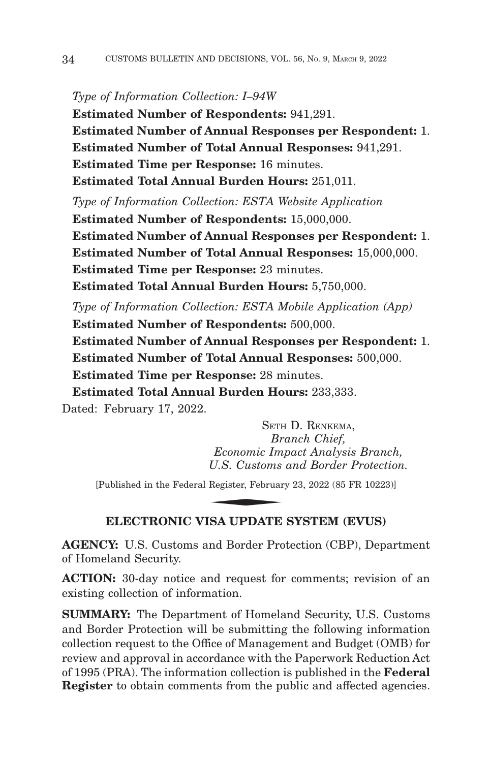*Type of Information Collection: I–94W*

**Estimated Number of Respondents:** 941,291.

**Estimated Number of Annual Responses per Respondent:** 1.

**Estimated Number of Total Annual Responses:** 941,291.

**Estimated Time per Response:** 16 minutes.

**Estimated Total Annual Burden Hours:** 251,011.

*Type of Information Collection: ESTA Website Application*

**Estimated Number of Respondents:** 15,000,000.

**Estimated Number of Annual Responses per Respondent:** 1.

**Estimated Number of Total Annual Responses:** 15,000,000.

**Estimated Time per Response:** 23 minutes.

**Estimated Total Annual Burden Hours:** 5,750,000.

*Type of Information Collection: ESTA Mobile Application (App)*

**Estimated Number of Respondents:** 500,000.

**Estimated Number of Annual Responses per Respondent:** 1.

**Estimated Number of Total Annual Responses:** 500,000.

**Estimated Time per Response:** 28 minutes.

**Estimated Total Annual Burden Hours:** 233,333.

Dated: February 17, 2022.

SETH D. RENKEMA,
*Branch Chief,*
*Economic Impact Analysis Branch,*
*U.S. Customs and Border Protection.*

[Published in the Federal Register, February 23, 2022 (85 FR 10223)]

## ELECTRONIC VISA UPDATE SYSTEM (EVUS)

**AGENCY:** U.S. Customs and Border Protection (CBP), Department of Homeland Security.

**ACTION:** 30-day notice and request for comments; revision of an existing collection of information.

**SUMMARY:** The Department of Homeland Security, U.S. Customs and Border Protection will be submitting the following information collection request to the Office of Management and Budget (OMB) for review and approval in accordance with the Paperwork Reduction Act of 1995 (PRA). The information collection is published in the **Federal Register** to obtain comments from the public and affected agencies.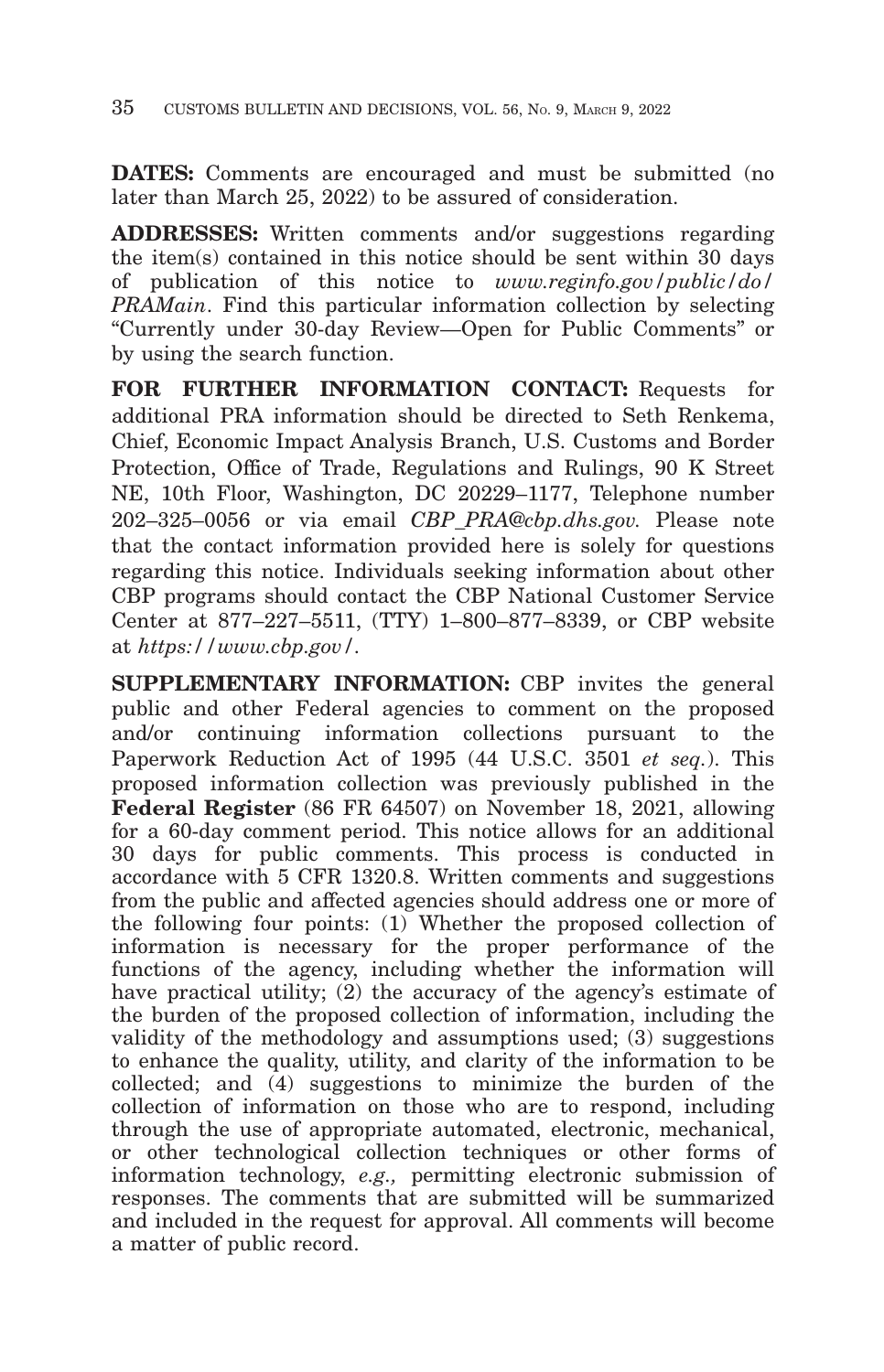**DATES:** Comments are encouraged and must be submitted (no later than March 25, 2022) to be assured of consideration.

**ADDRESSES:** Written comments and/or suggestions regarding the item(s) contained in this notice should be sent within 30 days of publication of this notice to *www.reginfo.gov/public/do/PRAMain*. Find this particular information collection by selecting "Currently under 30-day Review—Open for Public Comments" or by using the search function.

**FOR FURTHER INFORMATION CONTACT:** Requests for additional PRA information should be directed to Seth Renkema, Chief, Economic Impact Analysis Branch, U.S. Customs and Border Protection, Office of Trade, Regulations and Rulings, 90 K Street NE, 10th Floor, Washington, DC 20229–1177, Telephone number 202–325–0056 or via email *CBP_PRA@cbp.dhs.gov.* Please note that the contact information provided here is solely for questions regarding this notice. Individuals seeking information about other CBP programs should contact the CBP National Customer Service Center at 877–227–5511, (TTY) 1–800–877–8339, or CBP website at *https://www.cbp.gov/*.

**SUPPLEMENTARY INFORMATION:** CBP invites the general public and other Federal agencies to comment on the proposed and/or continuing information collections pursuant to the Paperwork Reduction Act of 1995 (44 U.S.C. 3501 *et seq.*). This proposed information collection was previously published in the **Federal Register** (86 FR 64507) on November 18, 2021, allowing for a 60-day comment period. This notice allows for an additional 30 days for public comments. This process is conducted in accordance with 5 CFR 1320.8. Written comments and suggestions from the public and affected agencies should address one or more of the following four points: (1) Whether the proposed collection of information is necessary for the proper performance of the functions of the agency, including whether the information will have practical utility; (2) the accuracy of the agency's estimate of the burden of the proposed collection of information, including the validity of the methodology and assumptions used; (3) suggestions to enhance the quality, utility, and clarity of the information to be collected; and (4) suggestions to minimize the burden of the collection of information on those who are to respond, including through the use of appropriate automated, electronic, mechanical, or other technological collection techniques or other forms of information technology, *e.g.,* permitting electronic submission of responses. The comments that are submitted will be summarized and included in the request for approval. All comments will become a matter of public record.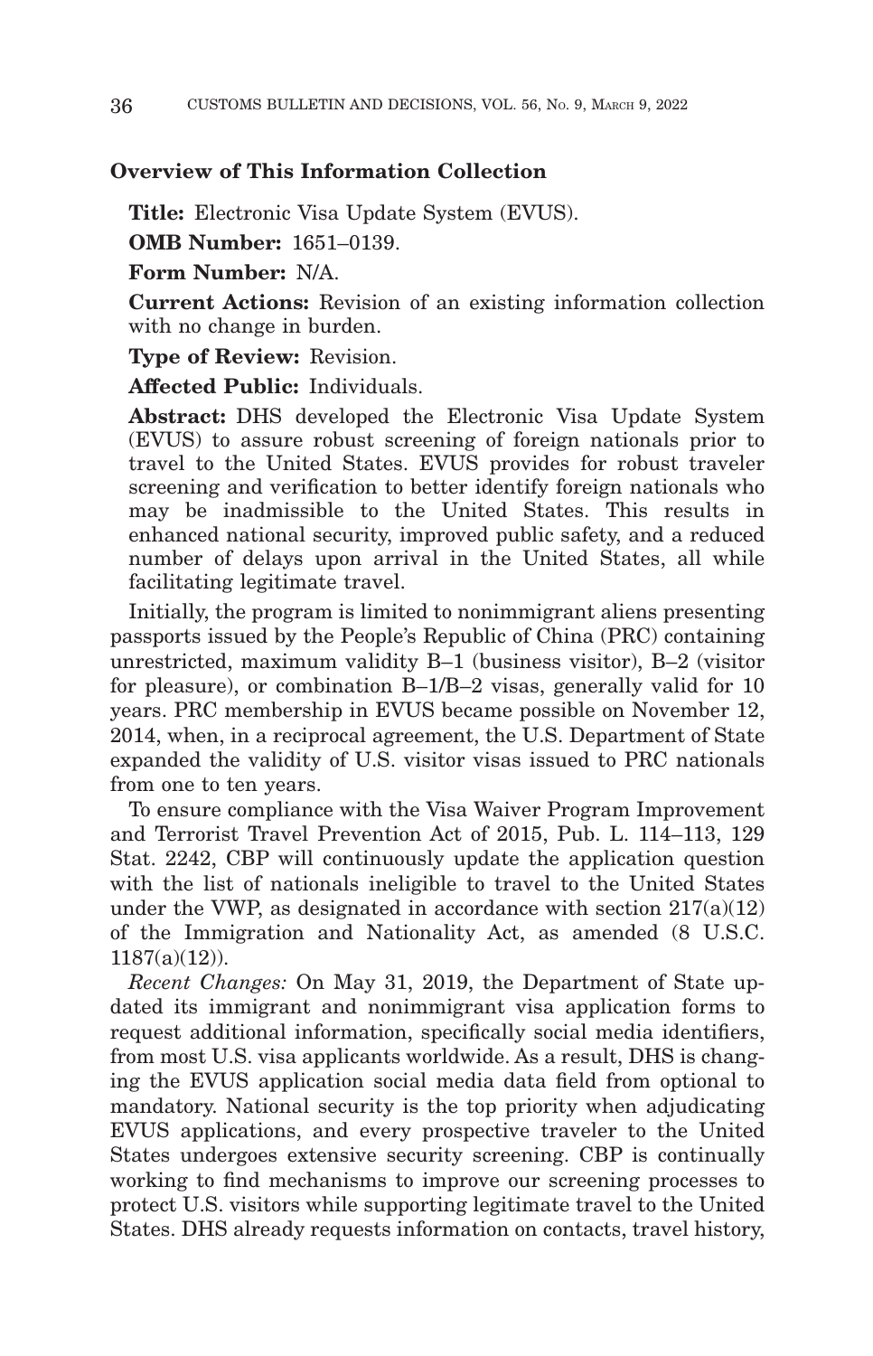## Overview of This Information Collection

**Title:** Electronic Visa Update System (EVUS).

**OMB Number:** 1651–0139.

**Form Number:** N/A.

**Current Actions:** Revision of an existing information collection with no change in burden.

**Type of Review:** Revision.

**Affected Public:** Individuals.

**Abstract:** DHS developed the Electronic Visa Update System (EVUS) to assure robust screening of foreign nationals prior to travel to the United States. EVUS provides for robust traveler screening and verification to better identify foreign nationals who may be inadmissible to the United States. This results in enhanced national security, improved public safety, and a reduced number of delays upon arrival in the United States, all while facilitating legitimate travel.

Initially, the program is limited to nonimmigrant aliens presenting passports issued by the People's Republic of China (PRC) containing unrestricted, maximum validity B–1 (business visitor), B–2 (visitor for pleasure), or combination B–1/B–2 visas, generally valid for 10 years. PRC membership in EVUS became possible on November 12, 2014, when, in a reciprocal agreement, the U.S. Department of State expanded the validity of U.S. visitor visas issued to PRC nationals from one to ten years.

To ensure compliance with the Visa Waiver Program Improvement and Terrorist Travel Prevention Act of 2015, Pub. L. 114–113, 129 Stat. 2242, CBP will continuously update the application question with the list of nationals ineligible to travel to the United States under the VWP, as designated in accordance with section 217(a)(12) of the Immigration and Nationality Act, as amended (8 U.S.C. 1187(a)(12)).

*Recent Changes:* On May 31, 2019, the Department of State updated its immigrant and nonimmigrant visa application forms to request additional information, specifically social media identifiers, from most U.S. visa applicants worldwide. As a result, DHS is changing the EVUS application social media data field from optional to mandatory. National security is the top priority when adjudicating EVUS applications, and every prospective traveler to the United States undergoes extensive security screening. CBP is continually working to find mechanisms to improve our screening processes to protect U.S. visitors while supporting legitimate travel to the United States. DHS already requests information on contacts, travel history,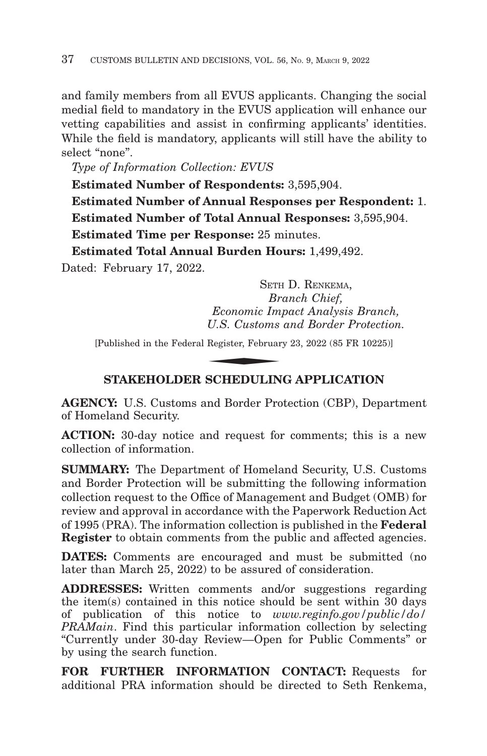and family members from all EVUS applicants. Changing the social medial field to mandatory in the EVUS application will enhance our vetting capabilities and assist in confirming applicants' identities. While the field is mandatory, applicants will still have the ability to select "none".

*Type of Information Collection: EVUS*

**Estimated Number of Respondents:** 3,595,904.

**Estimated Number of Annual Responses per Respondent:** 1.

**Estimated Number of Total Annual Responses:** 3,595,904.

**Estimated Time per Response:** 25 minutes.

**Estimated Total Annual Burden Hours:** 1,499,492.

Dated: February 17, 2022.

SETH D. RENKEMA,
*Branch Chief,*
*Economic Impact Analysis Branch,*
*U.S. Customs and Border Protection.*

[Published in the Federal Register, February 23, 2022 (85 FR 10225)]

## STAKEHOLDER SCHEDULING APPLICATION

**AGENCY:** U.S. Customs and Border Protection (CBP), Department of Homeland Security.

**ACTION:** 30-day notice and request for comments; this is a new collection of information.

**SUMMARY:** The Department of Homeland Security, U.S. Customs and Border Protection will be submitting the following information collection request to the Office of Management and Budget (OMB) for review and approval in accordance with the Paperwork Reduction Act of 1995 (PRA). The information collection is published in the **Federal Register** to obtain comments from the public and affected agencies.

**DATES:** Comments are encouraged and must be submitted (no later than March 25, 2022) to be assured of consideration.

**ADDRESSES:** Written comments and/or suggestions regarding the item(s) contained in this notice should be sent within 30 days of publication of this notice to *www.reginfo.gov/public/do/PRAMain*. Find this particular information collection by selecting "Currently under 30-day Review—Open for Public Comments" or by using the search function.

**FOR FURTHER INFORMATION CONTACT:** Requests for additional PRA information should be directed to Seth Renkema,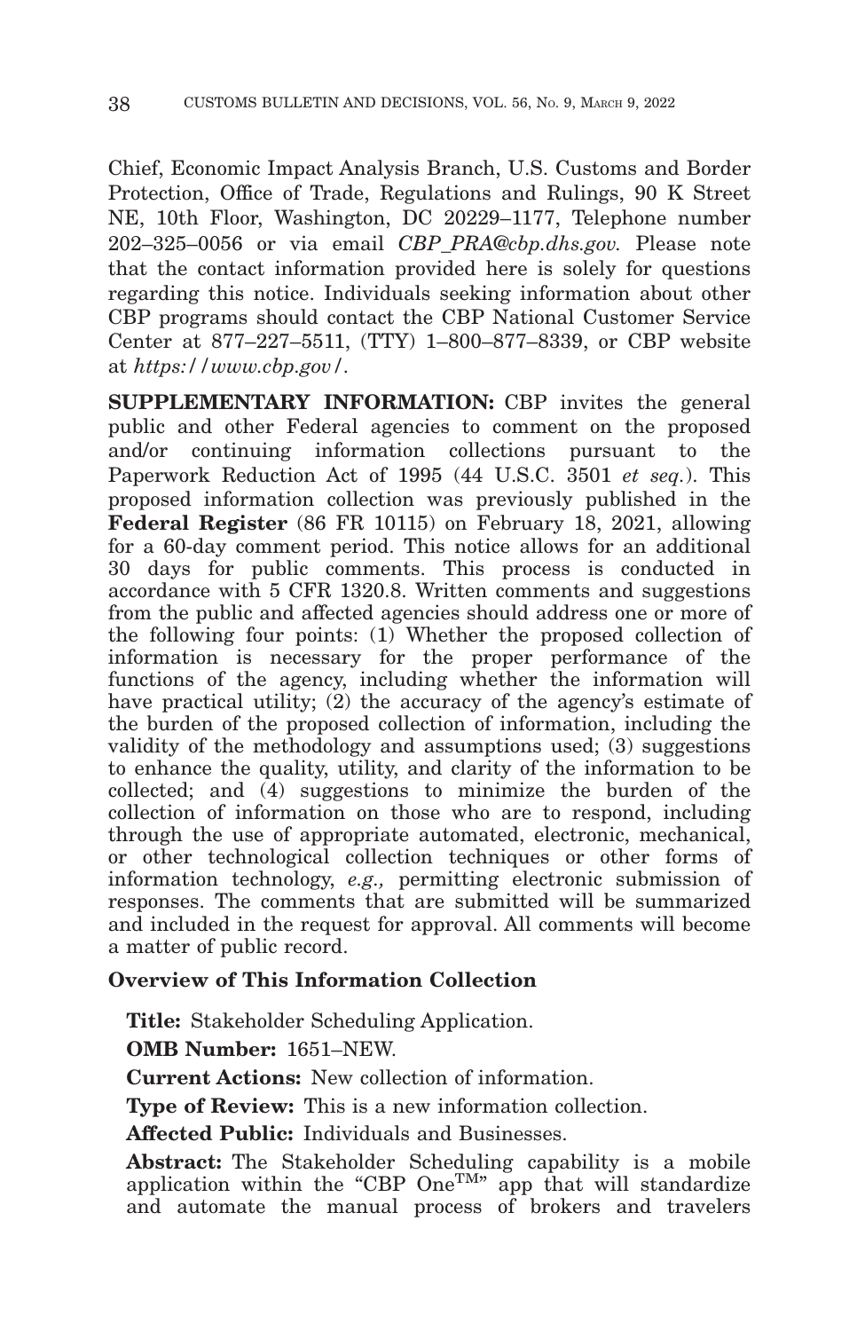Chief, Economic Impact Analysis Branch, U.S. Customs and Border Protection, Office of Trade, Regulations and Rulings, 90 K Street NE, 10th Floor, Washington, DC 20229–1177, Telephone number 202–325–0056 or via email *CBP_PRA@cbp.dhs.gov.* Please note that the contact information provided here is solely for questions regarding this notice. Individuals seeking information about other CBP programs should contact the CBP National Customer Service Center at 877–227–5511, (TTY) 1–800–877–8339, or CBP website at *https://www.cbp.gov/*.

**SUPPLEMENTARY INFORMATION:** CBP invites the general public and other Federal agencies to comment on the proposed and/or continuing information collections pursuant to the Paperwork Reduction Act of 1995 (44 U.S.C. 3501 *et seq.*). This proposed information collection was previously published in the **Federal Register** (86 FR 10115) on February 18, 2021, allowing for a 60-day comment period. This notice allows for an additional 30 days for public comments. This process is conducted in accordance with 5 CFR 1320.8. Written comments and suggestions from the public and affected agencies should address one or more of the following four points: (1) Whether the proposed collection of information is necessary for the proper performance of the functions of the agency, including whether the information will have practical utility; (2) the accuracy of the agency's estimate of the burden of the proposed collection of information, including the validity of the methodology and assumptions used; (3) suggestions to enhance the quality, utility, and clarity of the information to be collected; and (4) suggestions to minimize the burden of the collection of information on those who are to respond, including through the use of appropriate automated, electronic, mechanical, or other technological collection techniques or other forms of information technology, *e.g.,* permitting electronic submission of responses. The comments that are submitted will be summarized and included in the request for approval. All comments will become a matter of public record.

**Overview of This Information Collection**

**Title:** Stakeholder Scheduling Application.

**OMB Number:** 1651–NEW.

**Current Actions:** New collection of information.

**Type of Review:** This is a new information collection.

**Affected Public:** Individuals and Businesses.

**Abstract:** The Stakeholder Scheduling capability is a mobile application within the "CBP One™" app that will standardize and automate the manual process of brokers and travelers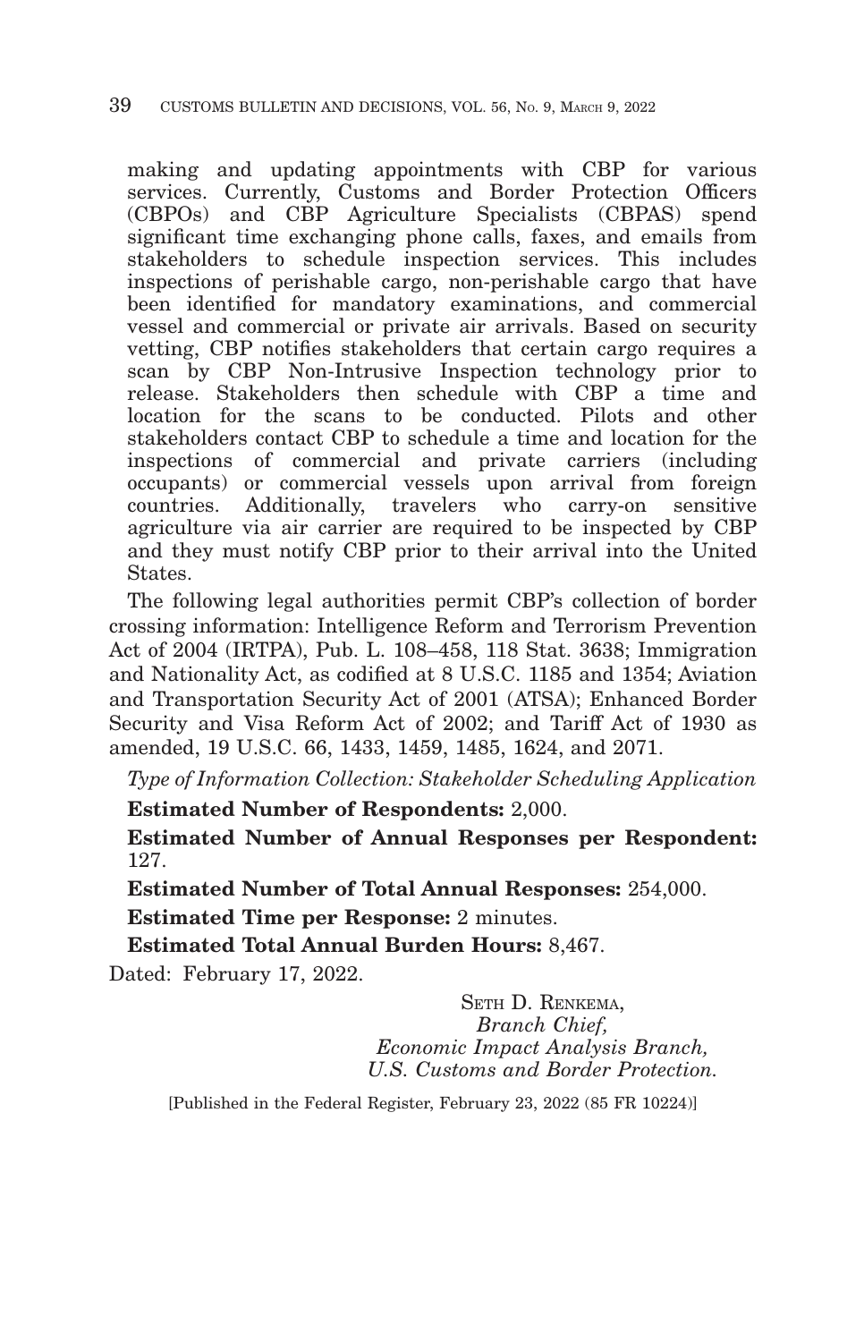making and updating appointments with CBP for various services. Currently, Customs and Border Protection Officers (CBPOs) and CBP Agriculture Specialists (CBPAS) spend significant time exchanging phone calls, faxes, and emails from stakeholders to schedule inspection services. This includes inspections of perishable cargo, non-perishable cargo that have been identified for mandatory examinations, and commercial vessel and commercial or private air arrivals. Based on security vetting, CBP notifies stakeholders that certain cargo requires a scan by CBP Non-Intrusive Inspection technology prior to release. Stakeholders then schedule with CBP a time and location for the scans to be conducted. Pilots and other stakeholders contact CBP to schedule a time and location for the inspections of commercial and private carriers (including occupants) or commercial vessels upon arrival from foreign countries. Additionally, travelers who carry-on sensitive agriculture via air carrier are required to be inspected by CBP and they must notify CBP prior to their arrival into the United States.

The following legal authorities permit CBP's collection of border crossing information: Intelligence Reform and Terrorism Prevention Act of 2004 (IRTPA), Pub. L. 108–458, 118 Stat. 3638; Immigration and Nationality Act, as codified at 8 U.S.C. 1185 and 1354; Aviation and Transportation Security Act of 2001 (ATSA); Enhanced Border Security and Visa Reform Act of 2002; and Tariff Act of 1930 as amended, 19 U.S.C. 66, 1433, 1459, 1485, 1624, and 2071.

*Type of Information Collection: Stakeholder Scheduling Application*

**Estimated Number of Respondents:** 2,000.

**Estimated Number of Annual Responses per Respondent:** 127.

**Estimated Number of Total Annual Responses:** 254,000.

**Estimated Time per Response:** 2 minutes.

**Estimated Total Annual Burden Hours:** 8,467.

Dated: February 17, 2022.

SETH D. RENKEMA,
*Branch Chief,*
*Economic Impact Analysis Branch,*
*U.S. Customs and Border Protection.*

[Published in the Federal Register, February 23, 2022 (85 FR 10224)]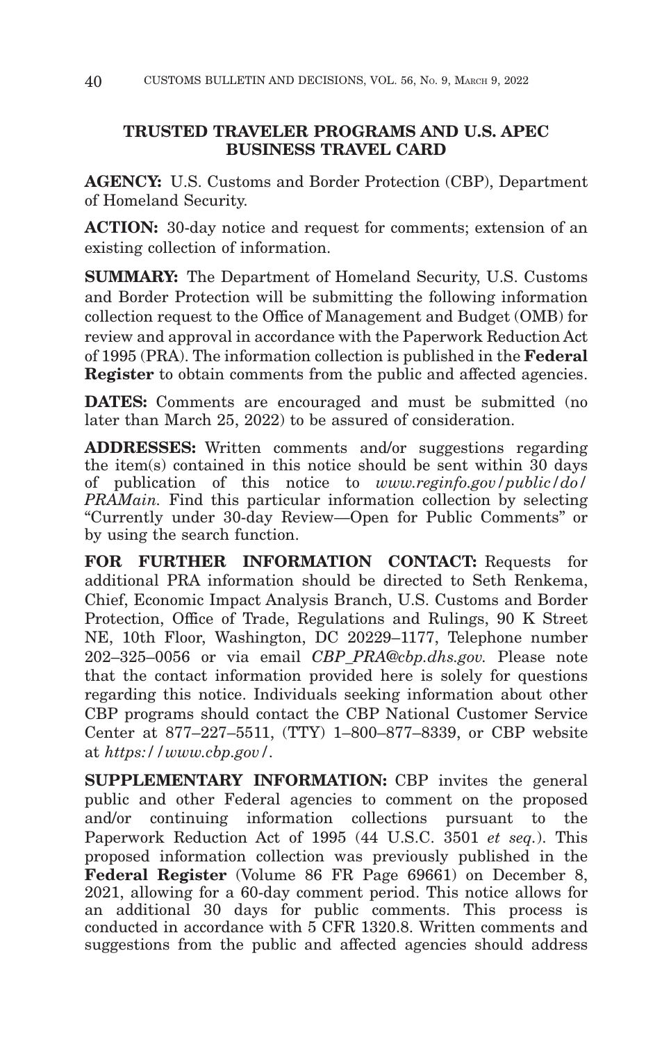## TRUSTED TRAVELER PROGRAMS AND U.S. APEC BUSINESS TRAVEL CARD

**AGENCY:** U.S. Customs and Border Protection (CBP), Department of Homeland Security.

**ACTION:** 30-day notice and request for comments; extension of an existing collection of information.

**SUMMARY:** The Department of Homeland Security, U.S. Customs and Border Protection will be submitting the following information collection request to the Office of Management and Budget (OMB) for review and approval in accordance with the Paperwork Reduction Act of 1995 (PRA). The information collection is published in the **Federal Register** to obtain comments from the public and affected agencies.

**DATES:** Comments are encouraged and must be submitted (no later than March 25, 2022) to be assured of consideration.

**ADDRESSES:** Written comments and/or suggestions regarding the item(s) contained in this notice should be sent within 30 days of publication of this notice to *www.reginfo.gov/public/do/PRAMain.* Find this particular information collection by selecting "Currently under 30-day Review—Open for Public Comments" or by using the search function.

**FOR FURTHER INFORMATION CONTACT:** Requests for additional PRA information should be directed to Seth Renkema, Chief, Economic Impact Analysis Branch, U.S. Customs and Border Protection, Office of Trade, Regulations and Rulings, 90 K Street NE, 10th Floor, Washington, DC 20229–1177, Telephone number 202–325–0056 or via email *CBP_PRA@cbp.dhs.gov.* Please note that the contact information provided here is solely for questions regarding this notice. Individuals seeking information about other CBP programs should contact the CBP National Customer Service Center at 877–227–5511, (TTY) 1–800–877–8339, or CBP website at *https://www.cbp.gov/*.

**SUPPLEMENTARY INFORMATION:** CBP invites the general public and other Federal agencies to comment on the proposed and/or continuing information collections pursuant to the Paperwork Reduction Act of 1995 (44 U.S.C. 3501 *et seq.*). This proposed information collection was previously published in the **Federal Register** (Volume 86 FR Page 69661) on December 8, 2021, allowing for a 60-day comment period. This notice allows for an additional 30 days for public comments. This process is conducted in accordance with 5 CFR 1320.8. Written comments and suggestions from the public and affected agencies should address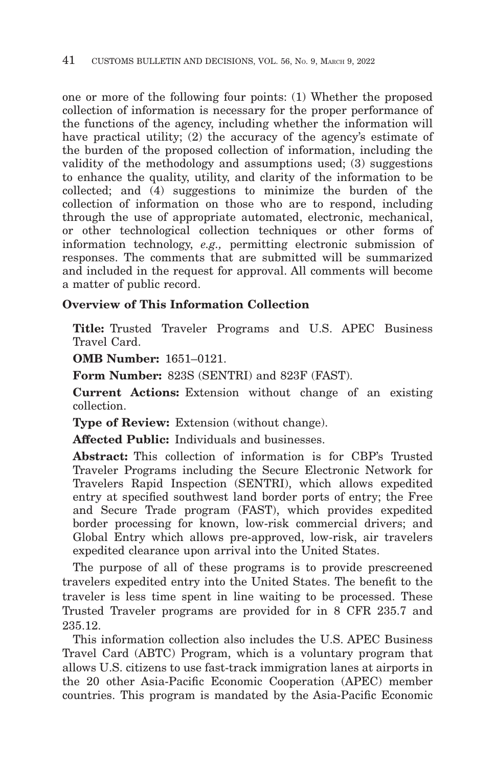one or more of the following four points: (1) Whether the proposed collection of information is necessary for the proper performance of the functions of the agency, including whether the information will have practical utility; (2) the accuracy of the agency's estimate of the burden of the proposed collection of information, including the validity of the methodology and assumptions used; (3) suggestions to enhance the quality, utility, and clarity of the information to be collected; and (4) suggestions to minimize the burden of the collection of information on those who are to respond, including through the use of appropriate automated, electronic, mechanical, or other technological collection techniques or other forms of information technology, *e.g.,* permitting electronic submission of responses. The comments that are submitted will be summarized and included in the request for approval. All comments will become a matter of public record.

**Overview of This Information Collection**

**Title:** Trusted Traveler Programs and U.S. APEC Business Travel Card.

**OMB Number:** 1651–0121.

**Form Number:** 823S (SENTRI) and 823F (FAST).

**Current Actions:** Extension without change of an existing collection.

**Type of Review:** Extension (without change).

**Affected Public:** Individuals and businesses.

**Abstract:** This collection of information is for CBP's Trusted Traveler Programs including the Secure Electronic Network for Travelers Rapid Inspection (SENTRI), which allows expedited entry at specified southwest land border ports of entry; the Free and Secure Trade program (FAST), which provides expedited border processing for known, low-risk commercial drivers; and Global Entry which allows pre-approved, low-risk, air travelers expedited clearance upon arrival into the United States.

The purpose of all of these programs is to provide prescreened travelers expedited entry into the United States. The benefit to the traveler is less time spent in line waiting to be processed. These Trusted Traveler programs are provided for in 8 CFR 235.7 and 235.12.

This information collection also includes the U.S. APEC Business Travel Card (ABTC) Program, which is a voluntary program that allows U.S. citizens to use fast-track immigration lanes at airports in the 20 other Asia-Pacific Economic Cooperation (APEC) member countries. This program is mandated by the Asia-Pacific Economic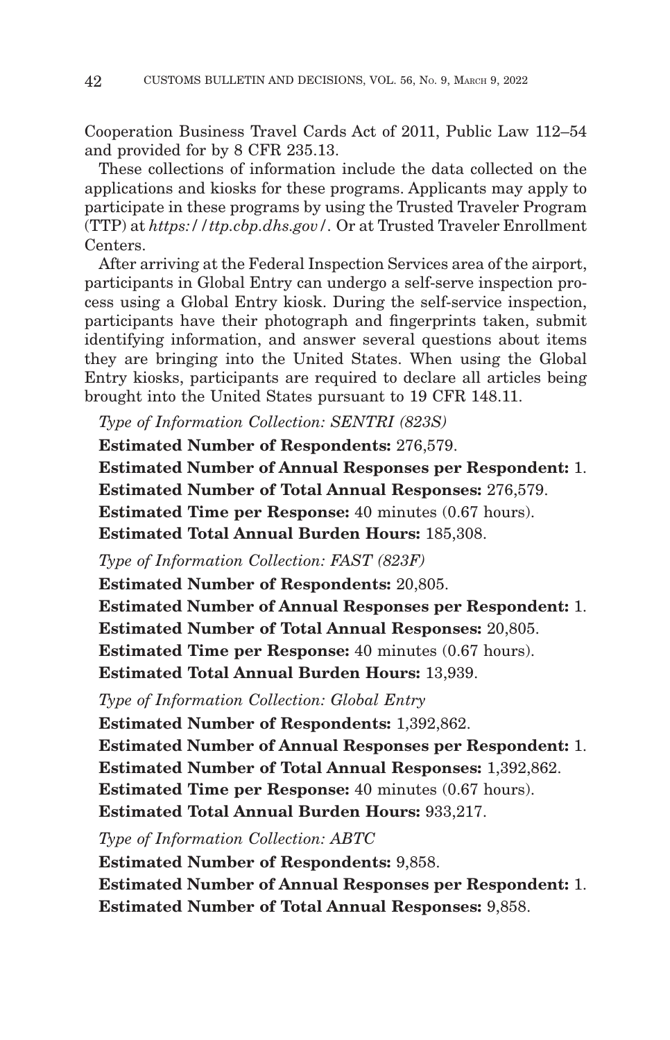Cooperation Business Travel Cards Act of 2011, Public Law 112–54 and provided for by 8 CFR 235.13.

These collections of information include the data collected on the applications and kiosks for these programs. Applicants may apply to participate in these programs by using the Trusted Traveler Program (TTP) at *https://ttp.cbp.dhs.gov/*. Or at Trusted Traveler Enrollment Centers.

After arriving at the Federal Inspection Services area of the airport, participants in Global Entry can undergo a self-serve inspection process using a Global Entry kiosk. During the self-service inspection, participants have their photograph and fingerprints taken, submit identifying information, and answer several questions about items they are bringing into the United States. When using the Global Entry kiosks, participants are required to declare all articles being brought into the United States pursuant to 19 CFR 148.11.

*Type of Information Collection: SENTRI (823S)*

**Estimated Number of Respondents:** 276,579.

**Estimated Number of Annual Responses per Respondent:** 1.

**Estimated Number of Total Annual Responses:** 276,579.

**Estimated Time per Response:** 40 minutes (0.67 hours).

**Estimated Total Annual Burden Hours:** 185,308.

*Type of Information Collection: FAST (823F)*

**Estimated Number of Respondents:** 20,805.

**Estimated Number of Annual Responses per Respondent:** 1.

**Estimated Number of Total Annual Responses:** 20,805.

**Estimated Time per Response:** 40 minutes (0.67 hours).

**Estimated Total Annual Burden Hours:** 13,939.

*Type of Information Collection: Global Entry*

**Estimated Number of Respondents:** 1,392,862.

**Estimated Number of Annual Responses per Respondent:** 1.

**Estimated Number of Total Annual Responses:** 1,392,862.

**Estimated Time per Response:** 40 minutes (0.67 hours).

**Estimated Total Annual Burden Hours:** 933,217.

*Type of Information Collection: ABTC*

**Estimated Number of Respondents:** 9,858.

**Estimated Number of Annual Responses per Respondent:** 1.

**Estimated Number of Total Annual Responses:** 9,858.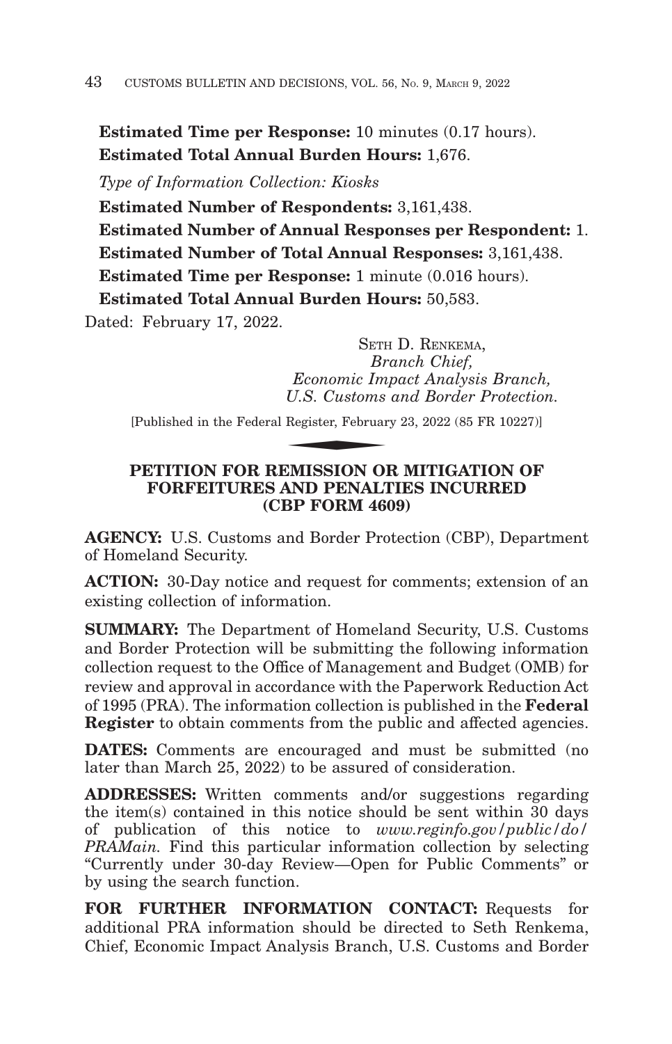**Estimated Time per Response:** 10 minutes (0.17 hours).

**Estimated Total Annual Burden Hours:** 1,676.

*Type of Information Collection: Kiosks*

**Estimated Number of Respondents:** 3,161,438.

**Estimated Number of Annual Responses per Respondent:** 1.

**Estimated Number of Total Annual Responses:** 3,161,438.

**Estimated Time per Response:** 1 minute (0.016 hours).

**Estimated Total Annual Burden Hours:** 50,583.

Dated: February 17, 2022.

SETH D. RENKEMA,
*Branch Chief,*
*Economic Impact Analysis Branch,*
*U.S. Customs and Border Protection.*

[Published in the Federal Register, February 23, 2022 (85 FR 10227)]

## PETITION FOR REMISSION OR MITIGATION OF FORFEITURES AND PENALTIES INCURRED (CBP FORM 4609)

**AGENCY:** U.S. Customs and Border Protection (CBP), Department of Homeland Security.

**ACTION:** 30-Day notice and request for comments; extension of an existing collection of information.

**SUMMARY:** The Department of Homeland Security, U.S. Customs and Border Protection will be submitting the following information collection request to the Office of Management and Budget (OMB) for review and approval in accordance with the Paperwork Reduction Act of 1995 (PRA). The information collection is published in the **Federal Register** to obtain comments from the public and affected agencies.

**DATES:** Comments are encouraged and must be submitted (no later than March 25, 2022) to be assured of consideration.

**ADDRESSES:** Written comments and/or suggestions regarding the item(s) contained in this notice should be sent within 30 days of publication of this notice to *www.reginfo.gov/public/do/PRAMain.* Find this particular information collection by selecting "Currently under 30-day Review—Open for Public Comments" or by using the search function.

**FOR FURTHER INFORMATION CONTACT:** Requests for additional PRA information should be directed to Seth Renkema, Chief, Economic Impact Analysis Branch, U.S. Customs and Border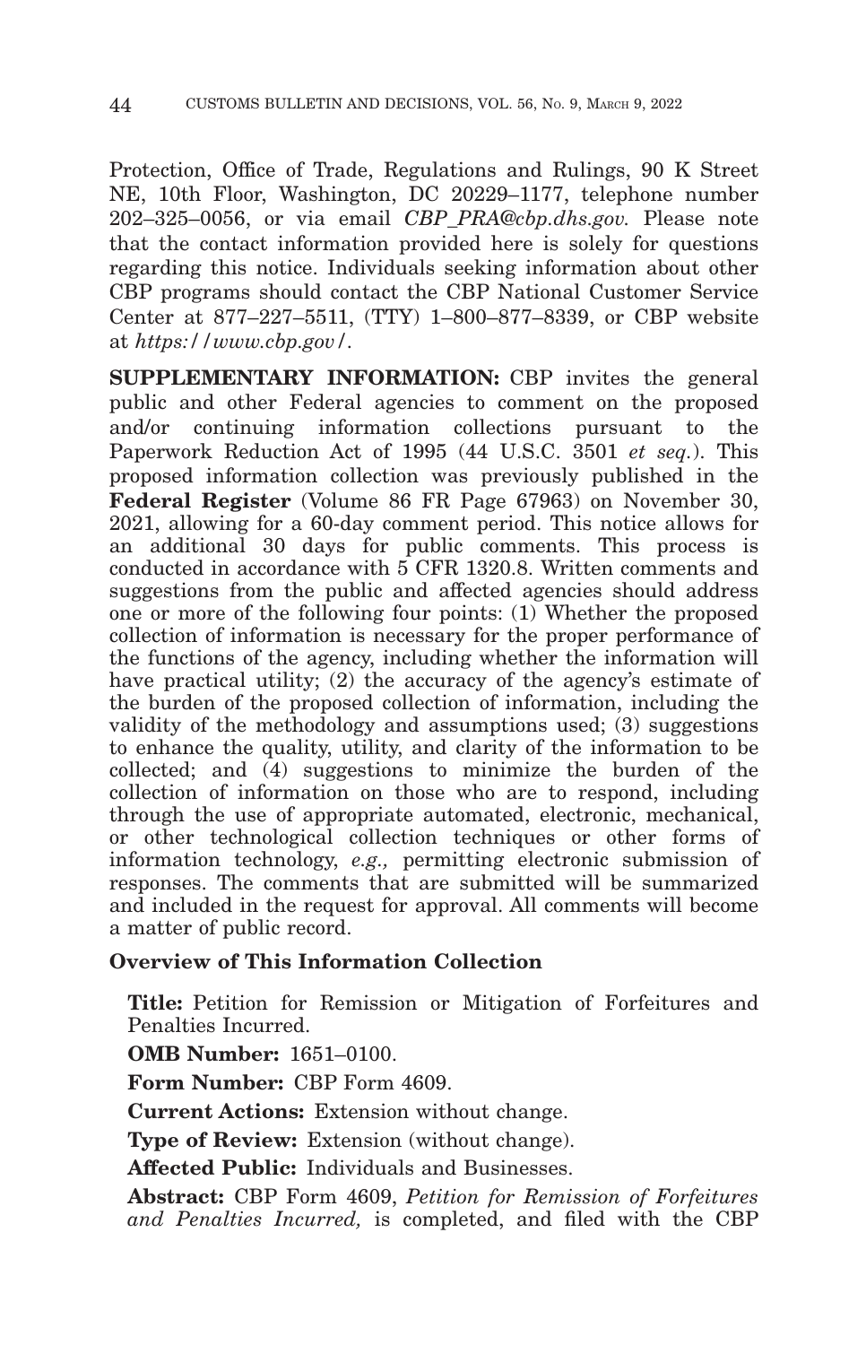Protection, Office of Trade, Regulations and Rulings, 90 K Street NE, 10th Floor, Washington, DC 20229–1177, telephone number 202–325–0056, or via email *CBP_PRA@cbp.dhs.gov.* Please note that the contact information provided here is solely for questions regarding this notice. Individuals seeking information about other CBP programs should contact the CBP National Customer Service Center at 877–227–5511, (TTY) 1–800–877–8339, or CBP website at *https://www.cbp.gov/*.

**SUPPLEMENTARY INFORMATION:** CBP invites the general public and other Federal agencies to comment on the proposed and/or continuing information collections pursuant to the Paperwork Reduction Act of 1995 (44 U.S.C. 3501 *et seq.*). This proposed information collection was previously published in the **Federal Register** (Volume 86 FR Page 67963) on November 30, 2021, allowing for a 60-day comment period. This notice allows for an additional 30 days for public comments. This process is conducted in accordance with 5 CFR 1320.8. Written comments and suggestions from the public and affected agencies should address one or more of the following four points: (1) Whether the proposed collection of information is necessary for the proper performance of the functions of the agency, including whether the information will have practical utility; (2) the accuracy of the agency's estimate of the burden of the proposed collection of information, including the validity of the methodology and assumptions used; (3) suggestions to enhance the quality, utility, and clarity of the information to be collected; and (4) suggestions to minimize the burden of the collection of information on those who are to respond, including through the use of appropriate automated, electronic, mechanical, or other technological collection techniques or other forms of information technology, *e.g.,* permitting electronic submission of responses. The comments that are submitted will be summarized and included in the request for approval. All comments will become a matter of public record.

**Overview of This Information Collection**

**Title:** Petition for Remission or Mitigation of Forfeitures and Penalties Incurred.

**OMB Number:** 1651–0100.

**Form Number:** CBP Form 4609.

**Current Actions:** Extension without change.

**Type of Review:** Extension (without change).

**Affected Public:** Individuals and Businesses.

**Abstract:** CBP Form 4609, *Petition for Remission of Forfeitures and Penalties Incurred,* is completed, and filed with the CBP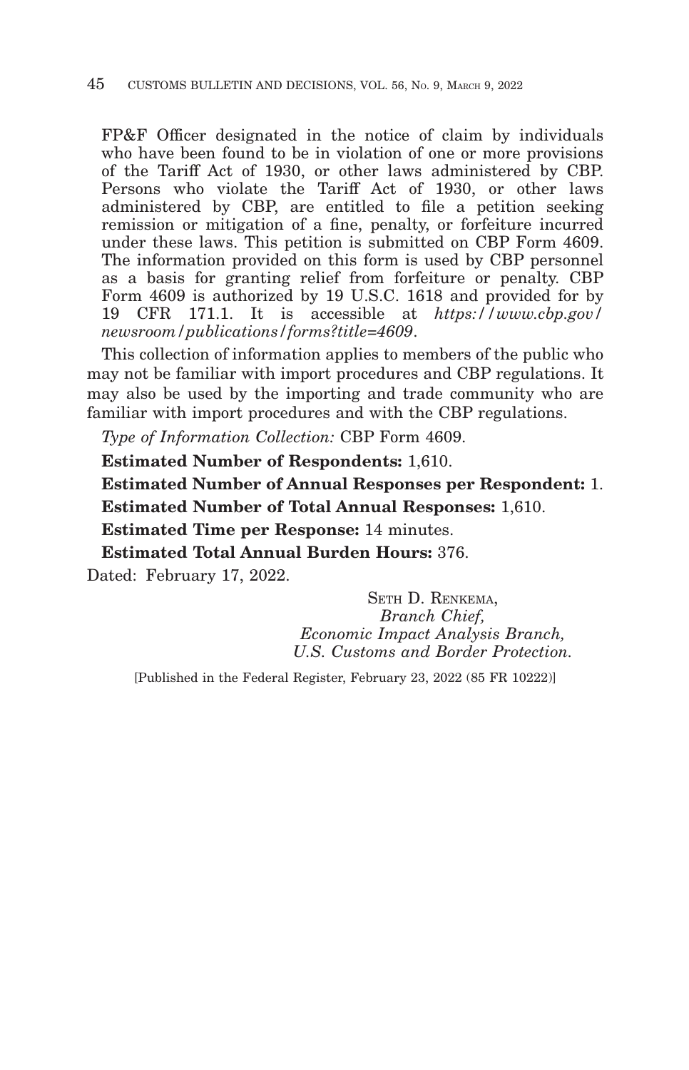FP&F Officer designated in the notice of claim by individuals who have been found to be in violation of one or more provisions of the Tariff Act of 1930, or other laws administered by CBP. Persons who violate the Tariff Act of 1930, or other laws administered by CBP, are entitled to file a petition seeking remission or mitigation of a fine, penalty, or forfeiture incurred under these laws. This petition is submitted on CBP Form 4609. The information provided on this form is used by CBP personnel as a basis for granting relief from forfeiture or penalty. CBP Form 4609 is authorized by 19 U.S.C. 1618 and provided for by 19 CFR 171.1. It is accessible at *https://www.cbp.gov/newsroom/publications/forms?title=4609*.

This collection of information applies to members of the public who may not be familiar with import procedures and CBP regulations. It may also be used by the importing and trade community who are familiar with import procedures and with the CBP regulations.

*Type of Information Collection:* CBP Form 4609.

**Estimated Number of Respondents:** 1,610.

**Estimated Number of Annual Responses per Respondent:** 1.

**Estimated Number of Total Annual Responses:** 1,610.

**Estimated Time per Response:** 14 minutes.

**Estimated Total Annual Burden Hours:** 376.

Dated: February 17, 2022.

SETH D. RENKEMA,
*Branch Chief,*
*Economic Impact Analysis Branch,*
*U.S. Customs and Border Protection.*

[Published in the Federal Register, February 23, 2022 (85 FR 10222)]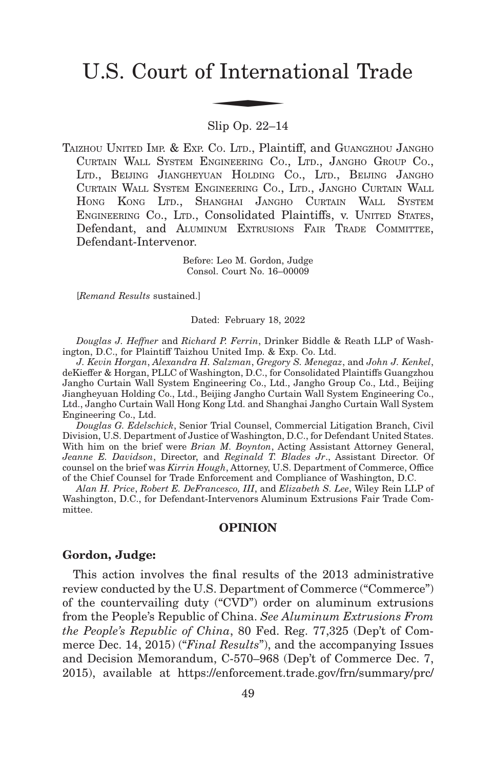# U.S. Court of International Trade

Slip Op. 22–14

TAIZHOU UNITED IMP. & EXP. CO. LTD., Plaintiff, and GUANGZHOU JANGHO CURTAIN WALL SYSTEM ENGINEERING CO., LTD., JANGHO GROUP CO., LTD., BEIJING JIANGHEYUAN HOLDING CO., LTD., BEIJING JANGHO CURTAIN WALL SYSTEM ENGINEERING CO., LTD., JANGHO CURTAIN WALL HONG KONG LTD., SHANGHAI JANGHO CURTAIN WALL SYSTEM ENGINEERING CO., LTD., Consolidated Plaintiffs, v. UNITED STATES, Defendant, and ALUMINUM EXTRUSIONS FAIR TRADE COMMITTEE, Defendant-Intervenor.

Before: Leo M. Gordon, Judge
Consol. Court No. 16–00009

[*Remand Results* sustained.]

Dated: February 18, 2022

*Douglas J. Heffner* and *Richard P. Ferrin*, Drinker Biddle & Reath LLP of Washington, D.C., for Plaintiff Taizhou United Imp. & Exp. Co. Ltd.

*J. Kevin Horgan*, *Alexandra H. Salzman*, *Gregory S. Menegaz*, and *John J. Kenkel*, deKieffer & Horgan, PLLC of Washington, D.C., for Consolidated Plaintiffs Guangzhou Jangho Curtain Wall System Engineering Co., Ltd., Jangho Group Co., Ltd., Beijing Jiangheyuan Holding Co., Ltd., Beijing Jangho Curtain Wall System Engineering Co., Ltd., Jangho Curtain Wall Hong Kong Ltd. and Shanghai Jangho Curtain Wall System Engineering Co., Ltd.

*Douglas G. Edelschick*, Senior Trial Counsel, Commercial Litigation Branch, Civil Division, U.S. Department of Justice of Washington, D.C., for Defendant United States. With him on the brief were *Brian M. Boynton*, Acting Assistant Attorney General, *Jeanne E. Davidson*, Director, and *Reginald T. Blades Jr*., Assistant Director. Of counsel on the brief was *Kirrin Hough*, Attorney, U.S. Department of Commerce, Office of the Chief Counsel for Trade Enforcement and Compliance of Washington, D.C.

*Alan H. Price*, *Robert E. DeFrancesco, III*, and *Elizabeth S. Lee*, Wiley Rein LLP of Washington, D.C., for Defendant-Intervenors Aluminum Extrusions Fair Trade Committee.

## OPINION

**Gordon, Judge:**

This action involves the final results of the 2013 administrative review conducted by the U.S. Department of Commerce ("Commerce") of the countervailing duty ("CVD") order on aluminum extrusions from the People's Republic of China. *See Aluminum Extrusions From the People's Republic of China*, 80 Fed. Reg. 77,325 (Dep't of Commerce Dec. 14, 2015) ("*Final Results*"), and the accompanying Issues and Decision Memorandum, C-570–968 (Dep't of Commerce Dec. 7, 2015), available at https://enforcement.trade.gov/frn/summary/prc/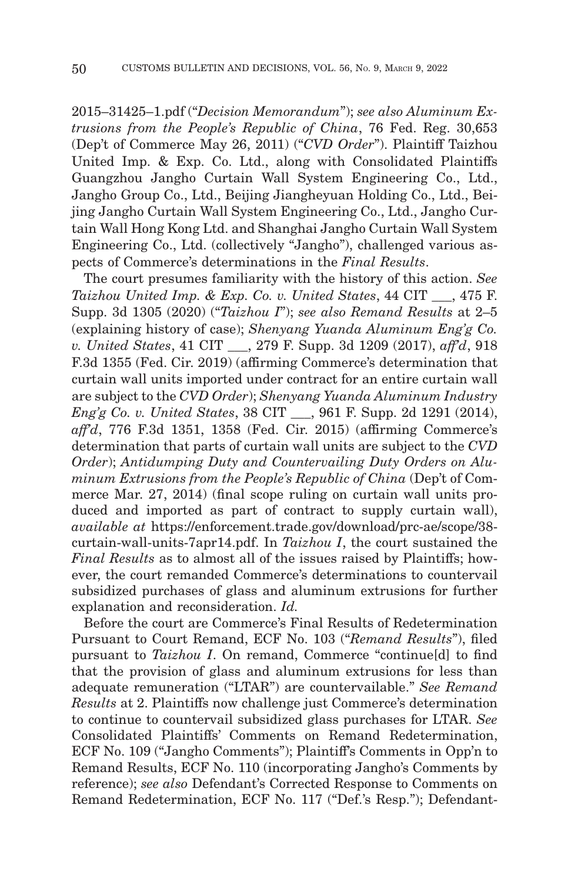2015–31425–1.pdf ("*Decision Memorandum*"); *see also Aluminum Extrusions from the People's Republic of China*, 76 Fed. Reg. 30,653 (Dep't of Commerce May 26, 2011) ("*CVD Order*"). Plaintiff Taizhou United Imp. & Exp. Co. Ltd., along with Consolidated Plaintiffs Guangzhou Jangho Curtain Wall System Engineering Co., Ltd., Jangho Group Co., Ltd., Beijing Jiangheyuan Holding Co., Ltd., Beijing Jangho Curtain Wall System Engineering Co., Ltd., Jangho Curtain Wall Hong Kong Ltd. and Shanghai Jangho Curtain Wall System Engineering Co., Ltd. (collectively "Jangho"), challenged various aspects of Commerce's determinations in the *Final Results*.

The court presumes familiarity with the history of this action. *See Taizhou United Imp. & Exp. Co. v. United States*, 44 CIT ___, 475 F. Supp. 3d 1305 (2020) ("*Taizhou I*"); *see also Remand Results* at 2–5 (explaining history of case); *Shenyang Yuanda Aluminum Eng'g Co. v. United States*, 41 CIT ___, 279 F. Supp. 3d 1209 (2017), *aff'd*, 918 F.3d 1355 (Fed. Cir. 2019) (affirming Commerce's determination that curtain wall units imported under contract for an entire curtain wall are subject to the *CVD Order*); *Shenyang Yuanda Aluminum Industry Eng'g Co. v. United States*, 38 CIT ___, 961 F. Supp. 2d 1291 (2014), *aff'd*, 776 F.3d 1351, 1358 (Fed. Cir. 2015) (affirming Commerce's determination that parts of curtain wall units are subject to the *CVD Order*); *Antidumping Duty and Countervailing Duty Orders on Aluminum Extrusions from the People's Republic of China* (Dep't of Commerce Mar. 27, 2014) (final scope ruling on curtain wall units produced and imported as part of contract to supply curtain wall), *available at* https://enforcement.trade.gov/download/prc-ae/scope/38-curtain-wall-units-7apr14.pdf. In *Taizhou I*, the court sustained the *Final Results* as to almost all of the issues raised by Plaintiffs; however, the court remanded Commerce's determinations to countervail subsidized purchases of glass and aluminum extrusions for further explanation and reconsideration. *Id.*

Before the court are Commerce's Final Results of Redetermination Pursuant to Court Remand, ECF No. 103 ("*Remand Results*"), filed pursuant to *Taizhou I*. On remand, Commerce "continue[d] to find that the provision of glass and aluminum extrusions for less than adequate remuneration ("LTAR") are countervailable." *See Remand Results* at 2. Plaintiffs now challenge just Commerce's determination to continue to countervail subsidized glass purchases for LTAR. *See* Consolidated Plaintiffs' Comments on Remand Redetermination, ECF No. 109 ("Jangho Comments"); Plaintiff's Comments in Opp'n to Remand Results, ECF No. 110 (incorporating Jangho's Comments by reference); *see also* Defendant's Corrected Response to Comments on Remand Redetermination, ECF No. 117 ("Def.'s Resp."); Defendant-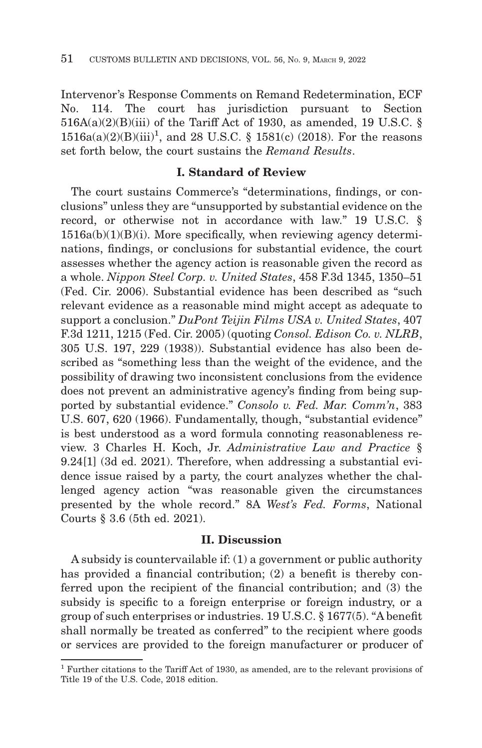Intervenor's Response Comments on Remand Redetermination, ECF No. 114. The court has jurisdiction pursuant to Section 516A(a)(2)(B)(iii) of the Tariff Act of 1930, as amended, 19 U.S.C. § 1516a(a)(2)(B)(iii)[1], and 28 U.S.C. § 1581(c) (2018). For the reasons set forth below, the court sustains the *Remand Results*.

## I. Standard of Review

The court sustains Commerce's "determinations, findings, or conclusions" unless they are "unsupported by substantial evidence on the record, or otherwise not in accordance with law." 19 U.S.C. § 1516a(b)(1)(B)(i). More specifically, when reviewing agency determinations, findings, or conclusions for substantial evidence, the court assesses whether the agency action is reasonable given the record as a whole. *Nippon Steel Corp. v. United States*, 458 F.3d 1345, 1350–51 (Fed. Cir. 2006). Substantial evidence has been described as "such relevant evidence as a reasonable mind might accept as adequate to support a conclusion." *DuPont Teijin Films USA v. United States*, 407 F.3d 1211, 1215 (Fed. Cir. 2005) (quoting *Consol. Edison Co. v. NLRB*, 305 U.S. 197, 229 (1938)). Substantial evidence has also been described as "something less than the weight of the evidence, and the possibility of drawing two inconsistent conclusions from the evidence does not prevent an administrative agency's finding from being supported by substantial evidence." *Consolo v. Fed. Mar. Comm'n*, 383 U.S. 607, 620 (1966). Fundamentally, though, "substantial evidence" is best understood as a word formula connoting reasonableness review. 3 Charles H. Koch, Jr. *Administrative Law and Practice* § 9.24[1] (3d ed. 2021). Therefore, when addressing a substantial evidence issue raised by a party, the court analyzes whether the challenged agency action "was reasonable given the circumstances presented by the whole record." 8A *West's Fed. Forms*, National Courts § 3.6 (5th ed. 2021).

## II. Discussion

A subsidy is countervailable if: (1) a government or public authority has provided a financial contribution; (2) a benefit is thereby conferred upon the recipient of the financial contribution; and (3) the subsidy is specific to a foreign enterprise or foreign industry, or a group of such enterprises or industries. 19 U.S.C. § 1677(5). "A benefit shall normally be treated as conferred" to the recipient where goods or services are provided to the foreign manufacturer or producer of

[1] Further citations to the Tariff Act of 1930, as amended, are to the relevant provisions of Title 19 of the U.S. Code, 2018 edition.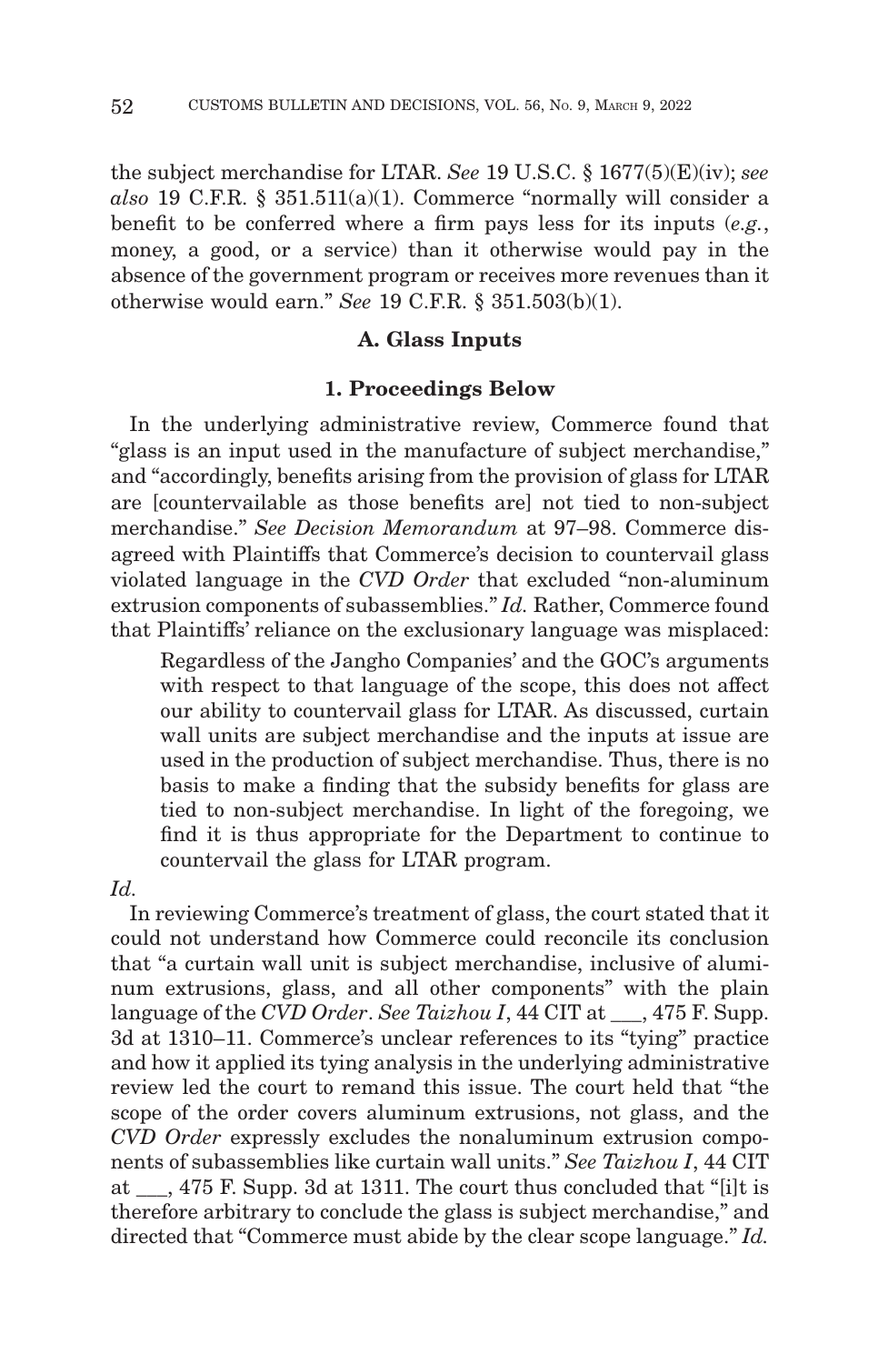the subject merchandise for LTAR. *See* 19 U.S.C. § 1677(5)(E)(iv); *see also* 19 C.F.R. § 351.511(a)(1). Commerce "normally will consider a benefit to be conferred where a firm pays less for its inputs (*e.g.*, money, a good, or a service) than it otherwise would pay in the absence of the government program or receives more revenues than it otherwise would earn." *See* 19 C.F.R. § 351.503(b)(1).

### A. Glass Inputs

#### 1. Proceedings Below

In the underlying administrative review, Commerce found that "glass is an input used in the manufacture of subject merchandise," and "accordingly, benefits arising from the provision of glass for LTAR are [countervailable as those benefits are] not tied to non-subject merchandise." *See Decision Memorandum* at 97–98. Commerce disagreed with Plaintiffs that Commerce's decision to countervail glass violated language in the *CVD Order* that excluded "non-aluminum extrusion components of subassemblies." *Id.* Rather, Commerce found that Plaintiffs' reliance on the exclusionary language was misplaced:

> Regardless of the Jangho Companies' and the GOC's arguments with respect to that language of the scope, this does not affect our ability to countervail glass for LTAR. As discussed, curtain wall units are subject merchandise and the inputs at issue are used in the production of subject merchandise. Thus, there is no basis to make a finding that the subsidy benefits for glass are tied to non-subject merchandise. In light of the foregoing, we find it is thus appropriate for the Department to continue to countervail the glass for LTAR program.

*Id.*

In reviewing Commerce's treatment of glass, the court stated that it could not understand how Commerce could reconcile its conclusion that "a curtain wall unit is subject merchandise, inclusive of aluminum extrusions, glass, and all other components" with the plain language of the *CVD Order*. *See Taizhou I*, 44 CIT at ___, 475 F. Supp. 3d at 1310–11. Commerce's unclear references to its "tying" practice and how it applied its tying analysis in the underlying administrative review led the court to remand this issue. The court held that "the scope of the order covers aluminum extrusions, not glass, and the *CVD Order* expressly excludes the nonaluminum extrusion components of subassemblies like curtain wall units." *See Taizhou I*, 44 CIT at ___, 475 F. Supp. 3d at 1311. The court thus concluded that "[i]t is therefore arbitrary to conclude the glass is subject merchandise," and directed that "Commerce must abide by the clear scope language." *Id.*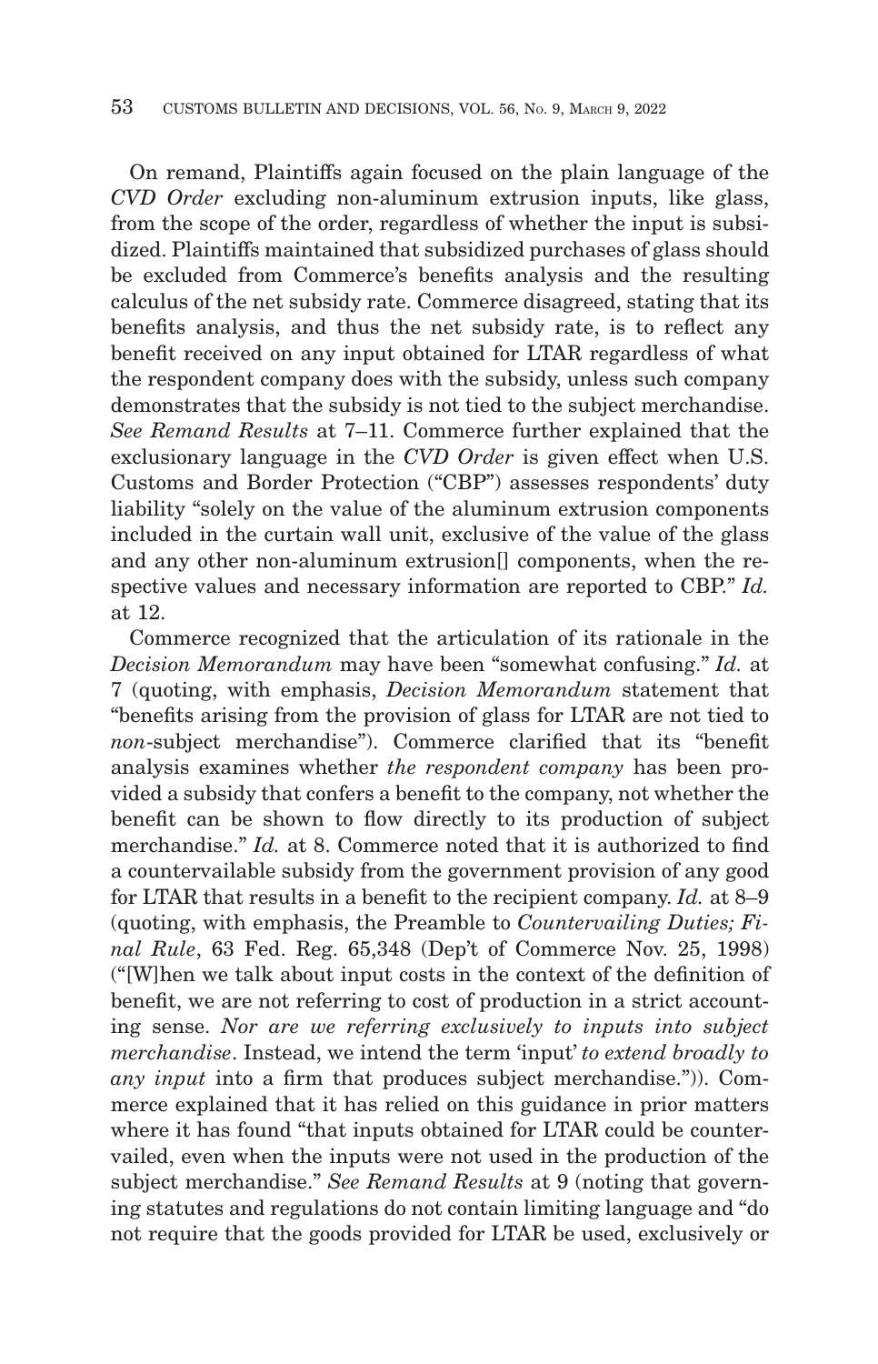On remand, Plaintiffs again focused on the plain language of the *CVD Order* excluding non-aluminum extrusion inputs, like glass, from the scope of the order, regardless of whether the input is subsidized. Plaintiffs maintained that subsidized purchases of glass should be excluded from Commerce's benefits analysis and the resulting calculus of the net subsidy rate. Commerce disagreed, stating that its benefits analysis, and thus the net subsidy rate, is to reflect any benefit received on any input obtained for LTAR regardless of what the respondent company does with the subsidy, unless such company demonstrates that the subsidy is not tied to the subject merchandise. *See Remand Results* at 7–11. Commerce further explained that the exclusionary language in the *CVD Order* is given effect when U.S. Customs and Border Protection ("CBP") assesses respondents' duty liability "solely on the value of the aluminum extrusion components included in the curtain wall unit, exclusive of the value of the glass and any other non-aluminum extrusion[] components, when the respective values and necessary information are reported to CBP." *Id.* at 12.

Commerce recognized that the articulation of its rationale in the *Decision Memorandum* may have been "somewhat confusing." *Id.* at 7 (quoting, with emphasis, *Decision Memorandum* statement that "benefits arising from the provision of glass for LTAR are not tied to *non*-subject merchandise"). Commerce clarified that its "benefit analysis examines whether *the respondent company* has been provided a subsidy that confers a benefit to the company, not whether the benefit can be shown to flow directly to its production of subject merchandise." *Id.* at 8. Commerce noted that it is authorized to find a countervailable subsidy from the government provision of any good for LTAR that results in a benefit to the recipient company. *Id.* at 8–9 (quoting, with emphasis, the Preamble to *Countervailing Duties; Final Rule*, 63 Fed. Reg. 65,348 (Dep't of Commerce Nov. 25, 1998) ("[W]hen we talk about input costs in the context of the definition of benefit, we are not referring to cost of production in a strict accounting sense. *Nor are we referring exclusively to inputs into subject merchandise*. Instead, we intend the term 'input' *to extend broadly to any input* into a firm that produces subject merchandise.")). Commerce explained that it has relied on this guidance in prior matters where it has found "that inputs obtained for LTAR could be countervailed, even when the inputs were not used in the production of the subject merchandise." *See Remand Results* at 9 (noting that governing statutes and regulations do not contain limiting language and "do not require that the goods provided for LTAR be used, exclusively or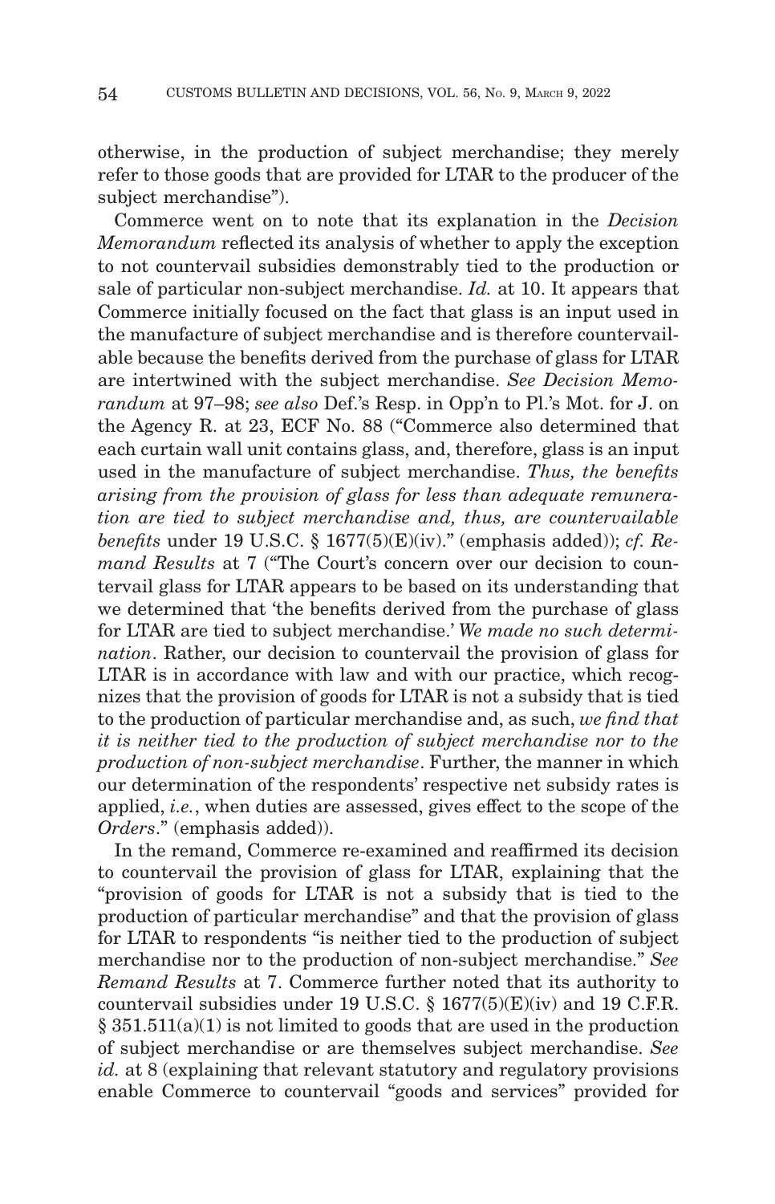otherwise, in the production of subject merchandise; they merely refer to those goods that are provided for LTAR to the producer of the subject merchandise").

Commerce went on to note that its explanation in the *Decision Memorandum* reflected its analysis of whether to apply the exception to not countervail subsidies demonstrably tied to the production or sale of particular non-subject merchandise. *Id.* at 10. It appears that Commerce initially focused on the fact that glass is an input used in the manufacture of subject merchandise and is therefore countervailable because the benefits derived from the purchase of glass for LTAR are intertwined with the subject merchandise. *See Decision Memorandum* at 97–98; *see also* Def.'s Resp. in Opp'n to Pl.'s Mot. for J. on the Agency R. at 23, ECF No. 88 ("Commerce also determined that each curtain wall unit contains glass, and, therefore, glass is an input used in the manufacture of subject merchandise. *Thus, the benefits arising from the provision of glass for less than adequate remuneration are tied to subject merchandise and, thus, are countervailable benefits* under 19 U.S.C. § 1677(5)(E)(iv)." (emphasis added)); *cf. Remand Results* at 7 ("The Court's concern over our decision to countervail glass for LTAR appears to be based on its understanding that we determined that 'the benefits derived from the purchase of glass for LTAR are tied to subject merchandise.' *We made no such determination*. Rather, our decision to countervail the provision of glass for LTAR is in accordance with law and with our practice, which recognizes that the provision of goods for LTAR is not a subsidy that is tied to the production of particular merchandise and, as such, *we find that it is neither tied to the production of subject merchandise nor to the production of non-subject merchandise*. Further, the manner in which our determination of the respondents' respective net subsidy rates is applied, *i.e.*, when duties are assessed, gives effect to the scope of the *Orders*." (emphasis added)).

In the remand, Commerce re-examined and reaffirmed its decision to countervail the provision of glass for LTAR, explaining that the "provision of goods for LTAR is not a subsidy that is tied to the production of particular merchandise" and that the provision of glass for LTAR to respondents "is neither tied to the production of subject merchandise nor to the production of non-subject merchandise." *See Remand Results* at 7. Commerce further noted that its authority to countervail subsidies under 19 U.S.C. § 1677(5)(E)(iv) and 19 C.F.R. § 351.511(a)(1) is not limited to goods that are used in the production of subject merchandise or are themselves subject merchandise. *See id.* at 8 (explaining that relevant statutory and regulatory provisions enable Commerce to countervail "goods and services" provided for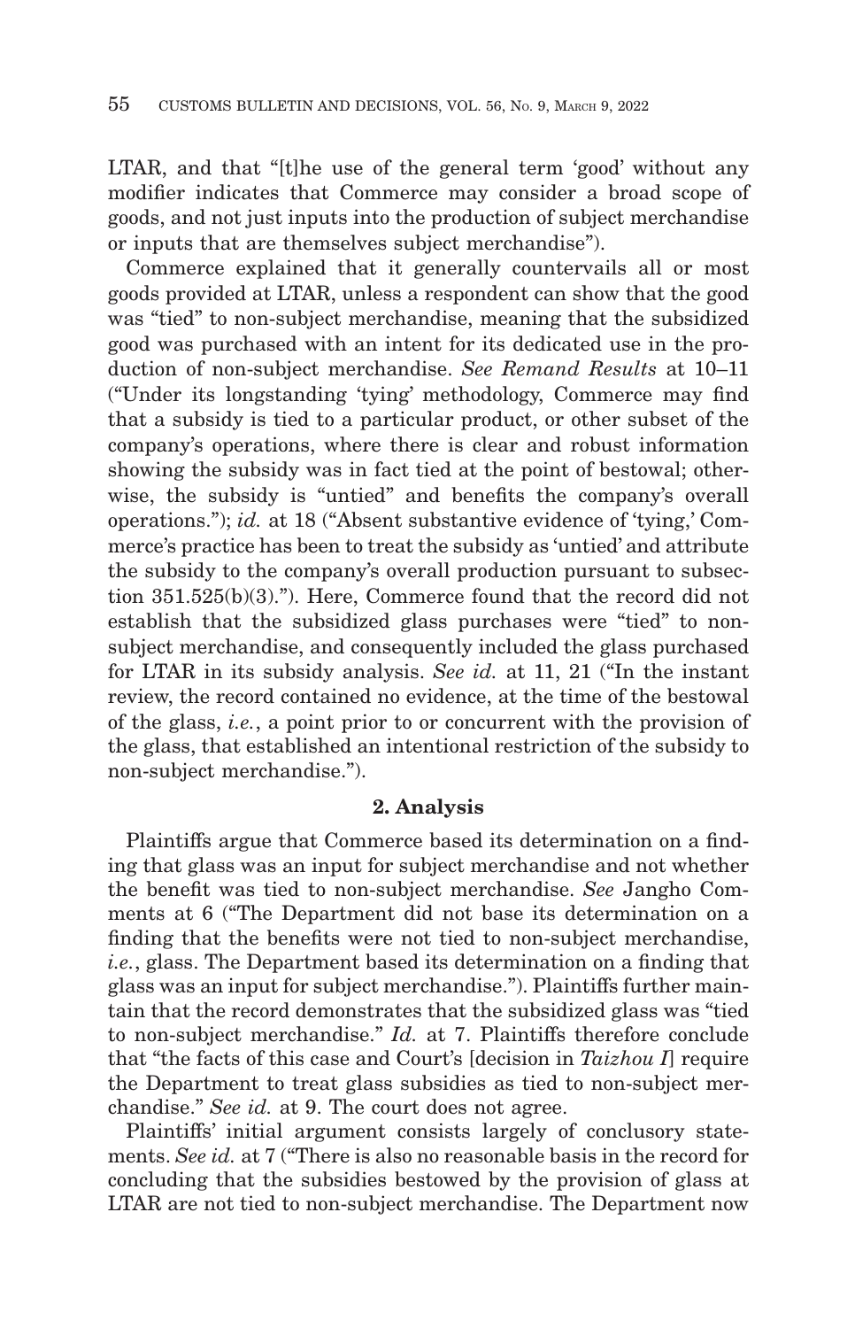LTAR, and that "[t]he use of the general term 'good' without any modifier indicates that Commerce may consider a broad scope of goods, and not just inputs into the production of subject merchandise or inputs that are themselves subject merchandise").

Commerce explained that it generally countervails all or most goods provided at LTAR, unless a respondent can show that the good was "tied" to non-subject merchandise, meaning that the subsidized good was purchased with an intent for its dedicated use in the production of non-subject merchandise. *See Remand Results* at 10–11 ("Under its longstanding 'tying' methodology, Commerce may find that a subsidy is tied to a particular product, or other subset of the company's operations, where there is clear and robust information showing the subsidy was in fact tied at the point of bestowal; otherwise, the subsidy is "untied" and benefits the company's overall operations."); *id.* at 18 ("Absent substantive evidence of 'tying,' Commerce's practice has been to treat the subsidy as 'untied' and attribute the subsidy to the company's overall production pursuant to subsection 351.525(b)(3)."). Here, Commerce found that the record did not establish that the subsidized glass purchases were "tied" to non-subject merchandise, and consequently included the glass purchased for LTAR in its subsidy analysis. *See id.* at 11, 21 ("In the instant review, the record contained no evidence, at the time of the bestowal of the glass, *i.e.*, a point prior to or concurrent with the provision of the glass, that established an intentional restriction of the subsidy to non-subject merchandise.").

### 2. Analysis

Plaintiffs argue that Commerce based its determination on a finding that glass was an input for subject merchandise and not whether the benefit was tied to non-subject merchandise. *See* Jangho Comments at 6 ("The Department did not base its determination on a finding that the benefits were not tied to non-subject merchandise, *i.e.*, glass. The Department based its determination on a finding that glass was an input for subject merchandise."). Plaintiffs further maintain that the record demonstrates that the subsidized glass was "tied to non-subject merchandise." *Id.* at 7. Plaintiffs therefore conclude that "the facts of this case and Court's [decision in *Taizhou I*] require the Department to treat glass subsidies as tied to non-subject merchandise." *See id.* at 9. The court does not agree.

Plaintiffs' initial argument consists largely of conclusory statements. *See id.* at 7 ("There is also no reasonable basis in the record for concluding that the subsidies bestowed by the provision of glass at LTAR are not tied to non-subject merchandise. The Department now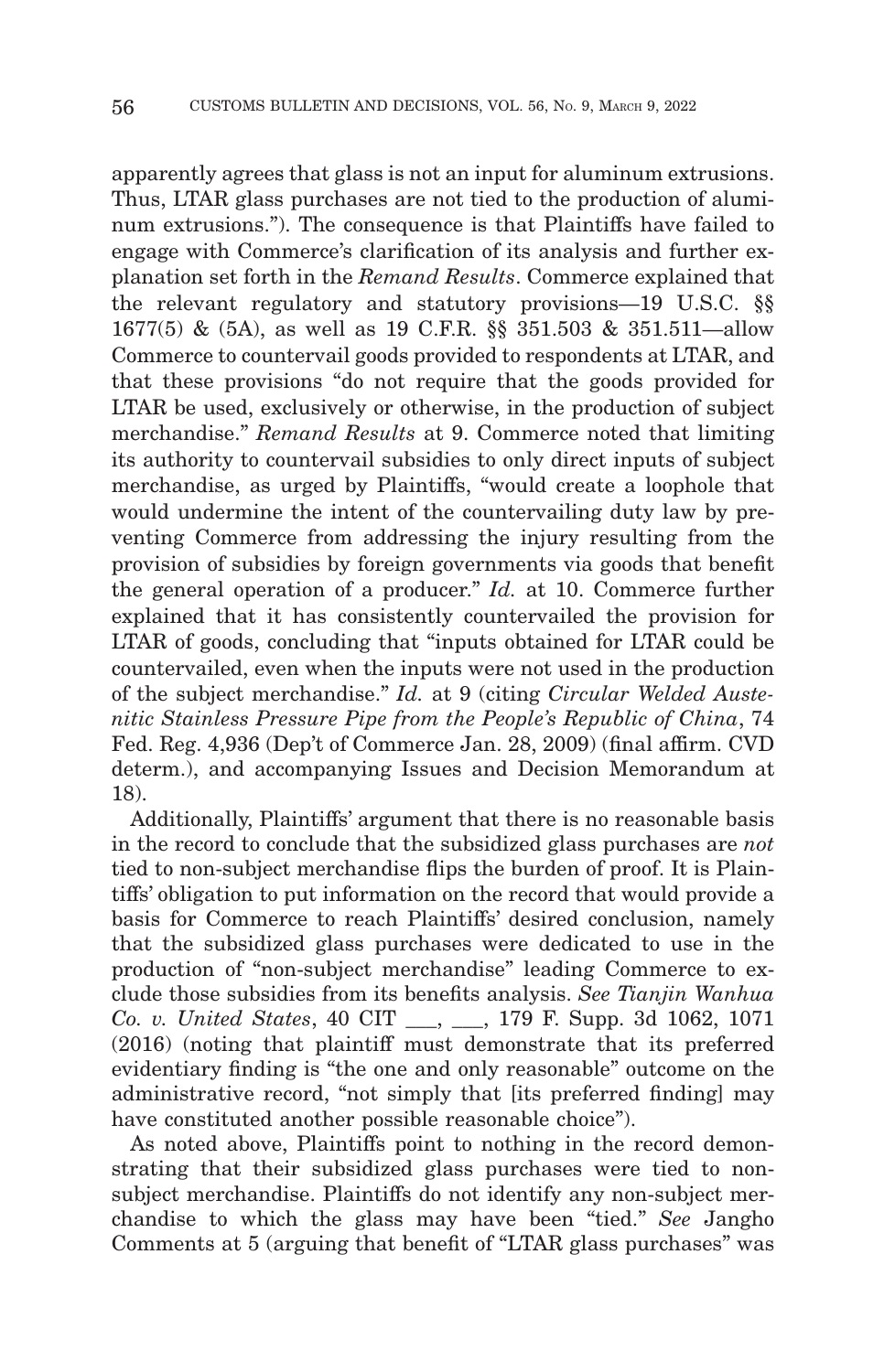apparently agrees that glass is not an input for aluminum extrusions. Thus, LTAR glass purchases are not tied to the production of aluminum extrusions."). The consequence is that Plaintiffs have failed to engage with Commerce's clarification of its analysis and further explanation set forth in the *Remand Results*. Commerce explained that the relevant regulatory and statutory provisions—19 U.S.C. §§ 1677(5) & (5A), as well as 19 C.F.R. §§ 351.503 & 351.511—allow Commerce to countervail goods provided to respondents at LTAR, and that these provisions "do not require that the goods provided for LTAR be used, exclusively or otherwise, in the production of subject merchandise." *Remand Results* at 9. Commerce noted that limiting its authority to countervail subsidies to only direct inputs of subject merchandise, as urged by Plaintiffs, "would create a loophole that would undermine the intent of the countervailing duty law by preventing Commerce from addressing the injury resulting from the provision of subsidies by foreign governments via goods that benefit the general operation of a producer." *Id.* at 10. Commerce further explained that it has consistently countervailed the provision for LTAR of goods, concluding that "inputs obtained for LTAR could be countervailed, even when the inputs were not used in the production of the subject merchandise." *Id.* at 9 (citing *Circular Welded Austenitic Stainless Pressure Pipe from the People's Republic of China*, 74 Fed. Reg. 4,936 (Dep't of Commerce Jan. 28, 2009) (final affirm. CVD determ.), and accompanying Issues and Decision Memorandum at 18).

Additionally, Plaintiffs' argument that there is no reasonable basis in the record to conclude that the subsidized glass purchases are *not* tied to non-subject merchandise flips the burden of proof. It is Plaintiffs' obligation to put information on the record that would provide a basis for Commerce to reach Plaintiffs' desired conclusion, namely that the subsidized glass purchases were dedicated to use in the production of "non-subject merchandise" leading Commerce to exclude those subsidies from its benefits analysis. *See Tianjin Wanhua Co. v. United States*, 40 CIT ___, ___, 179 F. Supp. 3d 1062, 1071 (2016) (noting that plaintiff must demonstrate that its preferred evidentiary finding is "the one and only reasonable" outcome on the administrative record, "not simply that [its preferred finding] may have constituted another possible reasonable choice").

As noted above, Plaintiffs point to nothing in the record demonstrating that their subsidized glass purchases were tied to non-subject merchandise. Plaintiffs do not identify any non-subject merchandise to which the glass may have been "tied." *See* Jangho Comments at 5 (arguing that benefit of "LTAR glass purchases" was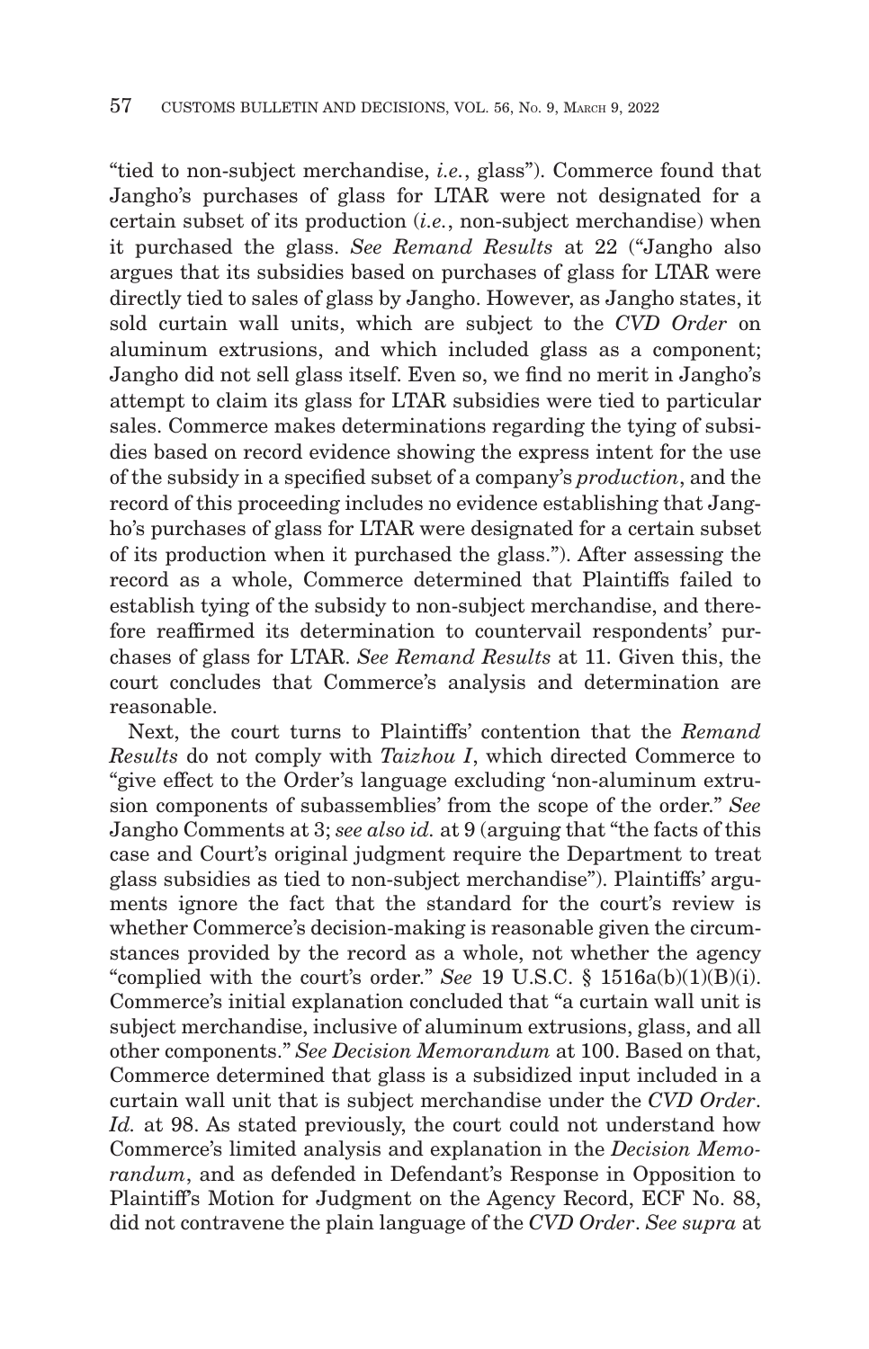"tied to non-subject merchandise, *i.e.*, glass"). Commerce found that Jangho's purchases of glass for LTAR were not designated for a certain subset of its production (*i.e.*, non-subject merchandise) when it purchased the glass. *See Remand Results* at 22 ("Jangho also argues that its subsidies based on purchases of glass for LTAR were directly tied to sales of glass by Jangho. However, as Jangho states, it sold curtain wall units, which are subject to the *CVD Order* on aluminum extrusions, and which included glass as a component; Jangho did not sell glass itself. Even so, we find no merit in Jangho's attempt to claim its glass for LTAR subsidies were tied to particular sales. Commerce makes determinations regarding the tying of subsidies based on record evidence showing the express intent for the use of the subsidy in a specified subset of a company's *production*, and the record of this proceeding includes no evidence establishing that Jangho's purchases of glass for LTAR were designated for a certain subset of its production when it purchased the glass."). After assessing the record as a whole, Commerce determined that Plaintiffs failed to establish tying of the subsidy to non-subject merchandise, and therefore reaffirmed its determination to countervail respondents' purchases of glass for LTAR. *See Remand Results* at 11. Given this, the court concludes that Commerce's analysis and determination are reasonable.

Next, the court turns to Plaintiffs' contention that the *Remand Results* do not comply with *Taizhou I*, which directed Commerce to "give effect to the Order's language excluding 'non-aluminum extrusion components of subassemblies' from the scope of the order." *See* Jangho Comments at 3; *see also id.* at 9 (arguing that "the facts of this case and Court's original judgment require the Department to treat glass subsidies as tied to non-subject merchandise"). Plaintiffs' arguments ignore the fact that the standard for the court's review is whether Commerce's decision-making is reasonable given the circumstances provided by the record as a whole, not whether the agency "complied with the court's order." *See* 19 U.S.C. § 1516a(b)(1)(B)(i). Commerce's initial explanation concluded that "a curtain wall unit is subject merchandise, inclusive of aluminum extrusions, glass, and all other components." *See Decision Memorandum* at 100. Based on that, Commerce determined that glass is a subsidized input included in a curtain wall unit that is subject merchandise under the *CVD Order*. *Id.* at 98. As stated previously, the court could not understand how Commerce's limited analysis and explanation in the *Decision Memorandum*, and as defended in Defendant's Response in Opposition to Plaintiff's Motion for Judgment on the Agency Record, ECF No. 88, did not contravene the plain language of the *CVD Order*. *See supra* at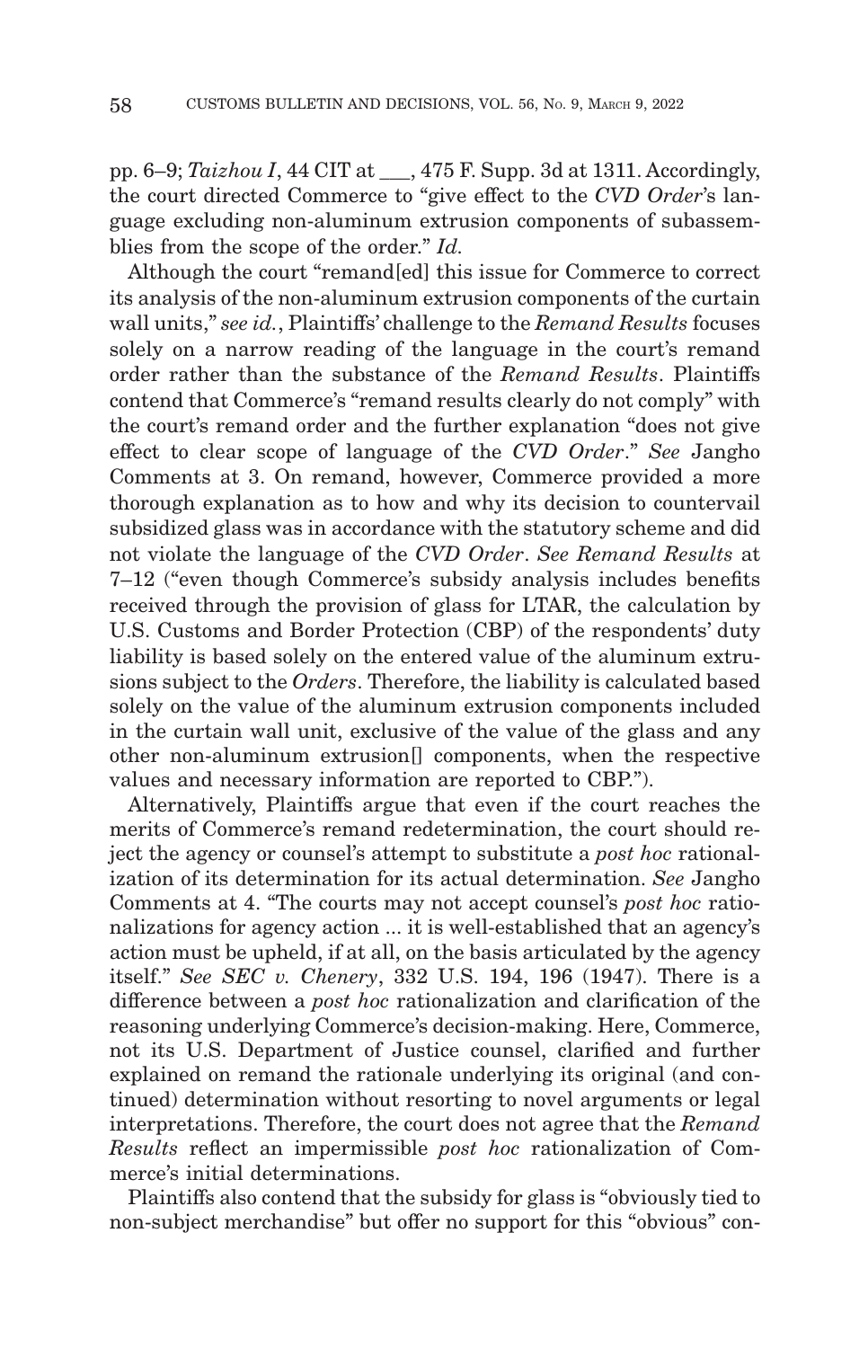pp. 6–9; *Taizhou I*, 44 CIT at ___, 475 F. Supp. 3d at 1311. Accordingly, the court directed Commerce to "give effect to the *CVD Order*'s language excluding non-aluminum extrusion components of subassemblies from the scope of the order." *Id.*

Although the court "remand[ed] this issue for Commerce to correct its analysis of the non-aluminum extrusion components of the curtain wall units," *see id.*, Plaintiffs' challenge to the *Remand Results* focuses solely on a narrow reading of the language in the court's remand order rather than the substance of the *Remand Results*. Plaintiffs contend that Commerce's "remand results clearly do not comply" with the court's remand order and the further explanation "does not give effect to clear scope of language of the *CVD Order*." *See* Jangho Comments at 3. On remand, however, Commerce provided a more thorough explanation as to how and why its decision to countervail subsidized glass was in accordance with the statutory scheme and did not violate the language of the *CVD Order*. *See Remand Results* at 7–12 ("even though Commerce's subsidy analysis includes benefits received through the provision of glass for LTAR, the calculation by U.S. Customs and Border Protection (CBP) of the respondents' duty liability is based solely on the entered value of the aluminum extrusions subject to the *Orders*. Therefore, the liability is calculated based solely on the value of the aluminum extrusion components included in the curtain wall unit, exclusive of the value of the glass and any other non-aluminum extrusion[] components, when the respective values and necessary information are reported to CBP.").

Alternatively, Plaintiffs argue that even if the court reaches the merits of Commerce's remand redetermination, the court should reject the agency or counsel's attempt to substitute a *post hoc* rationalization of its determination for its actual determination. *See* Jangho Comments at 4. "The courts may not accept counsel's *post hoc* rationalizations for agency action ... it is well-established that an agency's action must be upheld, if at all, on the basis articulated by the agency itself." *See SEC v. Chenery*, 332 U.S. 194, 196 (1947). There is a difference between a *post hoc* rationalization and clarification of the reasoning underlying Commerce's decision-making. Here, Commerce, not its U.S. Department of Justice counsel, clarified and further explained on remand the rationale underlying its original (and continued) determination without resorting to novel arguments or legal interpretations. Therefore, the court does not agree that the *Remand Results* reflect an impermissible *post hoc* rationalization of Commerce's initial determinations.

Plaintiffs also contend that the subsidy for glass is "obviously tied to non-subject merchandise" but offer no support for this "obvious" con-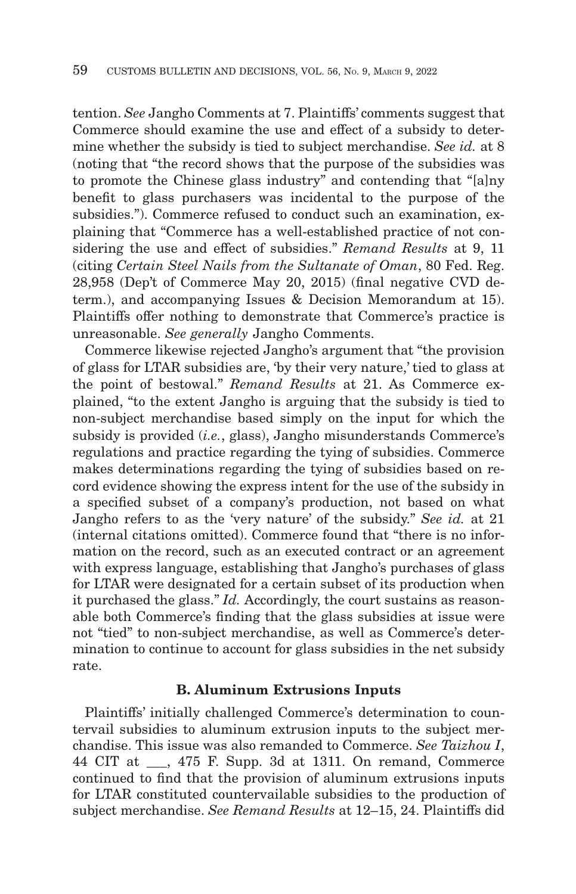tention. *See* Jangho Comments at 7. Plaintiffs' comments suggest that Commerce should examine the use and effect of a subsidy to determine whether the subsidy is tied to subject merchandise. *See id.* at 8 (noting that "the record shows that the purpose of the subsidies was to promote the Chinese glass industry" and contending that "[a]ny benefit to glass purchasers was incidental to the purpose of the subsidies."). Commerce refused to conduct such an examination, explaining that "Commerce has a well-established practice of not considering the use and effect of subsidies." *Remand Results* at 9, 11 (citing *Certain Steel Nails from the Sultanate of Oman*, 80 Fed. Reg. 28,958 (Dep't of Commerce May 20, 2015) (final negative CVD determ.), and accompanying Issues & Decision Memorandum at 15). Plaintiffs offer nothing to demonstrate that Commerce's practice is unreasonable. *See generally* Jangho Comments.

Commerce likewise rejected Jangho's argument that "the provision of glass for LTAR subsidies are, 'by their very nature,' tied to glass at the point of bestowal." *Remand Results* at 21. As Commerce explained, "to the extent Jangho is arguing that the subsidy is tied to non-subject merchandise based simply on the input for which the subsidy is provided (*i.e.*, glass), Jangho misunderstands Commerce's regulations and practice regarding the tying of subsidies. Commerce makes determinations regarding the tying of subsidies based on record evidence showing the express intent for the use of the subsidy in a specified subset of a company's production, not based on what Jangho refers to as the 'very nature' of the subsidy." *See id.* at 21 (internal citations omitted). Commerce found that "there is no information on the record, such as an executed contract or an agreement with express language, establishing that Jangho's purchases of glass for LTAR were designated for a certain subset of its production when it purchased the glass." *Id.* Accordingly, the court sustains as reasonable both Commerce's finding that the glass subsidies at issue were not "tied" to non-subject merchandise, as well as Commerce's determination to continue to account for glass subsidies in the net subsidy rate.

### B. Aluminum Extrusions Inputs

Plaintiffs' initially challenged Commerce's determination to countervail subsidies to aluminum extrusion inputs to the subject merchandise. This issue was also remanded to Commerce. *See Taizhou I*, 44 CIT at ___, 475 F. Supp. 3d at 1311. On remand, Commerce continued to find that the provision of aluminum extrusions inputs for LTAR constituted countervailable subsidies to the production of subject merchandise. *See Remand Results* at 12–15, 24. Plaintiffs did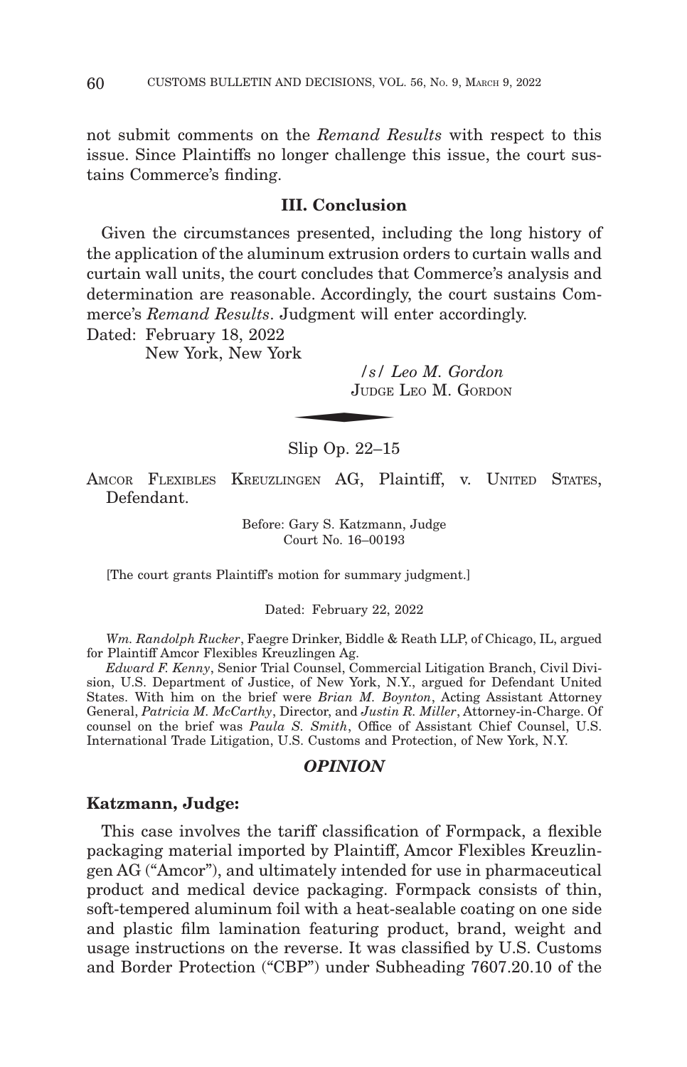not submit comments on the *Remand Results* with respect to this issue. Since Plaintiffs no longer challenge this issue, the court sustains Commerce's finding.

## III. Conclusion

Given the circumstances presented, including the long history of the application of the aluminum extrusion orders to curtain walls and curtain wall units, the court concludes that Commerce's analysis and determination are reasonable. Accordingly, the court sustains Commerce's *Remand Results*. Judgment will enter accordingly.

Dated: February 18, 2022
New York, New York

*/s/ Leo M. Gordon*
JUDGE LEO M. GORDON

---

Slip Op. 22–15

AMCOR FLEXIBLES KREUZLINGEN AG, Plaintiff, v. UNITED STATES, Defendant.

Before: Gary S. Katzmann, Judge
Court No. 16–00193

[The court grants Plaintiff's motion for summary judgment.]

Dated: February 22, 2022

*Wm. Randolph Rucker*, Faegre Drinker, Biddle & Reath LLP, of Chicago, IL, argued for Plaintiff Amcor Flexibles Kreuzlingen Ag.

*Edward F. Kenny*, Senior Trial Counsel, Commercial Litigation Branch, Civil Division, U.S. Department of Justice, of New York, N.Y., argued for Defendant United States. With him on the brief were *Brian M. Boynton*, Acting Assistant Attorney General, *Patricia M. McCarthy*, Director, and *Justin R. Miller*, Attorney-in-Charge. Of counsel on the brief was *Paula S. Smith*, Office of Assistant Chief Counsel, U.S. International Trade Litigation, U.S. Customs and Protection, of New York, N.Y.

## *OPINION*

**Katzmann, Judge:**

This case involves the tariff classification of Formpack, a flexible packaging material imported by Plaintiff, Amcor Flexibles Kreuzlingen AG ("Amcor"), and ultimately intended for use in pharmaceutical product and medical device packaging. Formpack consists of thin, soft-tempered aluminum foil with a heat-sealable coating on one side and plastic film lamination featuring product, brand, weight and usage instructions on the reverse. It was classified by U.S. Customs and Border Protection ("CBP") under Subheading 7607.20.10 of the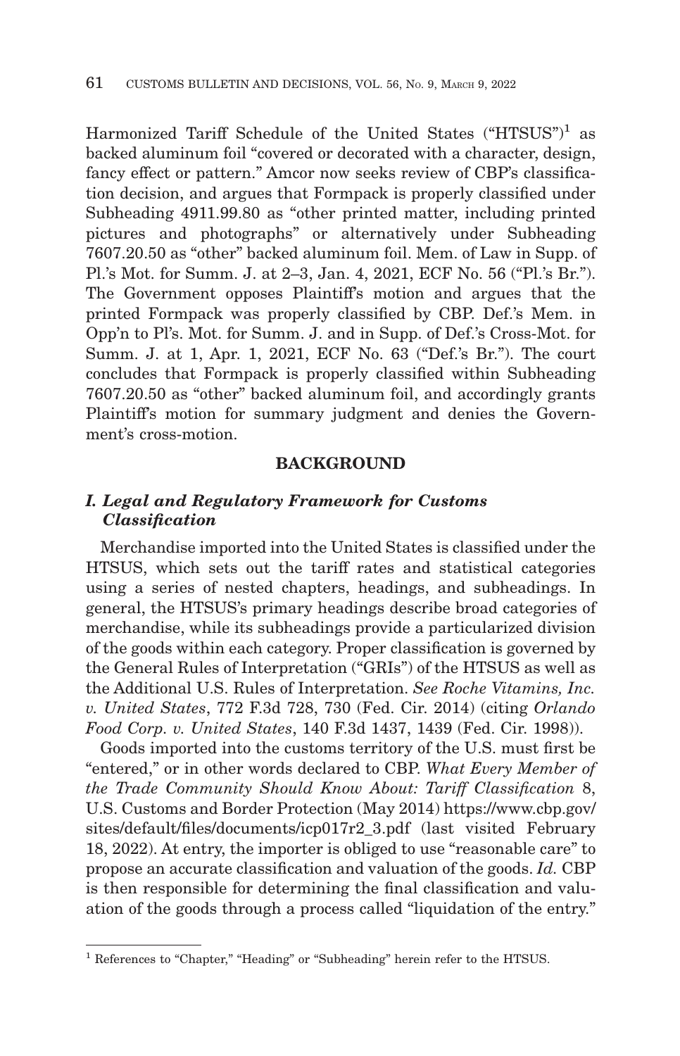Harmonized Tariff Schedule of the United States ("HTSUS")[1] as backed aluminum foil "covered or decorated with a character, design, fancy effect or pattern." Amcor now seeks review of CBP's classification decision, and argues that Formpack is properly classified under Subheading 4911.99.80 as "other printed matter, including printed pictures and photographs" or alternatively under Subheading 7607.20.50 as "other" backed aluminum foil. Mem. of Law in Supp. of Pl.'s Mot. for Summ. J. at 2–3, Jan. 4, 2021, ECF No. 56 ("Pl.'s Br."). The Government opposes Plaintiff's motion and argues that the printed Formpack was properly classified by CBP. Def.'s Mem. in Opp'n to Pl's. Mot. for Summ. J. and in Supp. of Def.'s Cross-Mot. for Summ. J. at 1, Apr. 1, 2021, ECF No. 63 ("Def.'s Br."). The court concludes that Formpack is properly classified within Subheading 7607.20.50 as "other" backed aluminum foil, and accordingly grants Plaintiff's motion for summary judgment and denies the Government's cross-motion.

## BACKGROUND

### *I. Legal and Regulatory Framework for Customs Classification*

Merchandise imported into the United States is classified under the HTSUS, which sets out the tariff rates and statistical categories using a series of nested chapters, headings, and subheadings. In general, the HTSUS's primary headings describe broad categories of merchandise, while its subheadings provide a particularized division of the goods within each category. Proper classification is governed by the General Rules of Interpretation ("GRIs") of the HTSUS as well as the Additional U.S. Rules of Interpretation. *See Roche Vitamins, Inc. v. United States*, 772 F.3d 728, 730 (Fed. Cir. 2014) (citing *Orlando Food Corp. v. United States*, 140 F.3d 1437, 1439 (Fed. Cir. 1998)).

Goods imported into the customs territory of the U.S. must first be "entered," or in other words declared to CBP. *What Every Member of the Trade Community Should Know About: Tariff Classification* 8, U.S. Customs and Border Protection (May 2014) https://www.cbp.gov/sites/default/files/documents/icp017r2_3.pdf (last visited February 18, 2022). At entry, the importer is obliged to use "reasonable care" to propose an accurate classification and valuation of the goods. *Id.* CBP is then responsible for determining the final classification and valuation of the goods through a process called "liquidation of the entry."

[1] References to "Chapter," "Heading" or "Subheading" herein refer to the HTSUS.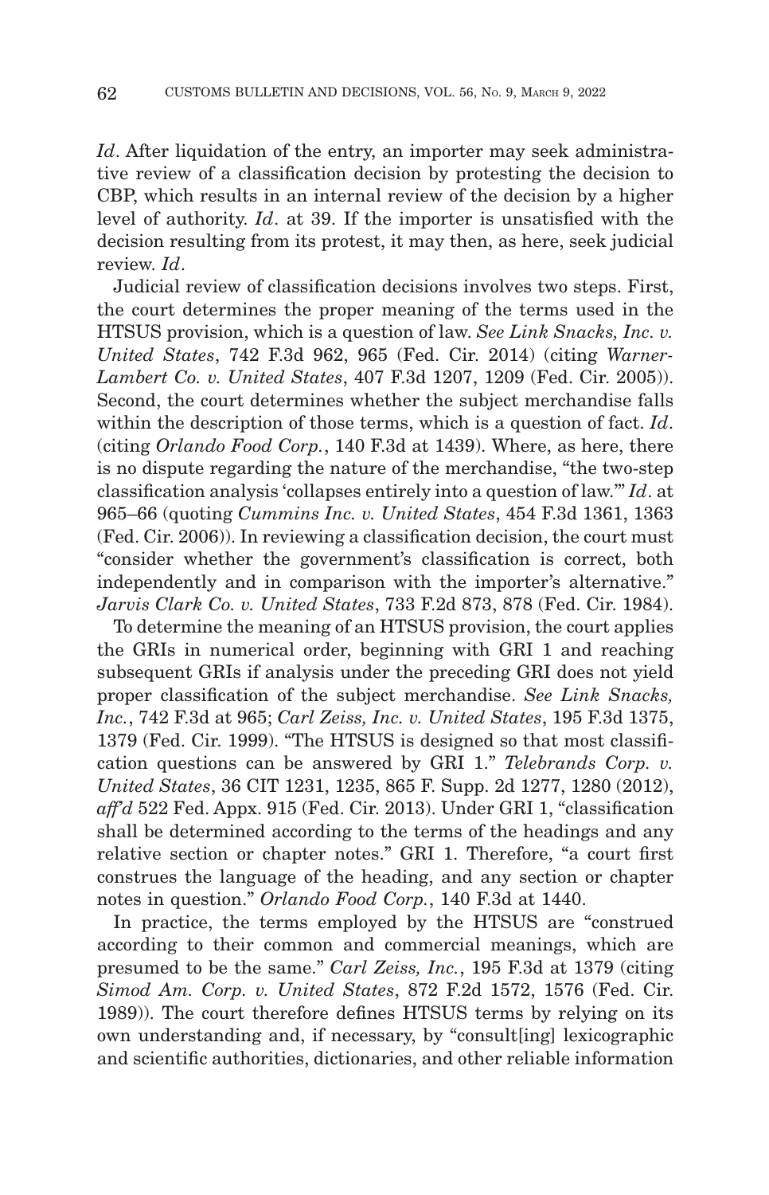*Id*. After liquidation of the entry, an importer may seek administrative review of a classification decision by protesting the decision to CBP, which results in an internal review of the decision by a higher level of authority. *Id*. at 39. If the importer is unsatisfied with the decision resulting from its protest, it may then, as here, seek judicial review. *Id*.

Judicial review of classification decisions involves two steps. First, the court determines the proper meaning of the terms used in the HTSUS provision, which is a question of law. *See Link Snacks, Inc. v. United States*, 742 F.3d 962, 965 (Fed. Cir. 2014) (citing *Warner-Lambert Co. v. United States*, 407 F.3d 1207, 1209 (Fed. Cir. 2005)). Second, the court determines whether the subject merchandise falls within the description of those terms, which is a question of fact. *Id*. (citing *Orlando Food Corp.*, 140 F.3d at 1439). Where, as here, there is no dispute regarding the nature of the merchandise, "the two-step classification analysis 'collapses entirely into a question of law.'" *Id*. at 965–66 (quoting *Cummins Inc. v. United States*, 454 F.3d 1361, 1363 (Fed. Cir. 2006)). In reviewing a classification decision, the court must "consider whether the government's classification is correct, both independently and in comparison with the importer's alternative." *Jarvis Clark Co. v. United States*, 733 F.2d 873, 878 (Fed. Cir. 1984).

To determine the meaning of an HTSUS provision, the court applies the GRIs in numerical order, beginning with GRI 1 and reaching subsequent GRIs if analysis under the preceding GRI does not yield proper classification of the subject merchandise. *See Link Snacks, Inc.*, 742 F.3d at 965; *Carl Zeiss, Inc. v. United States*, 195 F.3d 1375, 1379 (Fed. Cir. 1999). "The HTSUS is designed so that most classification questions can be answered by GRI 1." *Telebrands Corp. v. United States*, 36 CIT 1231, 1235, 865 F. Supp. 2d 1277, 1280 (2012), *aff'd* 522 Fed. Appx. 915 (Fed. Cir. 2013). Under GRI 1, "classification shall be determined according to the terms of the headings and any relative section or chapter notes." GRI 1. Therefore, "a court first construes the language of the heading, and any section or chapter notes in question." *Orlando Food Corp.*, 140 F.3d at 1440.

In practice, the terms employed by the HTSUS are "construed according to their common and commercial meanings, which are presumed to be the same." *Carl Zeiss, Inc.*, 195 F.3d at 1379 (citing *Simod Am. Corp. v. United States*, 872 F.2d 1572, 1576 (Fed. Cir. 1989)). The court therefore defines HTSUS terms by relying on its own understanding and, if necessary, by "consult[ing] lexicographic and scientific authorities, dictionaries, and other reliable information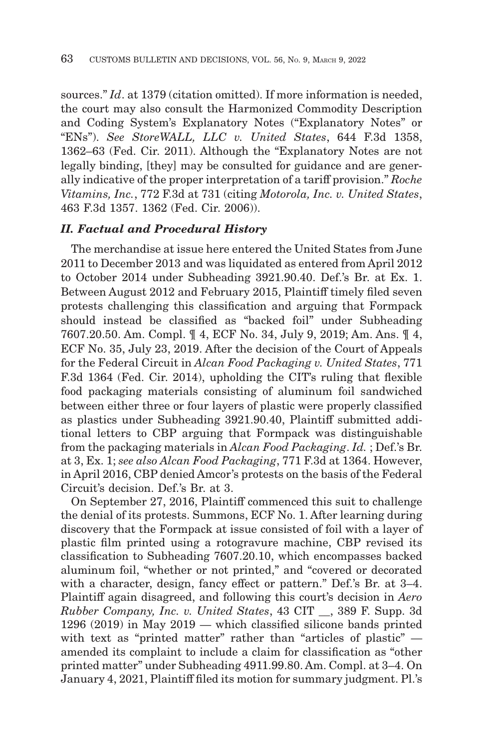sources." *Id*. at 1379 (citation omitted). If more information is needed, the court may also consult the Harmonized Commodity Description and Coding System's Explanatory Notes ("Explanatory Notes" or "ENs"). *See StoreWALL, LLC v. United States*, 644 F.3d 1358, 1362–63 (Fed. Cir. 2011). Although the "Explanatory Notes are not legally binding, [they] may be consulted for guidance and are generally indicative of the proper interpretation of a tariff provision." *Roche Vitamins, Inc.*, 772 F.3d at 731 (citing *Motorola, Inc. v. United States*, 463 F.3d 1357. 1362 (Fed. Cir. 2006)).

### *II. Factual and Procedural History*

The merchandise at issue here entered the United States from June 2011 to December 2013 and was liquidated as entered from April 2012 to October 2014 under Subheading 3921.90.40. Def.'s Br. at Ex. 1. Between August 2012 and February 2015, Plaintiff timely filed seven protests challenging this classification and arguing that Formpack should instead be classified as "backed foil" under Subheading 7607.20.50. Am. Compl. ¶ 4, ECF No. 34, July 9, 2019; Am. Ans. ¶ 4, ECF No. 35, July 23, 2019. After the decision of the Court of Appeals for the Federal Circuit in *Alcan Food Packaging v. United States*, 771 F.3d 1364 (Fed. Cir. 2014), upholding the CIT's ruling that flexible food packaging materials consisting of aluminum foil sandwiched between either three or four layers of plastic were properly classified as plastics under Subheading 3921.90.40, Plaintiff submitted additional letters to CBP arguing that Formpack was distinguishable from the packaging materials in *Alcan Food Packaging*. *Id.* ; Def.'s Br. at 3, Ex. 1; *see also Alcan Food Packaging*, 771 F.3d at 1364. However, in April 2016, CBP denied Amcor's protests on the basis of the Federal Circuit's decision. Def.'s Br. at 3.

On September 27, 2016, Plaintiff commenced this suit to challenge the denial of its protests. Summons, ECF No. 1. After learning during discovery that the Formpack at issue consisted of foil with a layer of plastic film printed using a rotogravure machine, CBP revised its classification to Subheading 7607.20.10, which encompasses backed aluminum foil, "whether or not printed," and "covered or decorated with a character, design, fancy effect or pattern." Def.'s Br. at 3–4. Plaintiff again disagreed, and following this court's decision in *Aero Rubber Company, Inc. v. United States*, 43 CIT __, 389 F. Supp. 3d 1296 (2019) in May 2019 — which classified silicone bands printed with text as "printed matter" rather than "articles of plastic" — amended its complaint to include a claim for classification as "other printed matter" under Subheading 4911.99.80. Am. Compl. at 3–4. On January 4, 2021, Plaintiff filed its motion for summary judgment. Pl.'s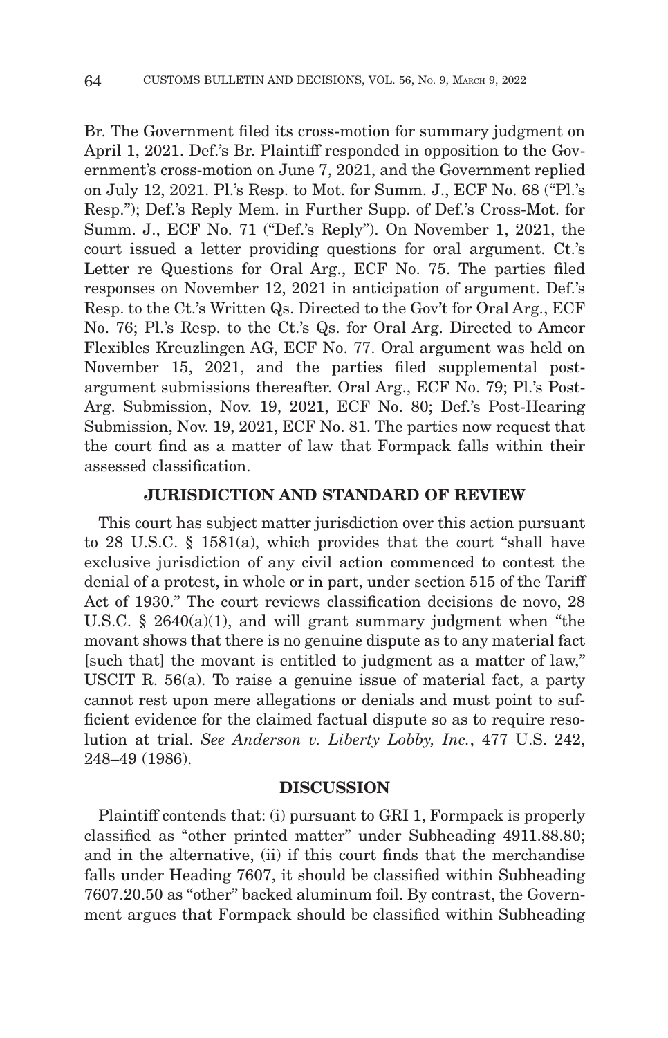Br. The Government filed its cross-motion for summary judgment on April 1, 2021. Def.'s Br. Plaintiff responded in opposition to the Government's cross-motion on June 7, 2021, and the Government replied on July 12, 2021. Pl.'s Resp. to Mot. for Summ. J., ECF No. 68 ("Pl.'s Resp."); Def.'s Reply Mem. in Further Supp. of Def.'s Cross-Mot. for Summ. J., ECF No. 71 ("Def.'s Reply"). On November 1, 2021, the court issued a letter providing questions for oral argument. Ct.'s Letter re Questions for Oral Arg., ECF No. 75. The parties filed responses on November 12, 2021 in anticipation of argument. Def.'s Resp. to the Ct.'s Written Qs. Directed to the Gov't for Oral Arg., ECF No. 76; Pl.'s Resp. to the Ct.'s Qs. for Oral Arg. Directed to Amcor Flexibles Kreuzlingen AG, ECF No. 77. Oral argument was held on November 15, 2021, and the parties filed supplemental post-argument submissions thereafter. Oral Arg., ECF No. 79; Pl.'s Post-Arg. Submission, Nov. 19, 2021, ECF No. 80; Def.'s Post-Hearing Submission, Nov. 19, 2021, ECF No. 81. The parties now request that the court find as a matter of law that Formpack falls within their assessed classification.

## JURISDICTION AND STANDARD OF REVIEW

This court has subject matter jurisdiction over this action pursuant to 28 U.S.C. § 1581(a), which provides that the court "shall have exclusive jurisdiction of any civil action commenced to contest the denial of a protest, in whole or in part, under section 515 of the Tariff Act of 1930." The court reviews classification decisions de novo, 28 U.S.C. § 2640(a)(1), and will grant summary judgment when "the movant shows that there is no genuine dispute as to any material fact [such that] the movant is entitled to judgment as a matter of law," USCIT R. 56(a). To raise a genuine issue of material fact, a party cannot rest upon mere allegations or denials and must point to sufficient evidence for the claimed factual dispute so as to require resolution at trial. *See Anderson v. Liberty Lobby, Inc.*, 477 U.S. 242, 248–49 (1986).

## DISCUSSION

Plaintiff contends that: (i) pursuant to GRI 1, Formpack is properly classified as "other printed matter" under Subheading 4911.88.80; and in the alternative, (ii) if this court finds that the merchandise falls under Heading 7607, it should be classified within Subheading 7607.20.50 as "other" backed aluminum foil. By contrast, the Government argues that Formpack should be classified within Subheading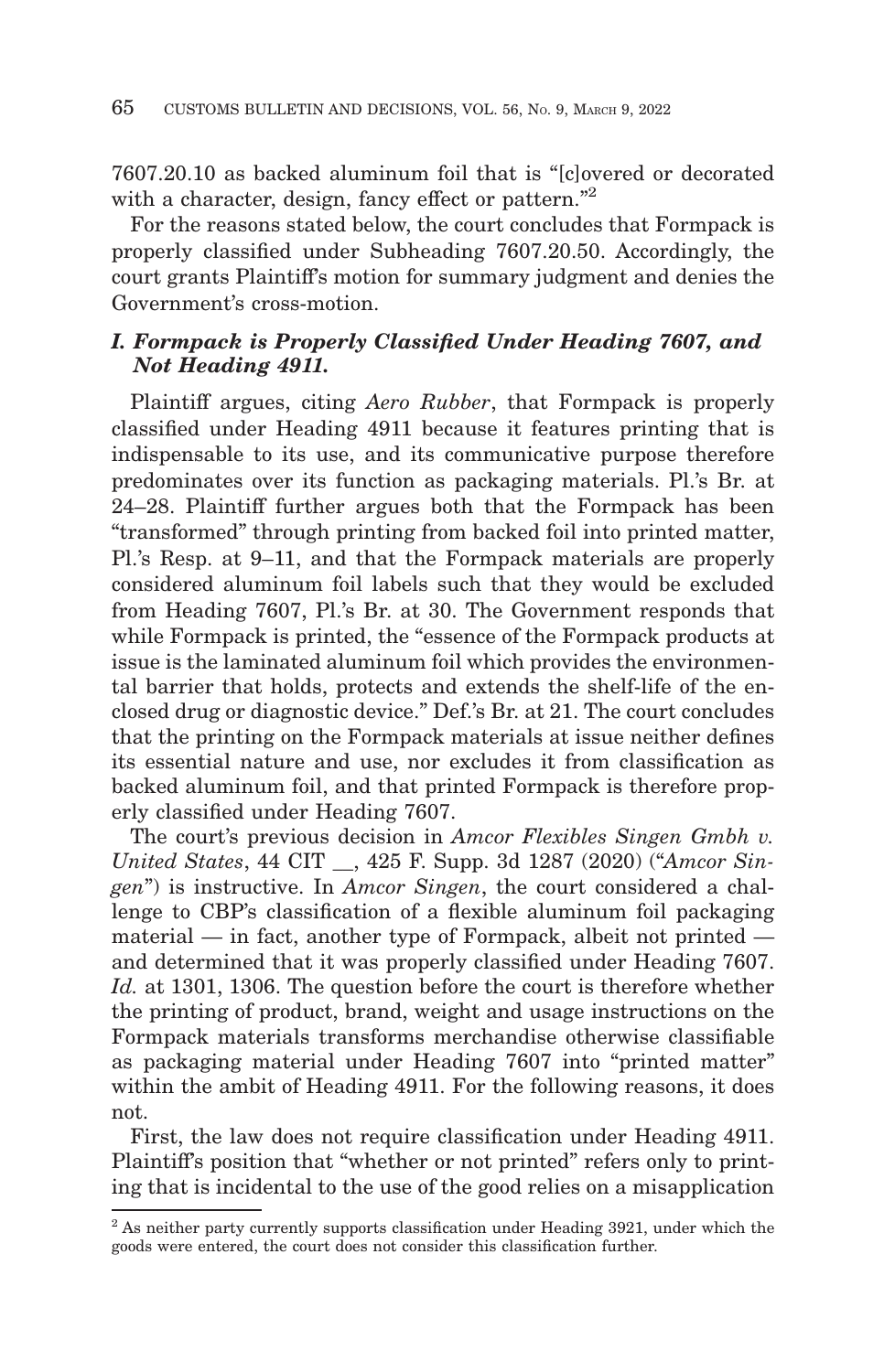7607.20.10 as backed aluminum foil that is "[c]overed or decorated with a character, design, fancy effect or pattern."[2]

For the reasons stated below, the court concludes that Formpack is properly classified under Subheading 7607.20.50. Accordingly, the court grants Plaintiff's motion for summary judgment and denies the Government's cross-motion.

### *I. Formpack is Properly Classified Under Heading 7607, and Not Heading 4911.*

Plaintiff argues, citing *Aero Rubber*, that Formpack is properly classified under Heading 4911 because it features printing that is indispensable to its use, and its communicative purpose therefore predominates over its function as packaging materials. Pl.'s Br. at 24–28. Plaintiff further argues both that the Formpack has been "transformed" through printing from backed foil into printed matter, Pl.'s Resp. at 9–11, and that the Formpack materials are properly considered aluminum foil labels such that they would be excluded from Heading 7607, Pl.'s Br. at 30. The Government responds that while Formpack is printed, the "essence of the Formpack products at issue is the laminated aluminum foil which provides the environmental barrier that holds, protects and extends the shelf-life of the enclosed drug or diagnostic device." Def.'s Br. at 21. The court concludes that the printing on the Formpack materials at issue neither defines its essential nature and use, nor excludes it from classification as backed aluminum foil, and that printed Formpack is therefore properly classified under Heading 7607.

The court's previous decision in *Amcor Flexibles Singen Gmbh v. United States*, 44 CIT __, 425 F. Supp. 3d 1287 (2020) ("*Amcor Singen*") is instructive. In *Amcor Singen*, the court considered a challenge to CBP's classification of a flexible aluminum foil packaging material — in fact, another type of Formpack, albeit not printed — and determined that it was properly classified under Heading 7607. *Id.* at 1301, 1306. The question before the court is therefore whether the printing of product, brand, weight and usage instructions on the Formpack materials transforms merchandise otherwise classifiable as packaging material under Heading 7607 into "printed matter" within the ambit of Heading 4911. For the following reasons, it does not.

First, the law does not require classification under Heading 4911. Plaintiff's position that "whether or not printed" refers only to printing that is incidental to the use of the good relies on a misapplication

[2] As neither party currently supports classification under Heading 3921, under which the goods were entered, the court does not consider this classification further.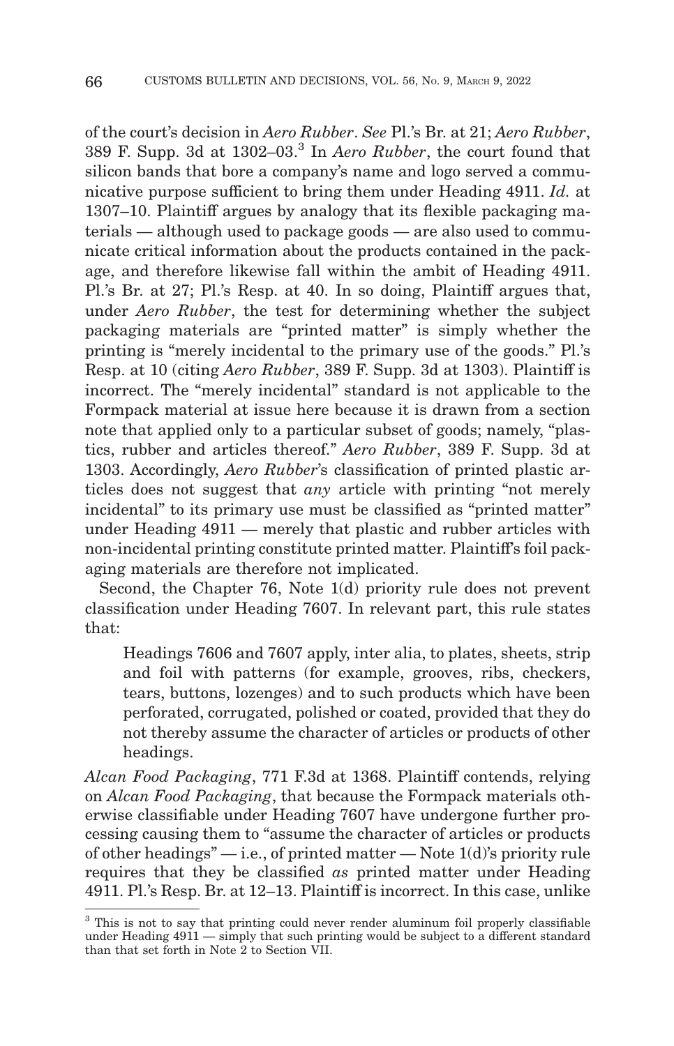of the court's decision in *Aero Rubber*. *See* Pl.'s Br. at 21; *Aero Rubber*, 389 F. Supp. 3d at 1302–03.[3] In *Aero Rubber*, the court found that silicon bands that bore a company's name and logo served a communicative purpose sufficient to bring them under Heading 4911. *Id.* at 1307–10. Plaintiff argues by analogy that its flexible packaging materials — although used to package goods — are also used to communicate critical information about the products contained in the package, and therefore likewise fall within the ambit of Heading 4911. Pl.'s Br. at 27; Pl.'s Resp. at 40. In so doing, Plaintiff argues that, under *Aero Rubber*, the test for determining whether the subject packaging materials are "printed matter" is simply whether the printing is "merely incidental to the primary use of the goods." Pl.'s Resp. at 10 (citing *Aero Rubber*, 389 F. Supp. 3d at 1303). Plaintiff is incorrect. The "merely incidental" standard is not applicable to the Formpack material at issue here because it is drawn from a section note that applied only to a particular subset of goods; namely, "plastics, rubber and articles thereof." *Aero Rubber*, 389 F. Supp. 3d at 1303. Accordingly, *Aero Rubber*'s classification of printed plastic articles does not suggest that *any* article with printing "not merely incidental" to its primary use must be classified as "printed matter" under Heading 4911 — merely that plastic and rubber articles with non-incidental printing constitute printed matter. Plaintiff's foil packaging materials are therefore not implicated.

Second, the Chapter 76, Note 1(d) priority rule does not prevent classification under Heading 7607. In relevant part, this rule states that:

> Headings 7606 and 7607 apply, inter alia, to plates, sheets, strip and foil with patterns (for example, grooves, ribs, checkers, tears, buttons, lozenges) and to such products which have been perforated, corrugated, polished or coated, provided that they do not thereby assume the character of articles or products of other headings.

*Alcan Food Packaging*, 771 F.3d at 1368. Plaintiff contends, relying on *Alcan Food Packaging*, that because the Formpack materials otherwise classifiable under Heading 7607 have undergone further processing causing them to "assume the character of articles or products of other headings" — i.e., of printed matter — Note 1(d)'s priority rule requires that they be classified *as* printed matter under Heading 4911. Pl.'s Resp. Br. at 12–13. Plaintiff is incorrect. In this case, unlike

---

[3] This is not to say that printing could never render aluminum foil properly classifiable under Heading 4911 — simply that such printing would be subject to a different standard than that set forth in Note 2 to Section VII.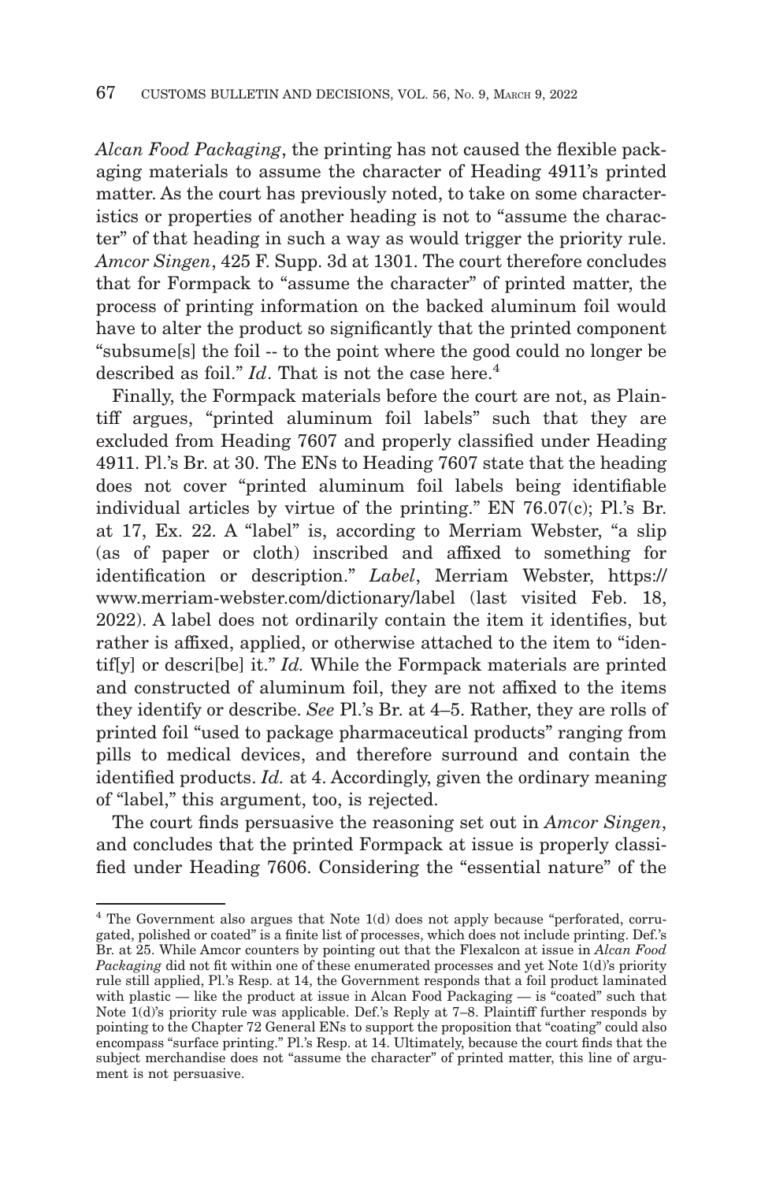*Alcan Food Packaging*, the printing has not caused the flexible packaging materials to assume the character of Heading 4911's printed matter. As the court has previously noted, to take on some characteristics or properties of another heading is not to "assume the character" of that heading in such a way as would trigger the priority rule. *Amcor Singen*, 425 F. Supp. 3d at 1301. The court therefore concludes that for Formpack to "assume the character" of printed matter, the process of printing information on the backed aluminum foil would have to alter the product so significantly that the printed component "subsume[s] the foil -- to the point where the good could no longer be described as foil." *Id*. That is not the case here.[4]

Finally, the Formpack materials before the court are not, as Plaintiff argues, "printed aluminum foil labels" such that they are excluded from Heading 7607 and properly classified under Heading 4911. Pl.'s Br. at 30. The ENs to Heading 7607 state that the heading does not cover "printed aluminum foil labels being identifiable individual articles by virtue of the printing." EN 76.07(c); Pl.'s Br. at 17, Ex. 22. A "label" is, according to Merriam Webster, "a slip (as of paper or cloth) inscribed and affixed to something for identification or description." *Label*, Merriam Webster, https://www.merriam-webster.com/dictionary/label (last visited Feb. 18, 2022). A label does not ordinarily contain the item it identifies, but rather is affixed, applied, or otherwise attached to the item to "identif[y] or descri[be] it." *Id.* While the Formpack materials are printed and constructed of aluminum foil, they are not affixed to the items they identify or describe. *See* Pl.'s Br. at 4–5. Rather, they are rolls of printed foil "used to package pharmaceutical products" ranging from pills to medical devices, and therefore surround and contain the identified products. *Id.* at 4. Accordingly, given the ordinary meaning of "label," this argument, too, is rejected.

The court finds persuasive the reasoning set out in *Amcor Singen*, and concludes that the printed Formpack at issue is properly classified under Heading 7606. Considering the "essential nature" of the

---

[4] The Government also argues that Note 1(d) does not apply because "perforated, corrugated, polished or coated" is a finite list of processes, which does not include printing. Def.'s Br. at 25. While Amcor counters by pointing out that the Flexalcon at issue in *Alcan Food Packaging* did not fit within one of these enumerated processes and yet Note 1(d)'s priority rule still applied, Pl.'s Resp. at 14, the Government responds that a foil product laminated with plastic — like the product at issue in Alcan Food Packaging — is "coated" such that Note 1(d)'s priority rule was applicable. Def.'s Reply at 7–8. Plaintiff further responds by pointing to the Chapter 72 General ENs to support the proposition that "coating" could also encompass "surface printing." Pl.'s Resp. at 14. Ultimately, because the court finds that the subject merchandise does not "assume the character" of printed matter, this line of argument is not persuasive.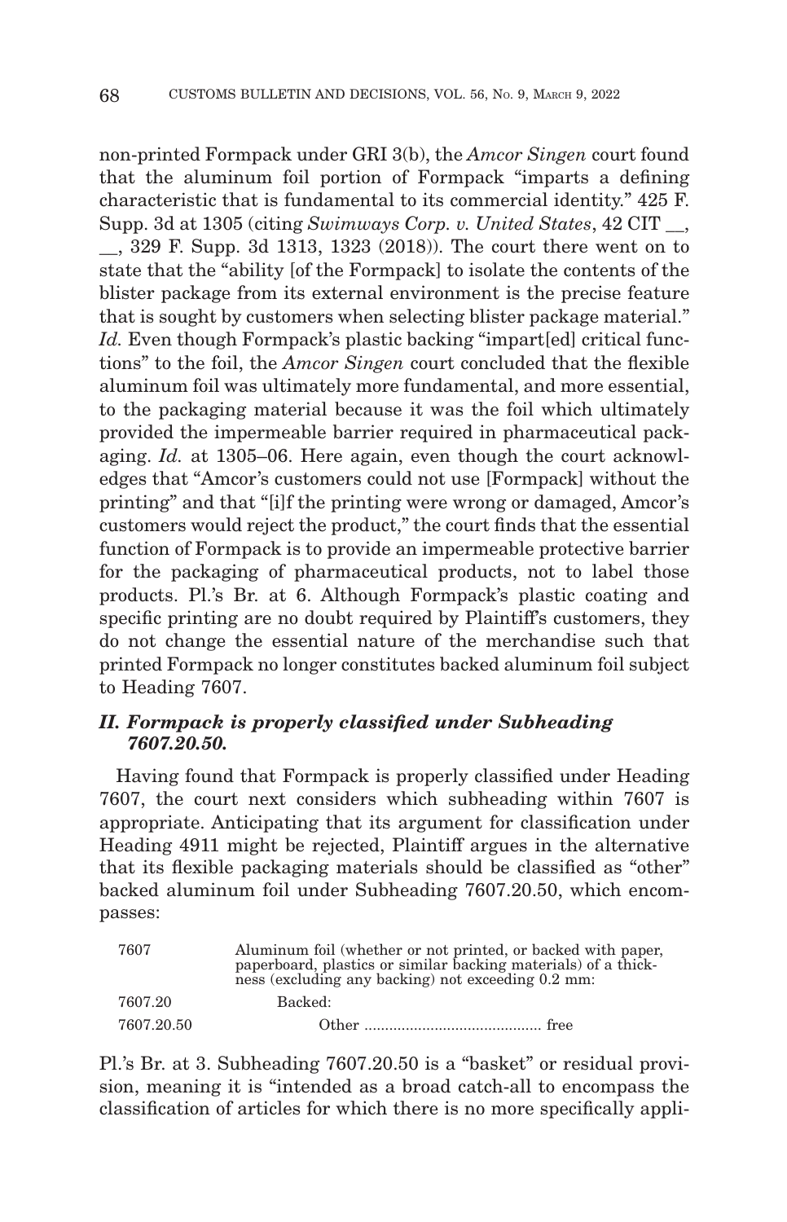non-printed Formpack under GRI 3(b), the *Amcor Singen* court found that the aluminum foil portion of Formpack "imparts a defining characteristic that is fundamental to its commercial identity." 425 F. Supp. 3d at 1305 (citing *Swimways Corp. v. United States*, 42 CIT __, __, 329 F. Supp. 3d 1313, 1323 (2018)). The court there went on to state that the "ability [of the Formpack] to isolate the contents of the blister package from its external environment is the precise feature that is sought by customers when selecting blister package material." *Id.* Even though Formpack's plastic backing "impart[ed] critical functions" to the foil, the *Amcor Singen* court concluded that the flexible aluminum foil was ultimately more fundamental, and more essential, to the packaging material because it was the foil which ultimately provided the impermeable barrier required in pharmaceutical packaging. *Id.* at 1305–06. Here again, even though the court acknowledges that "Amcor's customers could not use [Formpack] without the printing" and that "[i]f the printing were wrong or damaged, Amcor's customers would reject the product," the court finds that the essential function of Formpack is to provide an impermeable protective barrier for the packaging of pharmaceutical products, not to label those products. Pl.'s Br. at 6. Although Formpack's plastic coating and specific printing are no doubt required by Plaintiff's customers, they do not change the essential nature of the merchandise such that printed Formpack no longer constitutes backed aluminum foil subject to Heading 7607.

### *II. Formpack is properly classified under Subheading 7607.20.50.*

Having found that Formpack is properly classified under Heading 7607, the court next considers which subheading within 7607 is appropriate. Anticipating that its argument for classification under Heading 4911 might be rejected, Plaintiff argues in the alternative that its flexible packaging materials should be classified as "other" backed aluminum foil under Subheading 7607.20.50, which encompasses:

| | | |
|---|---|---|
| 7607 | Aluminum foil (whether or not printed, or backed with paper, paperboard, plastics or similar backing materials) of a thickness (excluding any backing) not exceeding 0.2 mm: | |
| 7607.20 | Backed: | |
| 7607.20.50 | Other .......................................... | free |

Pl.'s Br. at 3. Subheading 7607.20.50 is a "basket" or residual provision, meaning it is "intended as a broad catch-all to encompass the classification of articles for which there is no more specifically appli-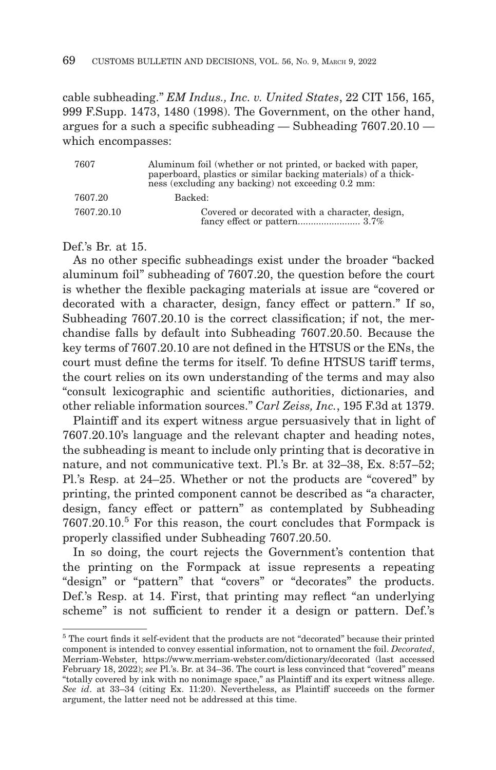cable subheading." *EM Indus., Inc. v. United States*, 22 CIT 156, 165, 999 F.Supp. 1473, 1480 (1998). The Government, on the other hand, argues for a such a specific subheading — Subheading 7607.20.10 — which encompasses:

| | |
|---|---|
| 7607 | Aluminum foil (whether or not printed, or backed with paper, paperboard, plastics or similar backing materials) of a thickness (excluding any backing) not exceeding 0.2 mm: |
| 7607.20 | Backed: |
| 7607.20.10 | Covered or decorated with a character, design, fancy effect or pattern........................ 3.7% |

Def.'s Br. at 15.

As no other specific subheadings exist under the broader "backed aluminum foil" subheading of 7607.20, the question before the court is whether the flexible packaging materials at issue are "covered or decorated with a character, design, fancy effect or pattern." If so, Subheading 7607.20.10 is the correct classification; if not, the merchandise falls by default into Subheading 7607.20.50. Because the key terms of 7607.20.10 are not defined in the HTSUS or the ENs, the court must define the terms for itself. To define HTSUS tariff terms, the court relies on its own understanding of the terms and may also "consult lexicographic and scientific authorities, dictionaries, and other reliable information sources." *Carl Zeiss, Inc.*, 195 F.3d at 1379.

Plaintiff and its expert witness argue persuasively that in light of 7607.20.10's language and the relevant chapter and heading notes, the subheading is meant to include only printing that is decorative in nature, and not communicative text. Pl.'s Br. at 32–38, Ex. 8:57–52; Pl.'s Resp. at 24–25. Whether or not the products are "covered" by printing, the printed component cannot be described as "a character, design, fancy effect or pattern" as contemplated by Subheading 7607.20.10.[5] For this reason, the court concludes that Formpack is properly classified under Subheading 7607.20.50.

In so doing, the court rejects the Government's contention that the printing on the Formpack at issue represents a repeating "design" or "pattern" that "covers" or "decorates" the products. Def.'s Resp. at 14. First, that printing may reflect "an underlying scheme" is not sufficient to render it a design or pattern. Def.'s

---

[5] The court finds it self-evident that the products are not "decorated" because their printed component is intended to convey essential information, not to ornament the foil. *Decorated*, Merriam-Webster, https://www.merriam-webster.com/dictionary/decorated (last accessed February 18, 2022); *see* Pl.'s. Br. at 34–36. The court is less convinced that "covered" means "totally covered by ink with no nonimage space," as Plaintiff and its expert witness allege. *See id*. at 33–34 (citing Ex. 11:20). Nevertheless, as Plaintiff succeeds on the former argument, the latter need not be addressed at this time.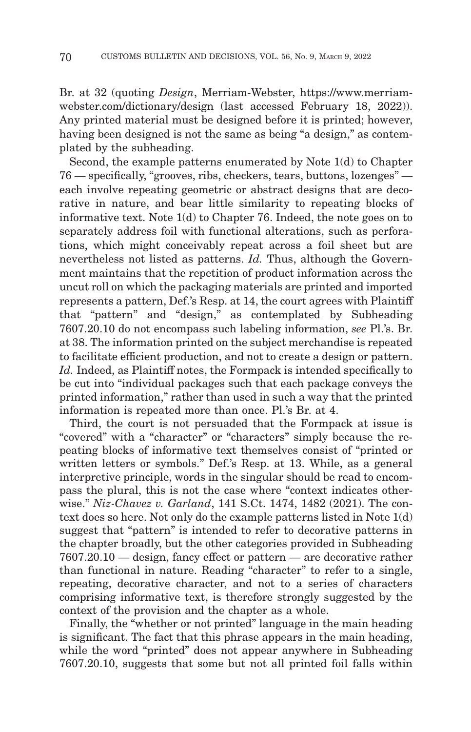Br. at 32 (quoting *Design*, Merriam-Webster, https://www.merriam-webster.com/dictionary/design (last accessed February 18, 2022)). Any printed material must be designed before it is printed; however, having been designed is not the same as being "a design," as contemplated by the subheading.

Second, the example patterns enumerated by Note 1(d) to Chapter 76 — specifically, "grooves, ribs, checkers, tears, buttons, lozenges" — each involve repeating geometric or abstract designs that are decorative in nature, and bear little similarity to repeating blocks of informative text. Note 1(d) to Chapter 76. Indeed, the note goes on to separately address foil with functional alterations, such as perforations, which might conceivably repeat across a foil sheet but are nevertheless not listed as patterns. *Id.* Thus, although the Government maintains that the repetition of product information across the uncut roll on which the packaging materials are printed and imported represents a pattern, Def.'s Resp. at 14, the court agrees with Plaintiff that "pattern" and "design," as contemplated by Subheading 7607.20.10 do not encompass such labeling information, *see* Pl.'s. Br. at 38. The information printed on the subject merchandise is repeated to facilitate efficient production, and not to create a design or pattern. *Id.* Indeed, as Plaintiff notes, the Formpack is intended specifically to be cut into "individual packages such that each package conveys the printed information," rather than used in such a way that the printed information is repeated more than once. Pl.'s Br. at 4.

Third, the court is not persuaded that the Formpack at issue is "covered" with a "character" or "characters" simply because the repeating blocks of informative text themselves consist of "printed or written letters or symbols." Def.'s Resp. at 13. While, as a general interpretive principle, words in the singular should be read to encompass the plural, this is not the case where "context indicates otherwise." *Niz-Chavez v. Garland*, 141 S.Ct. 1474, 1482 (2021). The context does so here. Not only do the example patterns listed in Note 1(d) suggest that "pattern" is intended to refer to decorative patterns in the chapter broadly, but the other categories provided in Subheading 7607.20.10 — design, fancy effect or pattern — are decorative rather than functional in nature. Reading "character" to refer to a single, repeating, decorative character, and not to a series of characters comprising informative text, is therefore strongly suggested by the context of the provision and the chapter as a whole.

Finally, the "whether or not printed" language in the main heading is significant. The fact that this phrase appears in the main heading, while the word "printed" does not appear anywhere in Subheading 7607.20.10, suggests that some but not all printed foil falls within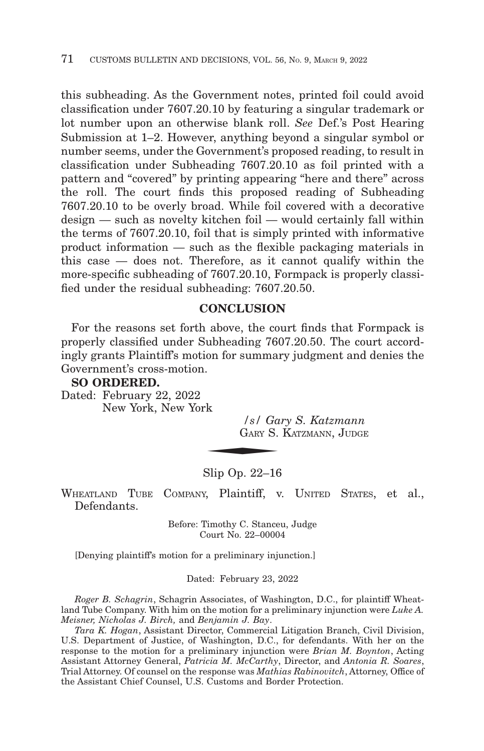this subheading. As the Government notes, printed foil could avoid classification under 7607.20.10 by featuring a singular trademark or lot number upon an otherwise blank roll. *See* Def.'s Post Hearing Submission at 1–2. However, anything beyond a singular symbol or number seems, under the Government's proposed reading, to result in classification under Subheading 7607.20.10 as foil printed with a pattern and "covered" by printing appearing "here and there" across the roll. The court finds this proposed reading of Subheading 7607.20.10 to be overly broad. While foil covered with a decorative design — such as novelty kitchen foil — would certainly fall within the terms of 7607.20.10, foil that is simply printed with informative product information — such as the flexible packaging materials in this case — does not. Therefore, as it cannot qualify within the more-specific subheading of 7607.20.10, Formpack is properly classified under the residual subheading: 7607.20.50.

## CONCLUSION

For the reasons set forth above, the court finds that Formpack is properly classified under Subheading 7607.20.50. The court accordingly grants Plaintiff's motion for summary judgment and denies the Government's cross-motion.

**SO ORDERED.**

Dated: February 22, 2022
New York, New York

*/s/ Gary S. Katzmann*
GARY S. KATZMANN, JUDGE

Slip Op. 22–16

WHEATLAND TUBE COMPANY, Plaintiff, v. UNITED STATES, et al., Defendants.

Before: Timothy C. Stanceu, Judge
Court No. 22–00004

[Denying plaintiff's motion for a preliminary injunction.]

Dated: February 23, 2022

*Roger B. Schagrin*, Schagrin Associates, of Washington, D.C., for plaintiff Wheatland Tube Company. With him on the motion for a preliminary injunction were *Luke A. Meisner, Nicholas J. Birch,* and *Benjamin J. Bay*.

*Tara K. Hogan*, Assistant Director, Commercial Litigation Branch, Civil Division, U.S. Department of Justice, of Washington, D.C., for defendants. With her on the response to the motion for a preliminary injunction were *Brian M. Boynton*, Acting Assistant Attorney General, *Patricia M. McCarthy*, Director, and *Antonia R. Soares*, Trial Attorney. Of counsel on the response was *Mathias Rabinovitch*, Attorney, Office of the Assistant Chief Counsel, U.S. Customs and Border Protection.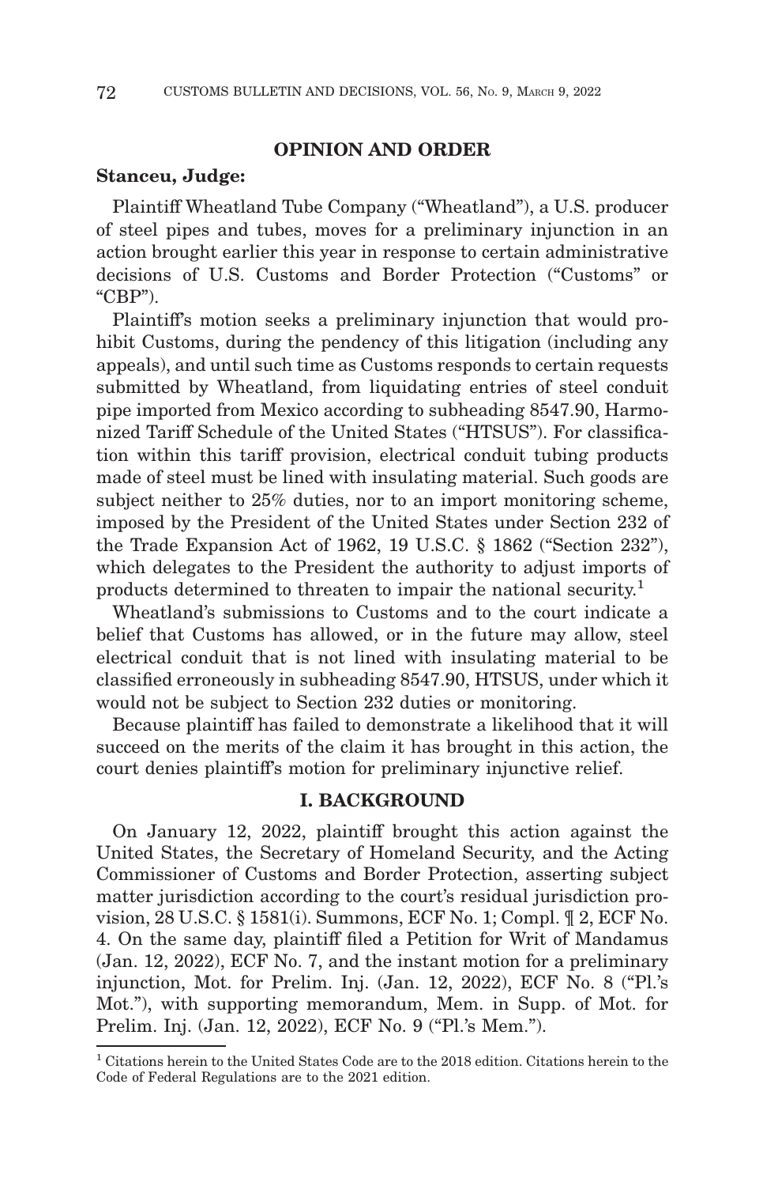## OPINION AND ORDER

**Stanceu, Judge:**

Plaintiff Wheatland Tube Company ("Wheatland"), a U.S. producer of steel pipes and tubes, moves for a preliminary injunction in an action brought earlier this year in response to certain administrative decisions of U.S. Customs and Border Protection ("Customs" or "CBP").

Plaintiff's motion seeks a preliminary injunction that would prohibit Customs, during the pendency of this litigation (including any appeals), and until such time as Customs responds to certain requests submitted by Wheatland, from liquidating entries of steel conduit pipe imported from Mexico according to subheading 8547.90, Harmonized Tariff Schedule of the United States ("HTSUS"). For classification within this tariff provision, electrical conduit tubing products made of steel must be lined with insulating material. Such goods are subject neither to 25% duties, nor to an import monitoring scheme, imposed by the President of the United States under Section 232 of the Trade Expansion Act of 1962, 19 U.S.C. § 1862 ("Section 232"), which delegates to the President the authority to adjust imports of products determined to threaten to impair the national security.[1]

Wheatland's submissions to Customs and to the court indicate a belief that Customs has allowed, or in the future may allow, steel electrical conduit that is not lined with insulating material to be classified erroneously in subheading 8547.90, HTSUS, under which it would not be subject to Section 232 duties or monitoring.

Because plaintiff has failed to demonstrate a likelihood that it will succeed on the merits of the claim it has brought in this action, the court denies plaintiff's motion for preliminary injunctive relief.

## I. BACKGROUND

On January 12, 2022, plaintiff brought this action against the United States, the Secretary of Homeland Security, and the Acting Commissioner of Customs and Border Protection, asserting subject matter jurisdiction according to the court's residual jurisdiction provision, 28 U.S.C. § 1581(i). Summons, ECF No. 1; Compl. ¶ 2, ECF No. 4. On the same day, plaintiff filed a Petition for Writ of Mandamus (Jan. 12, 2022), ECF No. 7, and the instant motion for a preliminary injunction, Mot. for Prelim. Inj. (Jan. 12, 2022), ECF No. 8 ("Pl.'s Mot."), with supporting memorandum, Mem. in Supp. of Mot. for Prelim. Inj. (Jan. 12, 2022), ECF No. 9 ("Pl.'s Mem.").

---

[1] Citations herein to the United States Code are to the 2018 edition. Citations herein to the Code of Federal Regulations are to the 2021 edition.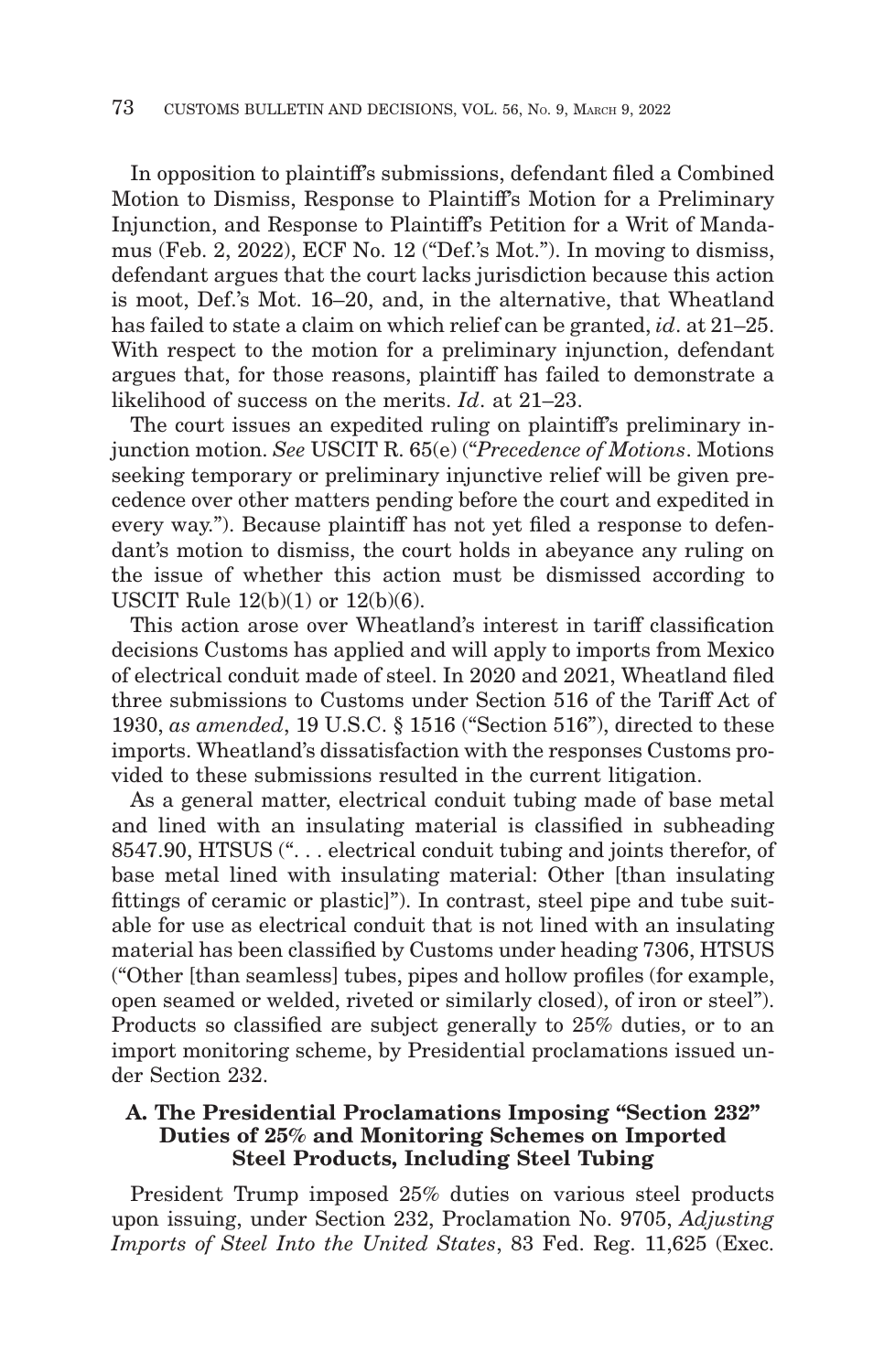In opposition to plaintiff's submissions, defendant filed a Combined Motion to Dismiss, Response to Plaintiff's Motion for a Preliminary Injunction, and Response to Plaintiff's Petition for a Writ of Mandamus (Feb. 2, 2022), ECF No. 12 ("Def.'s Mot."). In moving to dismiss, defendant argues that the court lacks jurisdiction because this action is moot, Def.'s Mot. 16–20, and, in the alternative, that Wheatland has failed to state a claim on which relief can be granted, *id*. at 21–25. With respect to the motion for a preliminary injunction, defendant argues that, for those reasons, plaintiff has failed to demonstrate a likelihood of success on the merits. *Id*. at 21–23.

The court issues an expedited ruling on plaintiff's preliminary injunction motion. *See* USCIT R. 65(e) ("*Precedence of Motions*. Motions seeking temporary or preliminary injunctive relief will be given precedence over other matters pending before the court and expedited in every way."). Because plaintiff has not yet filed a response to defendant's motion to dismiss, the court holds in abeyance any ruling on the issue of whether this action must be dismissed according to USCIT Rule 12(b)(1) or 12(b)(6).

This action arose over Wheatland's interest in tariff classification decisions Customs has applied and will apply to imports from Mexico of electrical conduit made of steel. In 2020 and 2021, Wheatland filed three submissions to Customs under Section 516 of the Tariff Act of 1930, *as amended*, 19 U.S.C. § 1516 ("Section 516"), directed to these imports. Wheatland's dissatisfaction with the responses Customs provided to these submissions resulted in the current litigation.

As a general matter, electrical conduit tubing made of base metal and lined with an insulating material is classified in subheading 8547.90, HTSUS (". . . electrical conduit tubing and joints therefor, of base metal lined with insulating material: Other [than insulating fittings of ceramic or plastic]"). In contrast, steel pipe and tube suitable for use as electrical conduit that is not lined with an insulating material has been classified by Customs under heading 7306, HTSUS ("Other [than seamless] tubes, pipes and hollow profiles (for example, open seamed or welded, riveted or similarly closed), of iron or steel"). Products so classified are subject generally to 25% duties, or to an import monitoring scheme, by Presidential proclamations issued under Section 232.

### A. The Presidential Proclamations Imposing "Section 232" Duties of 25% and Monitoring Schemes on Imported Steel Products, Including Steel Tubing

President Trump imposed 25% duties on various steel products upon issuing, under Section 232, Proclamation No. 9705, *Adjusting Imports of Steel Into the United States*, 83 Fed. Reg. 11,625 (Exec.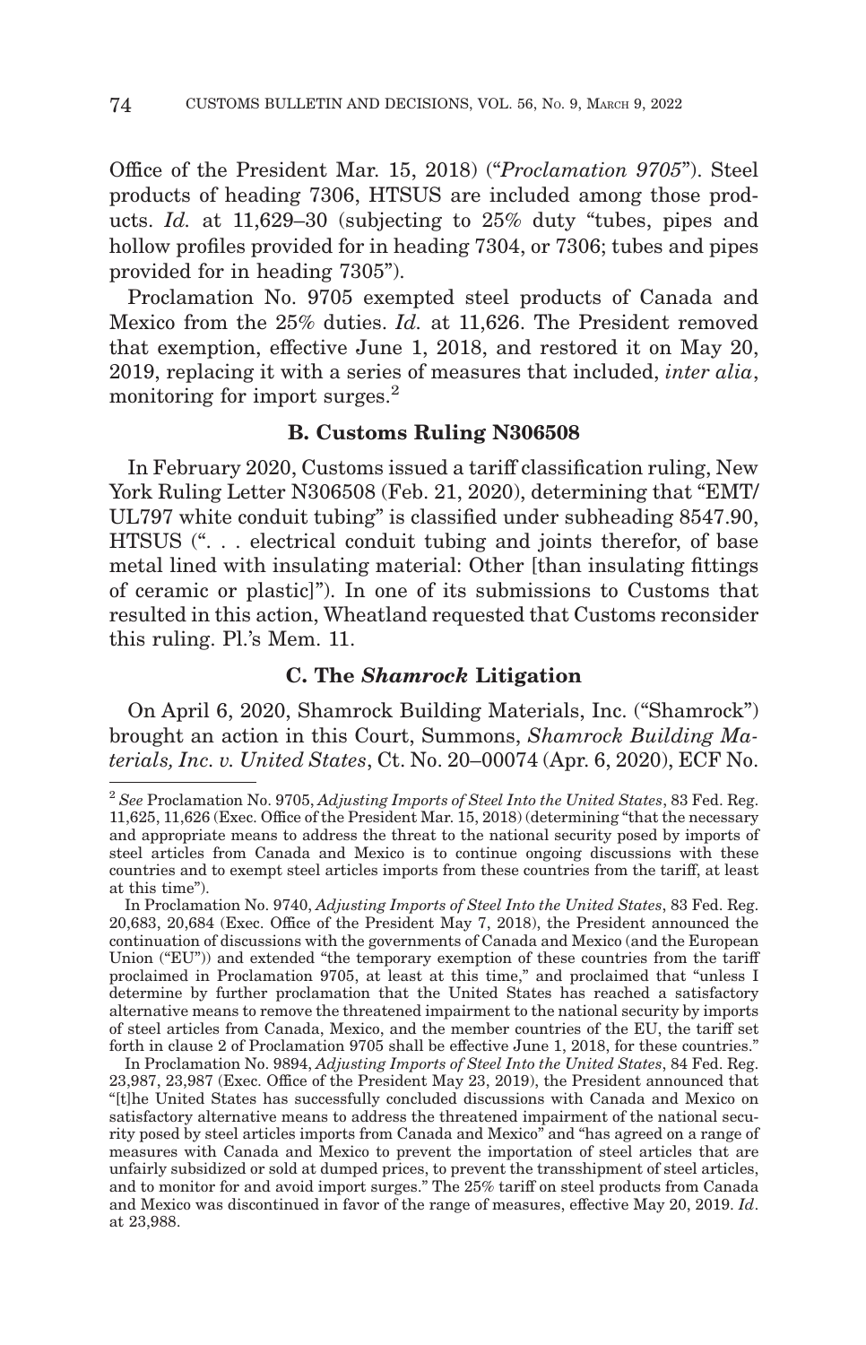Office of the President Mar. 15, 2018) ("*Proclamation 9705*"). Steel products of heading 7306, HTSUS are included among those products. *Id.* at 11,629–30 (subjecting to 25% duty "tubes, pipes and hollow profiles provided for in heading 7304, or 7306; tubes and pipes provided for in heading 7305").

Proclamation No. 9705 exempted steel products of Canada and Mexico from the 25% duties. *Id.* at 11,626. The President removed that exemption, effective June 1, 2018, and restored it on May 20, 2019, replacing it with a series of measures that included, *inter alia*, monitoring for import surges.[2]

### B. Customs Ruling N306508

In February 2020, Customs issued a tariff classification ruling, New York Ruling Letter N306508 (Feb. 21, 2020), determining that "EMT/ UL797 white conduit tubing" is classified under subheading 8547.90, HTSUS (". . . electrical conduit tubing and joints therefor, of base metal lined with insulating material: Other [than insulating fittings of ceramic or plastic]"). In one of its submissions to Customs that resulted in this action, Wheatland requested that Customs reconsider this ruling. Pl.'s Mem. 11.

### C. The *Shamrock* Litigation

On April 6, 2020, Shamrock Building Materials, Inc. ("Shamrock") brought an action in this Court, Summons, *Shamrock Building Materials, Inc. v. United States*, Ct. No. 20–00074 (Apr. 6, 2020), ECF No.

---

[2] *See* Proclamation No. 9705, *Adjusting Imports of Steel Into the United States*, 83 Fed. Reg. 11,625, 11,626 (Exec. Office of the President Mar. 15, 2018) (determining "that the necessary and appropriate means to address the threat to the national security posed by imports of steel articles from Canada and Mexico is to continue ongoing discussions with these countries and to exempt steel articles imports from these countries from the tariff, at least at this time").

In Proclamation No. 9740, *Adjusting Imports of Steel Into the United States*, 83 Fed. Reg. 20,683, 20,684 (Exec. Office of the President May 7, 2018), the President announced the continuation of discussions with the governments of Canada and Mexico (and the European Union ("EU")) and extended "the temporary exemption of these countries from the tariff proclaimed in Proclamation 9705, at least at this time," and proclaimed that "unless I determine by further proclamation that the United States has reached a satisfactory alternative means to remove the threatened impairment to the national security by imports of steel articles from Canada, Mexico, and the member countries of the EU, the tariff set forth in clause 2 of Proclamation 9705 shall be effective June 1, 2018, for these countries."

In Proclamation No. 9894, *Adjusting Imports of Steel Into the United States*, 84 Fed. Reg. 23,987, 23,987 (Exec. Office of the President May 23, 2019), the President announced that "[t]he United States has successfully concluded discussions with Canada and Mexico on satisfactory alternative means to address the threatened impairment of the national security posed by steel articles imports from Canada and Mexico" and "has agreed on a range of measures with Canada and Mexico to prevent the importation of steel articles that are unfairly subsidized or sold at dumped prices, to prevent the transshipment of steel articles, and to monitor for and avoid import surges." The 25% tariff on steel products from Canada and Mexico was discontinued in favor of the range of measures, effective May 20, 2019. *Id*. at 23,988.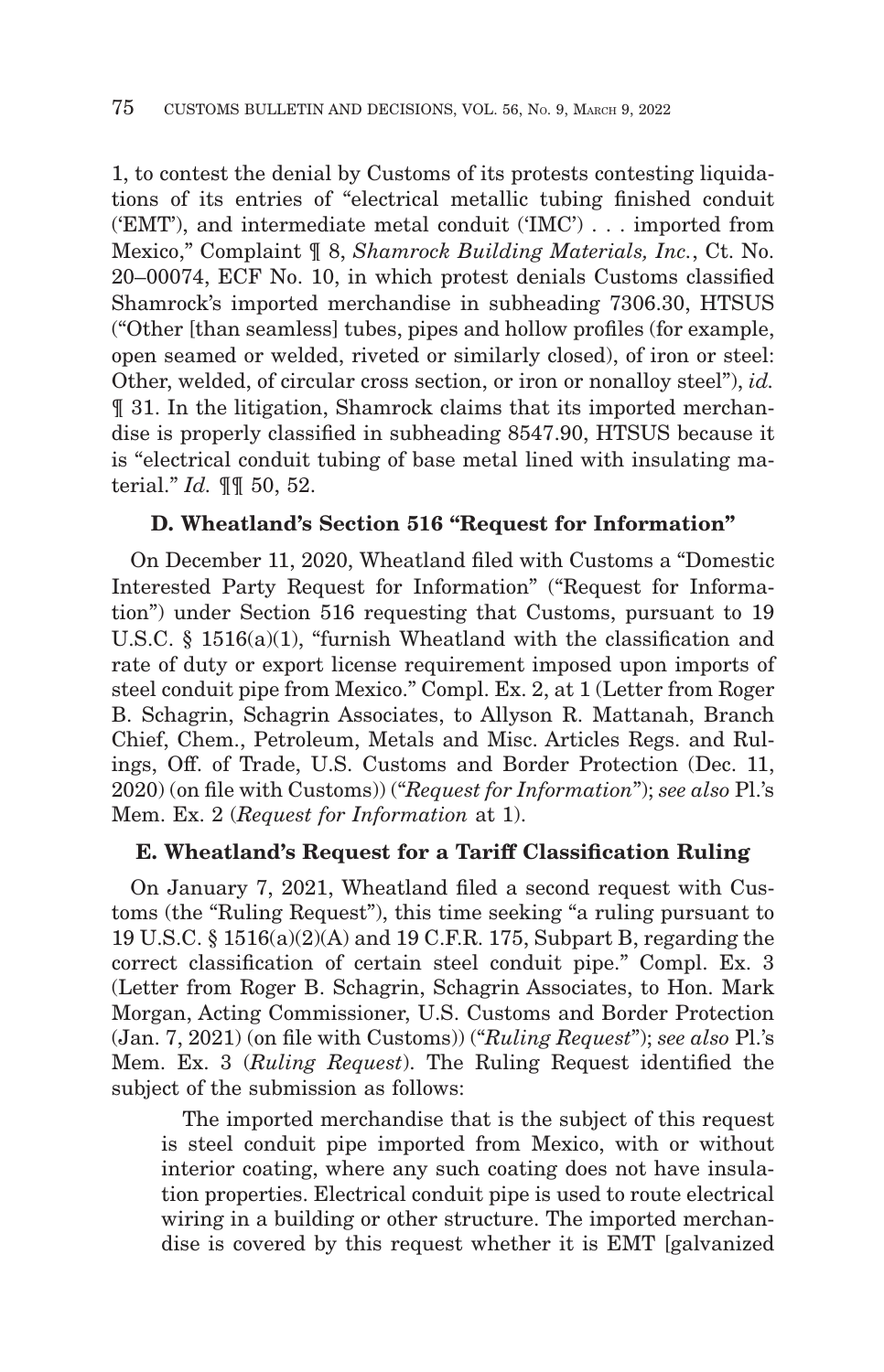1, to contest the denial by Customs of its protests contesting liquidations of its entries of "electrical metallic tubing finished conduit ('EMT'), and intermediate metal conduit ('IMC') . . . imported from Mexico," Complaint ¶ 8, *Shamrock Building Materials, Inc.*, Ct. No. 20–00074, ECF No. 10, in which protest denials Customs classified Shamrock's imported merchandise in subheading 7306.30, HTSUS ("Other [than seamless] tubes, pipes and hollow profiles (for example, open seamed or welded, riveted or similarly closed), of iron or steel: Other, welded, of circular cross section, or iron or nonalloy steel"), *id.* ¶ 31. In the litigation, Shamrock claims that its imported merchandise is properly classified in subheading 8547.90, HTSUS because it is "electrical conduit tubing of base metal lined with insulating material." *Id.* ¶¶ 50, 52.

### D. Wheatland's Section 516 "Request for Information"

On December 11, 2020, Wheatland filed with Customs a "Domestic Interested Party Request for Information" ("Request for Information") under Section 516 requesting that Customs, pursuant to 19 U.S.C. § 1516(a)(1), "furnish Wheatland with the classification and rate of duty or export license requirement imposed upon imports of steel conduit pipe from Mexico." Compl. Ex. 2, at 1 (Letter from Roger B. Schagrin, Schagrin Associates, to Allyson R. Mattanah, Branch Chief, Chem., Petroleum, Metals and Misc. Articles Regs. and Rulings, Off. of Trade, U.S. Customs and Border Protection (Dec. 11, 2020) (on file with Customs)) ("*Request for Information*"); *see also* Pl.'s Mem. Ex. 2 (*Request for Information* at 1).

### E. Wheatland's Request for a Tariff Classification Ruling

On January 7, 2021, Wheatland filed a second request with Customs (the "Ruling Request"), this time seeking "a ruling pursuant to 19 U.S.C. § 1516(a)(2)(A) and 19 C.F.R. 175, Subpart B, regarding the correct classification of certain steel conduit pipe." Compl. Ex. 3 (Letter from Roger B. Schagrin, Schagrin Associates, to Hon. Mark Morgan, Acting Commissioner, U.S. Customs and Border Protection (Jan. 7, 2021) (on file with Customs)) ("*Ruling Request*"); *see also* Pl.'s Mem. Ex. 3 (*Ruling Request*). The Ruling Request identified the subject of the submission as follows:

> The imported merchandise that is the subject of this request is steel conduit pipe imported from Mexico, with or without interior coating, where any such coating does not have insulation properties. Electrical conduit pipe is used to route electrical wiring in a building or other structure. The imported merchandise is covered by this request whether it is EMT [galvanized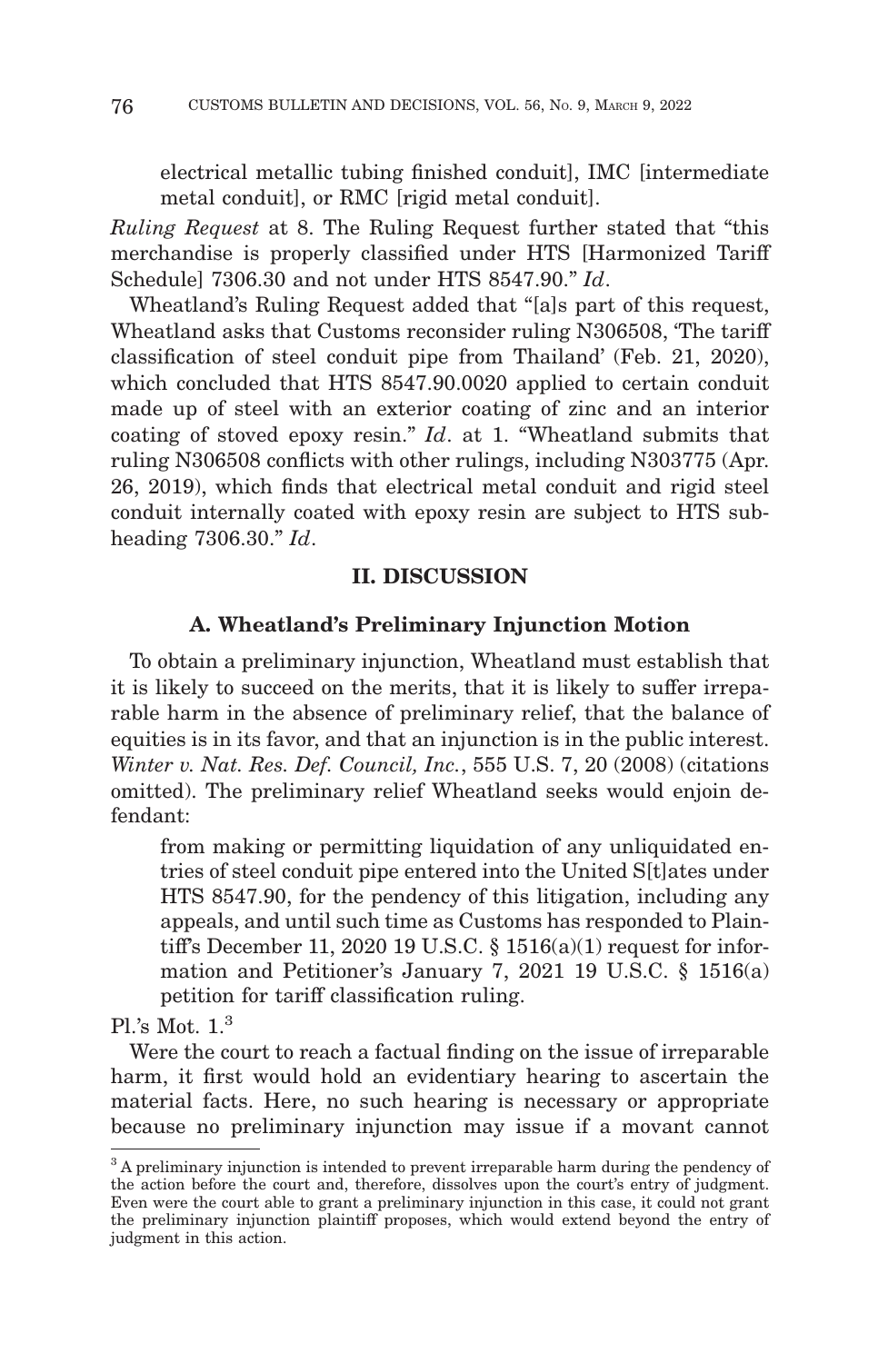electrical metallic tubing finished conduit], IMC [intermediate metal conduit], or RMC [rigid metal conduit].

*Ruling Request* at 8. The Ruling Request further stated that "this merchandise is properly classified under HTS [Harmonized Tariff Schedule] 7306.30 and not under HTS 8547.90." *Id*.

Wheatland's Ruling Request added that "[a]s part of this request, Wheatland asks that Customs reconsider ruling N306508, 'The tariff classification of steel conduit pipe from Thailand' (Feb. 21, 2020), which concluded that HTS 8547.90.0020 applied to certain conduit made up of steel with an exterior coating of zinc and an interior coating of stoved epoxy resin." *Id*. at 1. "Wheatland submits that ruling N306508 conflicts with other rulings, including N303775 (Apr. 26, 2019), which finds that electrical metal conduit and rigid steel conduit internally coated with epoxy resin are subject to HTS subheading 7306.30." *Id*.

## II. DISCUSSION

### A. Wheatland's Preliminary Injunction Motion

To obtain a preliminary injunction, Wheatland must establish that it is likely to succeed on the merits, that it is likely to suffer irreparable harm in the absence of preliminary relief, that the balance of equities is in its favor, and that an injunction is in the public interest. *Winter v. Nat. Res. Def. Council, Inc.*, 555 U.S. 7, 20 (2008) (citations omitted). The preliminary relief Wheatland seeks would enjoin defendant:

> from making or permitting liquidation of any unliquidated entries of steel conduit pipe entered into the United S[t]ates under HTS 8547.90, for the pendency of this litigation, including any appeals, and until such time as Customs has responded to Plaintiff's December 11, 2020 19 U.S.C. § 1516(a)(1) request for information and Petitioner's January 7, 2021 19 U.S.C. § 1516(a) petition for tariff classification ruling.

Pl.'s Mot. 1.[3]

Were the court to reach a factual finding on the issue of irreparable harm, it first would hold an evidentiary hearing to ascertain the material facts. Here, no such hearing is necessary or appropriate because no preliminary injunction may issue if a movant cannot

[3] A preliminary injunction is intended to prevent irreparable harm during the pendency of the action before the court and, therefore, dissolves upon the court's entry of judgment. Even were the court able to grant a preliminary injunction in this case, it could not grant the preliminary injunction plaintiff proposes, which would extend beyond the entry of judgment in this action.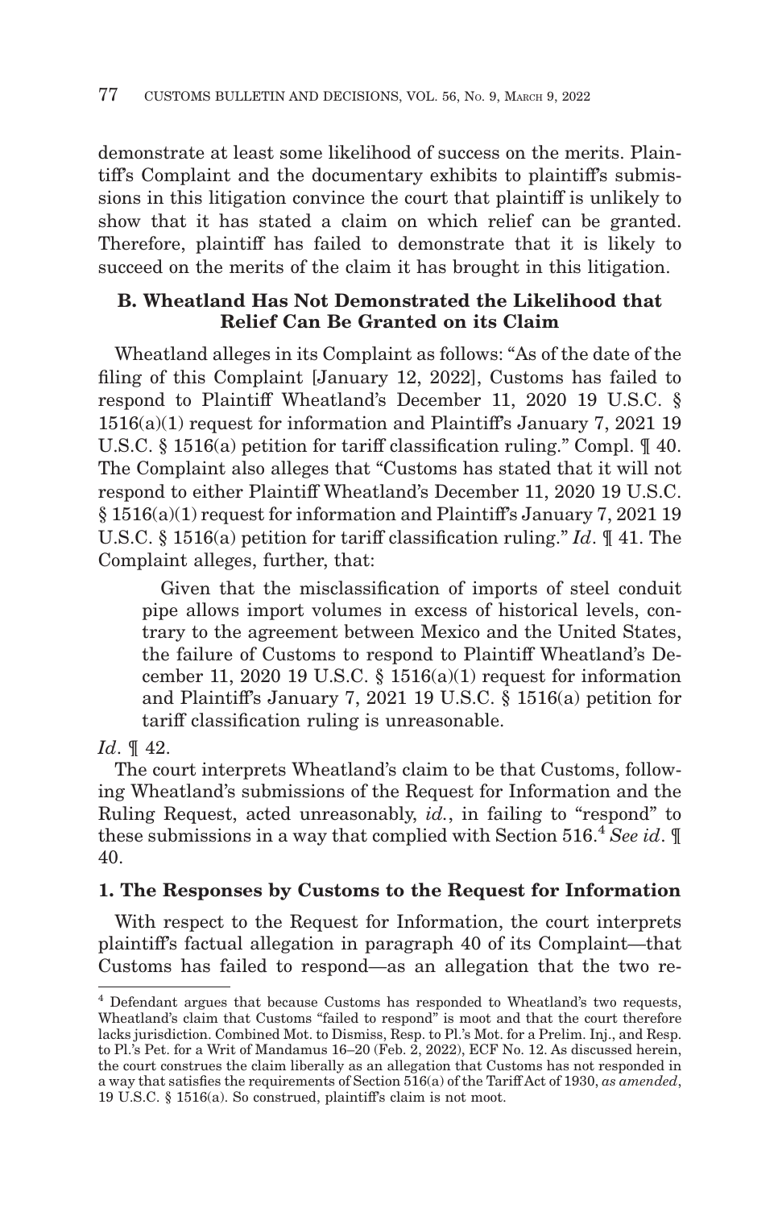demonstrate at least some likelihood of success on the merits. Plaintiff's Complaint and the documentary exhibits to plaintiff's submissions in this litigation convince the court that plaintiff is unlikely to show that it has stated a claim on which relief can be granted. Therefore, plaintiff has failed to demonstrate that it is likely to succeed on the merits of the claim it has brought in this litigation.

### B. Wheatland Has Not Demonstrated the Likelihood that Relief Can Be Granted on its Claim

Wheatland alleges in its Complaint as follows: "As of the date of the filing of this Complaint [January 12, 2022], Customs has failed to respond to Plaintiff Wheatland's December 11, 2020 19 U.S.C. § 1516(a)(1) request for information and Plaintiff's January 7, 2021 19 U.S.C. § 1516(a) petition for tariff classification ruling." Compl. ¶ 40. The Complaint also alleges that "Customs has stated that it will not respond to either Plaintiff Wheatland's December 11, 2020 19 U.S.C. § 1516(a)(1) request for information and Plaintiff's January 7, 2021 19 U.S.C. § 1516(a) petition for tariff classification ruling." *Id*. ¶ 41. The Complaint alleges, further, that:

> Given that the misclassification of imports of steel conduit pipe allows import volumes in excess of historical levels, contrary to the agreement between Mexico and the United States, the failure of Customs to respond to Plaintiff Wheatland's December 11, 2020 19 U.S.C. § 1516(a)(1) request for information and Plaintiff's January 7, 2021 19 U.S.C. § 1516(a) petition for tariff classification ruling is unreasonable.

*Id*. ¶ 42.

The court interprets Wheatland's claim to be that Customs, following Wheatland's submissions of the Request for Information and the Ruling Request, acted unreasonably, *id.*, in failing to "respond" to these submissions in a way that complied with Section 516.[4] *See id*. ¶ 40.

#### 1. The Responses by Customs to the Request for Information

With respect to the Request for Information, the court interprets plaintiff's factual allegation in paragraph 40 of its Complaint—that Customs has failed to respond—as an allegation that the two re-

[4] Defendant argues that because Customs has responded to Wheatland's two requests, Wheatland's claim that Customs "failed to respond" is moot and that the court therefore lacks jurisdiction. Combined Mot. to Dismiss, Resp. to Pl.'s Mot. for a Prelim. Inj., and Resp. to Pl.'s Pet. for a Writ of Mandamus 16–20 (Feb. 2, 2022), ECF No. 12. As discussed herein, the court construes the claim liberally as an allegation that Customs has not responded in a way that satisfies the requirements of Section 516(a) of the Tariff Act of 1930, *as amended*, 19 U.S.C. § 1516(a). So construed, plaintiff's claim is not moot.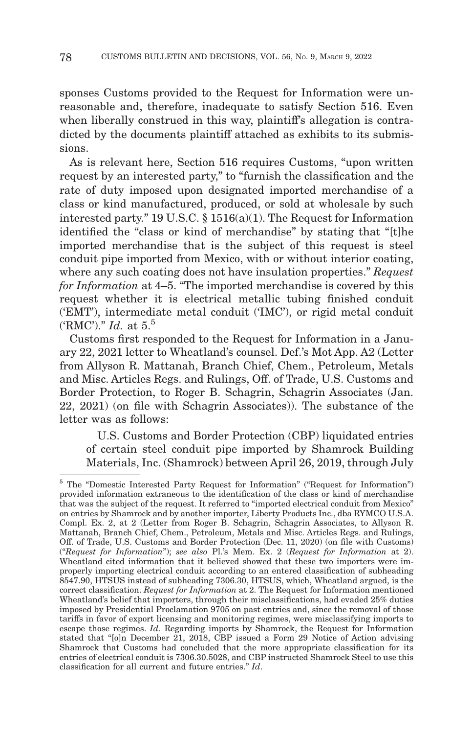sponses Customs provided to the Request for Information were unreasonable and, therefore, inadequate to satisfy Section 516. Even when liberally construed in this way, plaintiff's allegation is contradicted by the documents plaintiff attached as exhibits to its submissions.

As is relevant here, Section 516 requires Customs, "upon written request by an interested party," to "furnish the classification and the rate of duty imposed upon designated imported merchandise of a class or kind manufactured, produced, or sold at wholesale by such interested party." 19 U.S.C. § 1516(a)(1). The Request for Information identified the "class or kind of merchandise" by stating that "[t]he imported merchandise that is the subject of this request is steel conduit pipe imported from Mexico, with or without interior coating, where any such coating does not have insulation properties." *Request for Information* at 4–5. "The imported merchandise is covered by this request whether it is electrical metallic tubing finished conduit ('EMT'), intermediate metal conduit ('IMC'), or rigid metal conduit ('RMC')." *Id.* at 5.[5]

Customs first responded to the Request for Information in a January 22, 2021 letter to Wheatland's counsel. Def.'s Mot App. A2 (Letter from Allyson R. Mattanah, Branch Chief, Chem., Petroleum, Metals and Misc. Articles Regs. and Rulings, Off. of Trade, U.S. Customs and Border Protection, to Roger B. Schagrin, Schagrin Associates (Jan. 22, 2021) (on file with Schagrin Associates)). The substance of the letter was as follows:

> U.S. Customs and Border Protection (CBP) liquidated entries of certain steel conduit pipe imported by Shamrock Building Materials, Inc. (Shamrock) between April 26, 2019, through July

[5] The "Domestic Interested Party Request for Information" ("Request for Information") provided information extraneous to the identification of the class or kind of merchandise that was the subject of the request. It referred to "imported electrical conduit from Mexico" on entries by Shamrock and by another importer, Liberty Products Inc., dba RYMCO U.S.A. Compl. Ex. 2, at 2 (Letter from Roger B. Schagrin, Schagrin Associates, to Allyson R. Mattanah, Branch Chief, Chem., Petroleum, Metals and Misc. Articles Regs. and Rulings, Off. of Trade, U.S. Customs and Border Protection (Dec. 11, 2020) (on file with Customs) ("*Request for Information*"); *see also* Pl.'s Mem. Ex. 2 (*Request for Information* at 2). Wheatland cited information that it believed showed that these two importers were improperly importing electrical conduit according to an entered classification of subheading 8547.90, HTSUS instead of subheading 7306.30, HTSUS, which, Wheatland argued, is the correct classification. *Request for Information* at 2. The Request for Information mentioned Wheatland's belief that importers, through their misclassifications, had evaded 25% duties imposed by Presidential Proclamation 9705 on past entries and, since the removal of those tariffs in favor of export licensing and monitoring regimes, were misclassifying imports to escape those regimes. *Id*. Regarding imports by Shamrock, the Request for Information stated that "[o]n December 21, 2018, CBP issued a Form 29 Notice of Action advising Shamrock that Customs had concluded that the more appropriate classification for its entries of electrical conduit is 7306.30.5028, and CBP instructed Shamrock Steel to use this classification for all current and future entries." *Id*.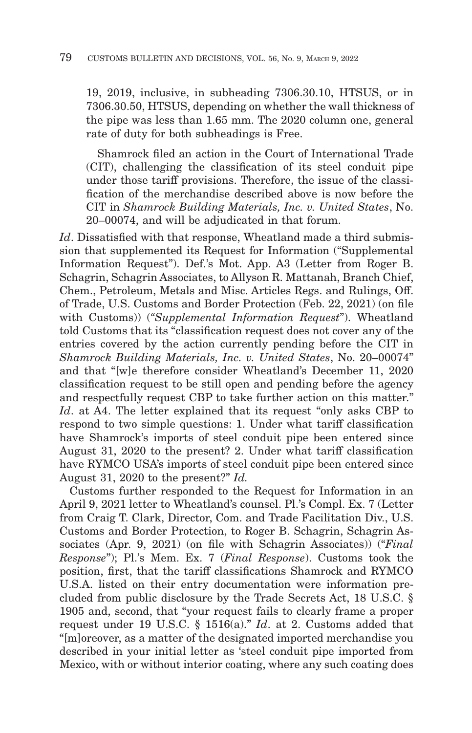19, 2019, inclusive, in subheading 7306.30.10, HTSUS, or in 7306.30.50, HTSUS, depending on whether the wall thickness of the pipe was less than 1.65 mm. The 2020 column one, general rate of duty for both subheadings is Free.

> Shamrock filed an action in the Court of International Trade (CIT), challenging the classification of its steel conduit pipe under those tariff provisions. Therefore, the issue of the classification of the merchandise described above is now before the CIT in *Shamrock Building Materials, Inc. v. United States*, No. 20–00074, and will be adjudicated in that forum.

*Id*. Dissatisfied with that response, Wheatland made a third submission that supplemented its Request for Information ("Supplemental Information Request"). Def.'s Mot. App. A3 (Letter from Roger B. Schagrin, Schagrin Associates, to Allyson R. Mattanah, Branch Chief, Chem., Petroleum, Metals and Misc. Articles Regs. and Rulings, Off. of Trade, U.S. Customs and Border Protection (Feb. 22, 2021) (on file with Customs)) (*"Supplemental Information Request"*). Wheatland told Customs that its "classification request does not cover any of the entries covered by the action currently pending before the CIT in *Shamrock Building Materials, Inc. v. United States*, No. 20–00074" and that "[w]e therefore consider Wheatland's December 11, 2020 classification request to be still open and pending before the agency and respectfully request CBP to take further action on this matter." *Id*. at A4. The letter explained that its request "only asks CBP to respond to two simple questions: 1. Under what tariff classification have Shamrock's imports of steel conduit pipe been entered since August 31, 2020 to the present? 2. Under what tariff classification have RYMCO USA's imports of steel conduit pipe been entered since August 31, 2020 to the present?" *Id.*

Customs further responded to the Request for Information in an April 9, 2021 letter to Wheatland's counsel. Pl.'s Compl. Ex. 7 (Letter from Craig T. Clark, Director, Com. and Trade Facilitation Div., U.S. Customs and Border Protection, to Roger B. Schagrin, Schagrin Associates (Apr. 9, 2021) (on file with Schagrin Associates)) ("*Final Response*"); Pl.'s Mem. Ex. 7 (*Final Response*). Customs took the position, first, that the tariff classifications Shamrock and RYMCO U.S.A. listed on their entry documentation were information precluded from public disclosure by the Trade Secrets Act, 18 U.S.C. § 1905 and, second, that "your request fails to clearly frame a proper request under 19 U.S.C. § 1516(a)." *Id*. at 2. Customs added that "[m]oreover, as a matter of the designated imported merchandise you described in your initial letter as 'steel conduit pipe imported from Mexico, with or without interior coating, where any such coating does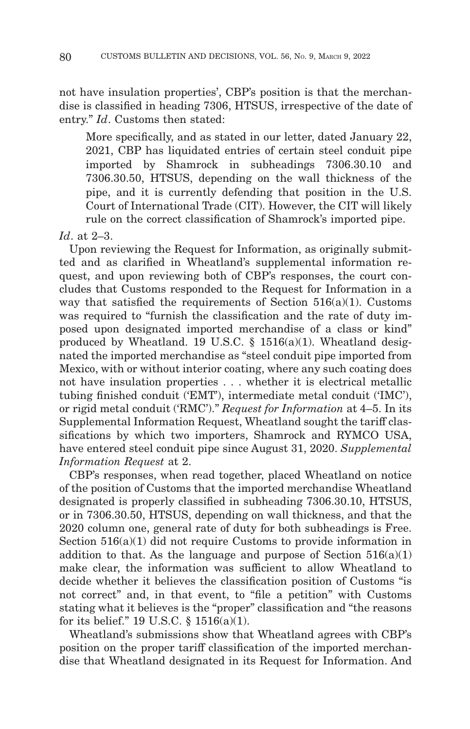not have insulation properties', CBP's position is that the merchandise is classified in heading 7306, HTSUS, irrespective of the date of entry." *Id*. Customs then stated:

> More specifically, and as stated in our letter, dated January 22, 2021, CBP has liquidated entries of certain steel conduit pipe imported by Shamrock in subheadings 7306.30.10 and 7306.30.50, HTSUS, depending on the wall thickness of the pipe, and it is currently defending that position in the U.S. Court of International Trade (CIT). However, the CIT will likely rule on the correct classification of Shamrock's imported pipe.

*Id*. at 2–3.

Upon reviewing the Request for Information, as originally submitted and as clarified in Wheatland's supplemental information request, and upon reviewing both of CBP's responses, the court concludes that Customs responded to the Request for Information in a way that satisfied the requirements of Section 516(a)(1). Customs was required to "furnish the classification and the rate of duty imposed upon designated imported merchandise of a class or kind" produced by Wheatland. 19 U.S.C. § 1516(a)(1). Wheatland designated the imported merchandise as "steel conduit pipe imported from Mexico, with or without interior coating, where any such coating does not have insulation properties . . . whether it is electrical metallic tubing finished conduit ('EMT'), intermediate metal conduit ('IMC'), or rigid metal conduit ('RMC')." *Request for Information* at 4–5. In its Supplemental Information Request, Wheatland sought the tariff classifications by which two importers, Shamrock and RYMCO USA, have entered steel conduit pipe since August 31, 2020. *Supplemental Information Request* at 2.

CBP's responses, when read together, placed Wheatland on notice of the position of Customs that the imported merchandise Wheatland designated is properly classified in subheading 7306.30.10, HTSUS, or in 7306.30.50, HTSUS, depending on wall thickness, and that the 2020 column one, general rate of duty for both subheadings is Free. Section 516(a)(1) did not require Customs to provide information in addition to that. As the language and purpose of Section 516(a)(1) make clear, the information was sufficient to allow Wheatland to decide whether it believes the classification position of Customs "is not correct" and, in that event, to "file a petition" with Customs stating what it believes is the "proper" classification and "the reasons for its belief." 19 U.S.C. § 1516(a)(1).

Wheatland's submissions show that Wheatland agrees with CBP's position on the proper tariff classification of the imported merchandise that Wheatland designated in its Request for Information. And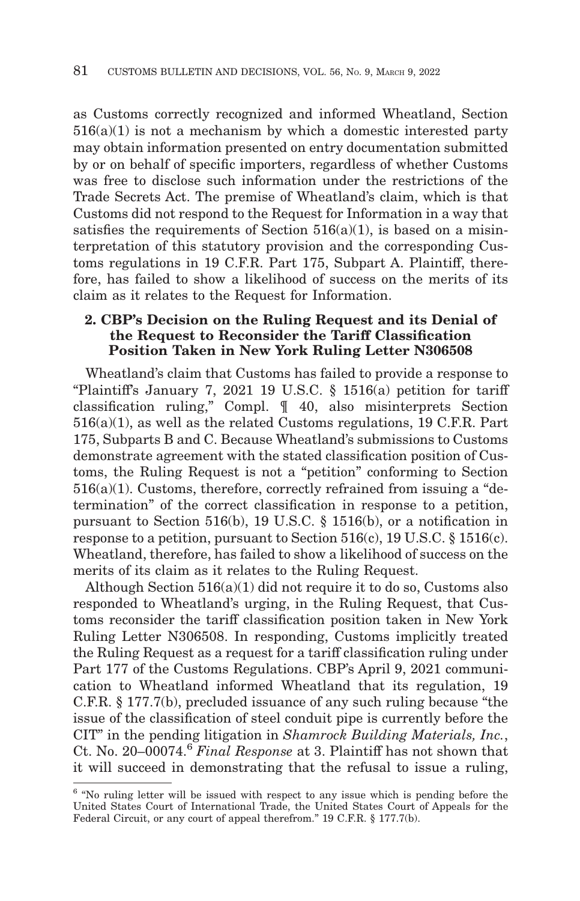as Customs correctly recognized and informed Wheatland, Section 516(a)(1) is not a mechanism by which a domestic interested party may obtain information presented on entry documentation submitted by or on behalf of specific importers, regardless of whether Customs was free to disclose such information under the restrictions of the Trade Secrets Act. The premise of Wheatland's claim, which is that Customs did not respond to the Request for Information in a way that satisfies the requirements of Section 516(a)(1), is based on a misinterpretation of this statutory provision and the corresponding Customs regulations in 19 C.F.R. Part 175, Subpart A. Plaintiff, therefore, has failed to show a likelihood of success on the merits of its claim as it relates to the Request for Information.

### 2. CBP's Decision on the Ruling Request and its Denial of the Request to Reconsider the Tariff Classification Position Taken in New York Ruling Letter N306508

Wheatland's claim that Customs has failed to provide a response to "Plaintiff's January 7, 2021 19 U.S.C. § 1516(a) petition for tariff classification ruling," Compl. ¶ 40, also misinterprets Section 516(a)(1), as well as the related Customs regulations, 19 C.F.R. Part 175, Subparts B and C. Because Wheatland's submissions to Customs demonstrate agreement with the stated classification position of Customs, the Ruling Request is not a "petition" conforming to Section 516(a)(1). Customs, therefore, correctly refrained from issuing a "determination" of the correct classification in response to a petition, pursuant to Section 516(b), 19 U.S.C. § 1516(b), or a notification in response to a petition, pursuant to Section 516(c), 19 U.S.C. § 1516(c). Wheatland, therefore, has failed to show a likelihood of success on the merits of its claim as it relates to the Ruling Request.

Although Section 516(a)(1) did not require it to do so, Customs also responded to Wheatland's urging, in the Ruling Request, that Customs reconsider the tariff classification position taken in New York Ruling Letter N306508. In responding, Customs implicitly treated the Ruling Request as a request for a tariff classification ruling under Part 177 of the Customs Regulations. CBP's April 9, 2021 communication to Wheatland informed Wheatland that its regulation, 19 C.F.R. § 177.7(b), precluded issuance of any such ruling because "the issue of the classification of steel conduit pipe is currently before the CIT" in the pending litigation in *Shamrock Building Materials, Inc.*, Ct. No. 20–00074.[6] *Final Response* at 3. Plaintiff has not shown that it will succeed in demonstrating that the refusal to issue a ruling,

[6] "No ruling letter will be issued with respect to any issue which is pending before the United States Court of International Trade, the United States Court of Appeals for the Federal Circuit, or any court of appeal therefrom." 19 C.F.R. § 177.7(b).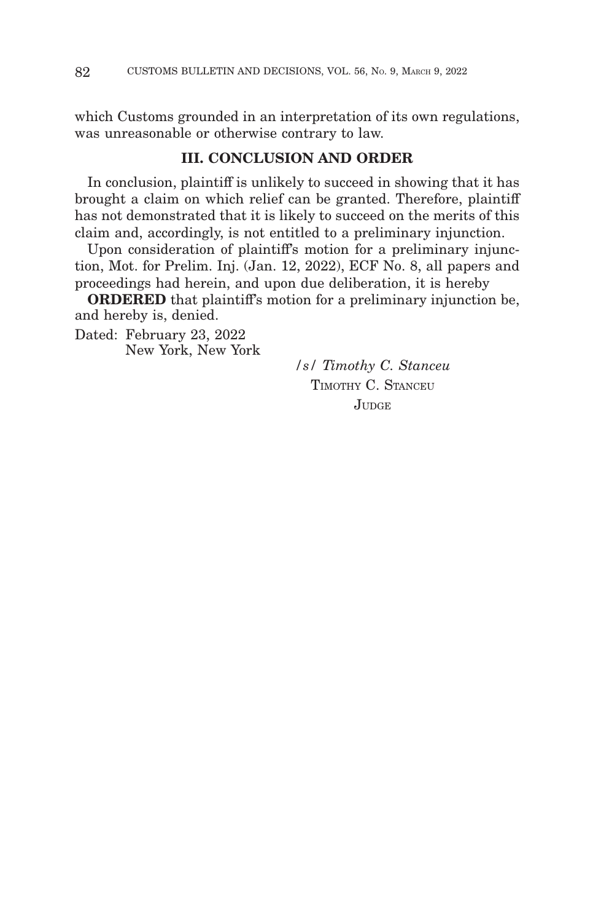which Customs grounded in an interpretation of its own regulations, was unreasonable or otherwise contrary to law.

### III. CONCLUSION AND ORDER

In conclusion, plaintiff is unlikely to succeed in showing that it has brought a claim on which relief can be granted. Therefore, plaintiff has not demonstrated that it is likely to succeed on the merits of this claim and, accordingly, is not entitled to a preliminary injunction.

Upon consideration of plaintiff's motion for a preliminary injunction, Mot. for Prelim. Inj. (Jan. 12, 2022), ECF No. 8, all papers and proceedings had herein, and upon due deliberation, it is hereby

**ORDERED** that plaintiff's motion for a preliminary injunction be, and hereby is, denied.

Dated: February 23, 2022
New York, New York

/s/ *Timothy C. Stanceu*
TIMOTHY C. STANCEU
JUDGE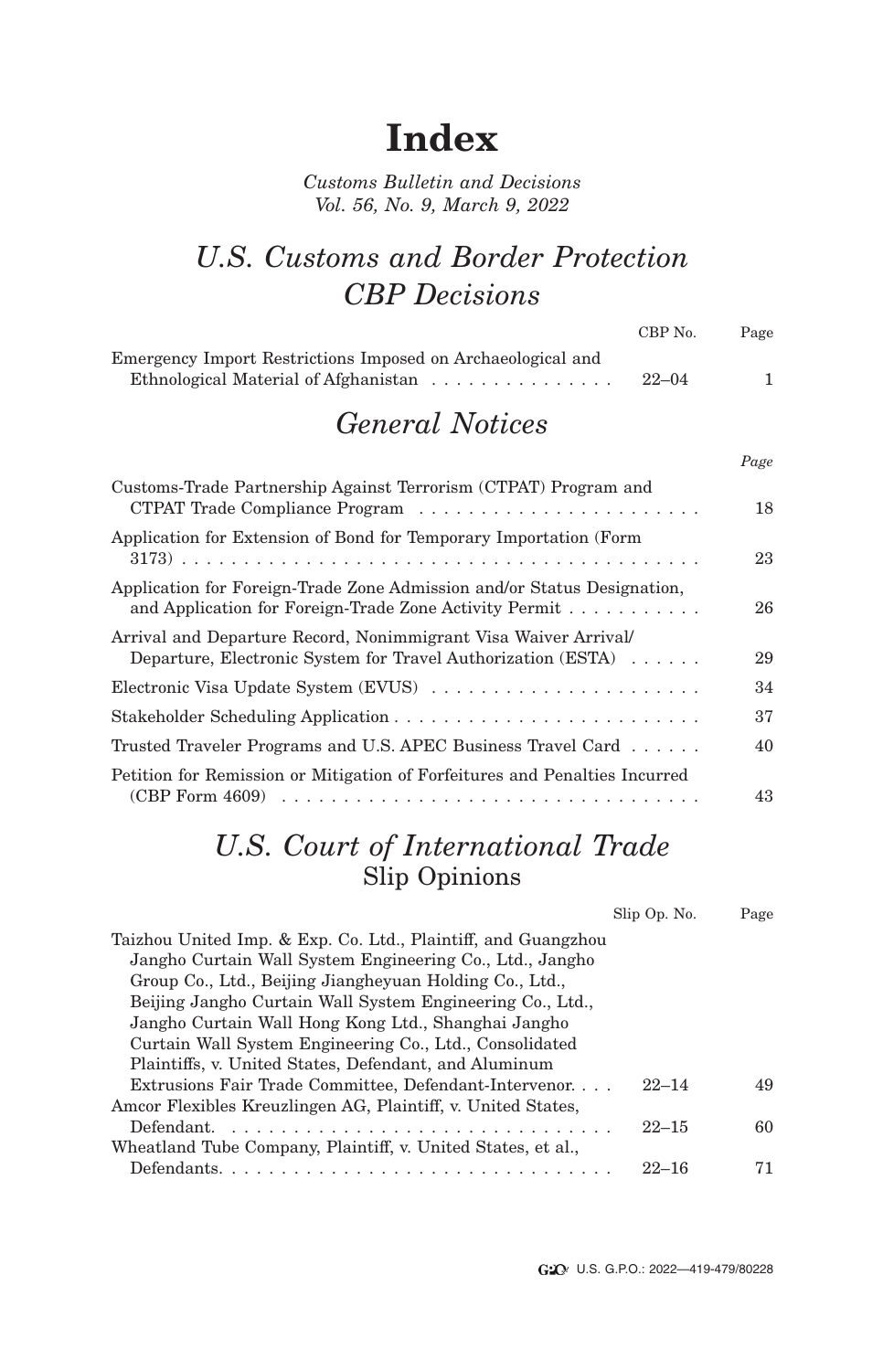# Index

*Customs Bulletin and Decisions*
*Vol. 56, No. 9, March 9, 2022*

## *U.S. Customs and Border Protection*
## *CBP Decisions*

| | CBP No. | Page |
|---|---|---|
| Emergency Import Restrictions Imposed on Archaeological and Ethnological Material of Afghanistan | 22–04 | 1 |

## *General Notices*

| | Page |
|---|---|
| Customs-Trade Partnership Against Terrorism (CTPAT) Program and CTPAT Trade Compliance Program | 18 |
| Application for Extension of Bond for Temporary Importation (Form 3173) | 23 |
| Application for Foreign-Trade Zone Admission and/or Status Designation, and Application for Foreign-Trade Zone Activity Permit | 26 |
| Arrival and Departure Record, Nonimmigrant Visa Waiver Arrival/Departure, Electronic System for Travel Authorization (ESTA) | 29 |
| Electronic Visa Update System (EVUS) | 34 |
| Stakeholder Scheduling Application | 37 |
| Trusted Traveler Programs and U.S. APEC Business Travel Card | 40 |
| Petition for Remission or Mitigation of Forfeitures and Penalties Incurred (CBP Form 4609) | 43 |

## *U.S. Court of International Trade*
## Slip Opinions

| | Slip Op. No. | Page |
|---|---|---|
| Taizhou United Imp. & Exp. Co. Ltd., Plaintiff, and Guangzhou Jangho Curtain Wall System Engineering Co., Ltd., Jangho Group Co., Ltd., Beijing Jiangheyuan Holding Co., Ltd., Beijing Jangho Curtain Wall System Engineering Co., Ltd., Jangho Curtain Wall Hong Kong Ltd., Shanghai Jangho Curtain Wall System Engineering Co., Ltd., Consolidated Plaintiffs, v. United States, Defendant, and Aluminum Extrusions Fair Trade Committee, Defendant-Intervenor. | 22–14 | 49 |
| Amcor Flexibles Kreuzlingen AG, Plaintiff, v. United States, Defendant. | 22–15 | 60 |
| Wheatland Tube Company, Plaintiff, v. United States, et al., Defendants. | 22–16 | 71 |

U.S. G.P.O.: 2022—419-479/80228